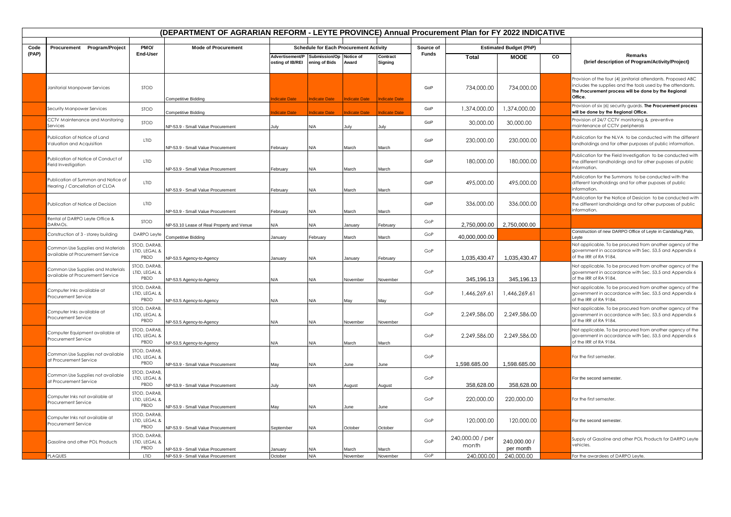# (DEPARTMENT OF AGRARIAN REFORM - LEYTE PROVINCE) Annual Procurement Plan for FY 2022 INDICATIVE

| Code (PAP) | Procurement Program/Project | PMO/ End-User | Mode of Procurement | Schedule for Each Procurement Activity | | | | Source of Funds | Estimated Budget (PhP) | | | Remarks (brief description of Program/Activity/Project) |
|---|---|---|---|---|---|---|---|---|---|---|---|---|
| | | | | Advertisement/Posting of IB/REI | Submission/Opening of Bids | Notice of Award | Contract Signing | | Total | MOOE | CO | |
| | Janitorial Manpower Services | STOD | Competitive Bidding | Indicate Date | Indicate Date | Indicate Date | Indicate Date | GoP | 734,000.00 | 734,000.00 | | Provision of the four (4) janitorial attendants. Proposed ABC includes the supplies and the tools used by the attendants. **The Procurement process will be done by the Regional Office.** |
| | Security Manpower Services | STOD | Competitive Bidding | Indicate Date | Indicate Date | Indicate Date | Indicate Date | GoP | 1,374,000.00 | 1,374,000.00 | | Provision of six (6) security guards. **The Procurement process will be done by the Regional Office.** |
| | CCTV Maintenance and Monitoring Services | STOD | NP-53.9 - Small Value Procurement | July | N/A | July | July | GoP | 30,000.00 | 30,000.00 | | Provision of 24/7 CCTV monitoring & preventive maintenance of CCTV peripherals |
| | Publication of Notice of Land Valuation and Acquisition | LTID | NP-53.9 - Small Value Procurement | February | N/A | March | March | GoP | 230,000.00 | 230,000.00 | | Publication for the NLVA to be conducted with the different landholdings and for other purposes of public information. |
| | Publication of Notice of Conduct of Field Investigation | LTID | NP-53.9 - Small Value Procurement | February | N/A | March | March | GoP | 180,000.00 | 180,000.00 | | Publication for the Field Investigation to be conducted with the different landholdings and for other puposes of public information. |
| | Publication of Summon and Notice of Hearing / Cancellation of CLOA | LTID | NP-53.9 - Small Value Procurement | February | N/A | March | March | GoP | 495,000.00 | 495,000.00 | | Publication for the Summons to be conducted with the different landholdings and for other puposes of public information. |
| | Publication of Notice of Decision | LTID | NP-53.9 - Small Value Procurement | February | N/A | March | March | GoP | 336,000.00 | 336,000.00 | | Publication for the Notice of Desicion to be conducted with the different landholdings and for other purposes of public information. |
| | Rental of DARPO Leyte Office & DARMOs. | STOD | NP-53.10 Lease of Real Property and Venue | N/A | N/A | January | February | GoP | 2,750,000.00 | 2,750,000.00 | | |
| | Construction of 3 - storey building | DARPO Leyte | Competitive Bidding | January | February | March | March | GoP | 40,000,000.00 | | | Construction of new DARPO Office of Leyte in Candahug,Palo, Leyte |
| | Common Use Supplies and Materials available at Procurement Service | STOD, DARAB, LTID, LEGAL & PBDD | NP-53.5 Agency-to-Agency | January | N/A | January | February | GoP | 1,035,430.47 | 1,035,430.47 | | Not applicable. To be procured from another agency of the government in accordance with Sec. 53.5 and Appendix 6 of the IRR of RA 9184. |
| | Common Use Supplies and Materials available at Procurement Service | STOD, DARAB, LTID, LEGAL & PBDD | NP-53.5 Agency-to-Agency | N/A | N/A | November | November | GoP | 345,196.13 | 345,196.13 | | Not applicable. To be procured from another agency of the government in accordance with Sec. 53.5 and Appendix 6 of the IRR of RA 9184. |
| | Computer Inks available at Procurement Service | STOD, DARAB, LTID, LEGAL & PBDD | NP-53.5 Agency-to-Agency | N/A | N/A | May | May | GoP | 1,446,269.61 | 1,446,269.61 | | Not applicable. To be procured from another agency of the government in accordance with Sec. 53.5 and Appendix 6 of the IRR of RA 9184. |
| | Computer Inks available at Procurement Service | STOD, DARAB, LTID, LEGAL & PBDD | NP-53.5 Agency-to-Agency | N/A | N/A | November | November | GoP | 2,249,586.00 | 2,249,586.00 | | Not applicable. To be procured from another agency of the government in accordance with Sec. 53.5 and Appendix 6 of the IRR of RA 9184. |
| | Computer Equipment available at Procurement Service | STOD, DARAB, LTID, LEGAL & PBDD | NP-53.5 Agency-to-Agency | N/A | N/A | March | March | GoP | 2,249,586.00 | 2,249,586.00 | | Not applicable. To be procured from another agency of the government in accordance with Sec. 53.5 and Appendix 6 of the IRR of RA 9184. |
| | Common Use Supplies not available at Procurement Service | STOD, DARAB, LTID, LEGAL & PBDD | NP-53.9 - Small Value Procurement | May | N/A | June | June | GoP | 1,598.685.00 | 1,598.685.00 | | For the first semester. |
| | Common Use Supplies not available at Procurement Service | STOD, DARAB, LTID, LEGAL & PBDD | NP-53.9 - Small Value Procurement | July | N/A | August | August | GoP | 358,628.00 | 358,628.00 | | For the second semester. |
| | Computer Inks not available at Procurement Service | STOD, DARAB, LTID, LEGAL & PBDD | NP-53.9 - Small Value Procurement | May | N/A | June | June | GoP | 220,000.00 | 220,000.00 | | For the first semester. |
| | Computer Inks not available at Procurement Service | STOD, DARAB, LTID, LEGAL & PBDD | NP-53.9 - Small Value Procurement | September | N/A | October | October | GoP | 120,000.00 | 120,000.00 | | For the second semester. |
| | Gasoline and other POL Products | STOD, DARAB, LTID, LEGAL & PBDD | NP-53.9 - Small Value Procurement | January | N/A | March | March | GoP | 240,000.00 / per month | 240,000.00 / per month | | Supply of Gasoline and other POL Products for DARPO Leyte vehicles. |
| | PLAQUES | LTID | NP-53.9 - Small Value Procurement | October | N/A | November | November | GoP | 240,000.00 | 240,000.00 | | For the awardees of DARPO Leyte. |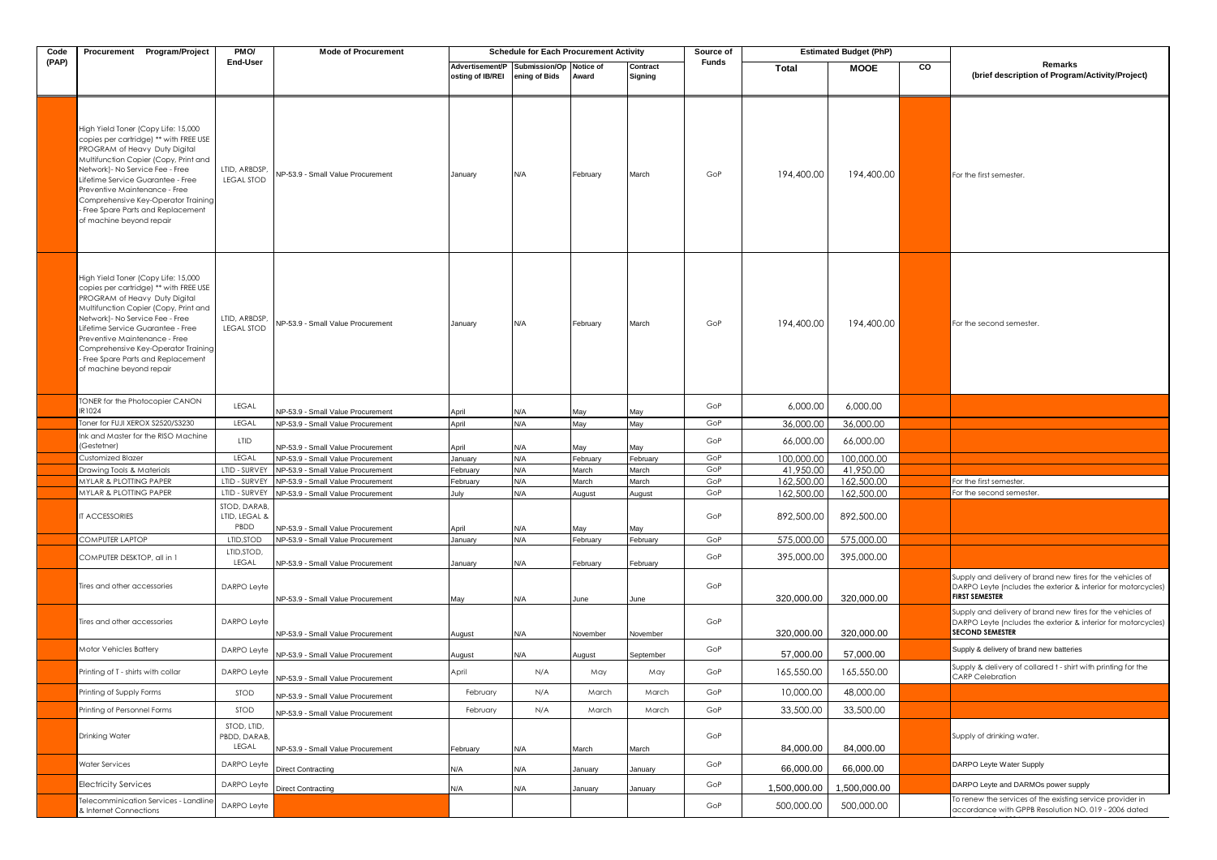| Code (PAP) | Procurement Program/Project | PMO/ End-User | Mode of Procurement | Schedule for Each Procurement Activity | | | | Source of Funds | Estimated Budget (PhP) | | | Remarks (brief description of Program/Activity/Project) |
|---|---|---|---|---|---|---|---|---|---|---|---|---|
| | | | | Advertisement/Posting of IB/REI | Submission/Opening of Bids | Notice of Award | Contract Signing | | Total | MOOE | CO | |
| | High Yield Toner (Copy Life: 15,000 copies per cartridge) ** with FREE USE PROGRAM of Heavy Duty Digital Multifunction Copier (Copy, Print and Network)- No Service Fee - Free Lifetime Service Guarantee - Free Preventive Maintenance - Free Comprehensive Key-Operator Training - Free Spare Parts and Replacement of machine beyond repair | LTID, ARBDSP, LEGAL STOD | NP-53.9 - Small Value Procurement | January | N/A | February | March | GoP | 194,400.00 | 194,400.00 | | For the first semester. |
| | High Yield Toner (Copy Life: 15,000 copies per cartridge) ** with FREE USE PROGRAM of Heavy Duty Digital Multifunction Copier (Copy, Print and Network)- No Service Fee - Free Lifetime Service Guarantee - Free Preventive Maintenance - Free Comprehensive Key-Operator Training - Free Spare Parts and Replacement of machine beyond repair | LTID, ARBDSP, LEGAL STOD | NP-53.9 - Small Value Procurement | January | N/A | February | March | GoP | 194,400.00 | 194,400.00 | | For the second semester. |
| | TONER for the Photocopier CANON IR1024 | LEGAL | NP-53.9 - Small Value Procurement | April | N/A | May | May | GoP | 6,000.00 | 6,000.00 | | |
| | Toner for FUJI XEROX S2520/S3230 | LEGAL | NP-53.9 - Small Value Procurement | April | N/A | May | May | GoP | 36,000.00 | 36,000.00 | | |
| | Ink and Master for the RISO Machine (Gestetner) | LTID | NP-53.9 - Small Value Procurement | April | N/A | May | May | GoP | 66,000.00 | 66,000.00 | | |
| | Customized Blazer | LEGAL | NP-53.9 - Small Value Procurement | January | N/A | February | February | GoP | 100,000.00 | 100,000.00 | | |
| | Drawing Tools & Materials | LTID - SURVEY | NP-53.9 - Small Value Procurement | February | N/A | March | March | GoP | 41,950.00 | 41,950.00 | | |
| | MYLAR & PLOTTING PAPER | LTID - SURVEY | NP-53.9 - Small Value Procurement | February | N/A | March | March | GoP | 162,500.00 | 162,500.00 | | For the first semester. |
| | MYLAR & PLOTTING PAPER | LTID - SURVEY | NP-53.9 - Small Value Procurement | July | N/A | August | August | GoP | 162,500.00 | 162,500.00 | | For the second semester. |
| | IT ACCESSORIES | STOD, DARAB, LTID, LEGAL & PBDD | NP-53.9 - Small Value Procurement | April | N/A | May | May | GoP | 892,500.00 | 892,500.00 | | |
| | COMPUTER LAPTOP | LTID,STOD | NP-53.9 - Small Value Procurement | January | N/A | February | February | GoP | 575,000.00 | 575,000.00 | | |
| | COMPUTER DESKTOP, all in 1 | LTID,STOD, LEGAL | NP-53.9 - Small Value Procurement | January | N/A | February | February | GoP | 395,000.00 | 395,000.00 | | |
| | Tires and other accessories | DARPO Leyte | NP-53.9 - Small Value Procurement | May | N/A | June | June | GoP | 320,000.00 | 320,000.00 | | Supply and delivery of brand new tires for the vehicles of DARPO Leyte (includes the exterior & interior for motorcycles) **FIRST SEMESTER** |
| | Tires and other accessories | DARPO Leyte | NP-53.9 - Small Value Procurement | August | N/A | November | November | GoP | 320,000.00 | 320,000.00 | | Supply and delivery of brand new tires for the vehicles of DARPO Leyte (includes the exterior & interior for motorcycles) **SECOND SEMESTER** |
| | Motor Vehicles Battery | DARPO Leyte | NP-53.9 - Small Value Procurement | August | N/A | August | September | GoP | 57,000.00 | 57,000.00 | | Supply & delivery of brand new batteries |
| | Printing of T - shirts with collar | DARPO Leyte | NP-53.9 - Small Value Procurement | April | N/A | May | May | GoP | 165,550.00 | 165,550.00 | | Supply & delivery of collared t - shirt with printing for the CARP Celebration |
| | Printing of Supply Forms | STOD | NP-53.9 - Small Value Procurement | February | N/A | March | March | GoP | 10,000.00 | 48,000.00 | | |
| | Printing of Personnel Forms | STOD | NP-53.9 - Small Value Procurement | February | N/A | March | March | GoP | 33,500.00 | 33,500.00 | | |
| | Drinking Water | STOD, LTID, PBDD, DARAB, LEGAL | NP-53.9 - Small Value Procurement | February | N/A | March | March | GoP | 84,000.00 | 84,000.00 | | Supply of drinking water. |
| | Water Services | DARPO Leyte | Direct Contracting | N/A | N/A | January | January | GoP | 66,000.00 | 66,000.00 | | DARPO Leyte Water Supply |
| | Electricity Services | DARPO Leyte | Direct Contracting | N/A | N/A | January | January | GoP | 1,500,000.00 | 1,500,000.00 | | DARPO Leyte and DARMOs power supply |
| | Telecomminication Services - Landline & Internet Connections | DARPO Leyte | | | | | | GoP | 500,000.00 | 500,000.00 | | To renew the services of the existing service provider in accordance with GPPB Resolution NO. 019 - 2006 dated |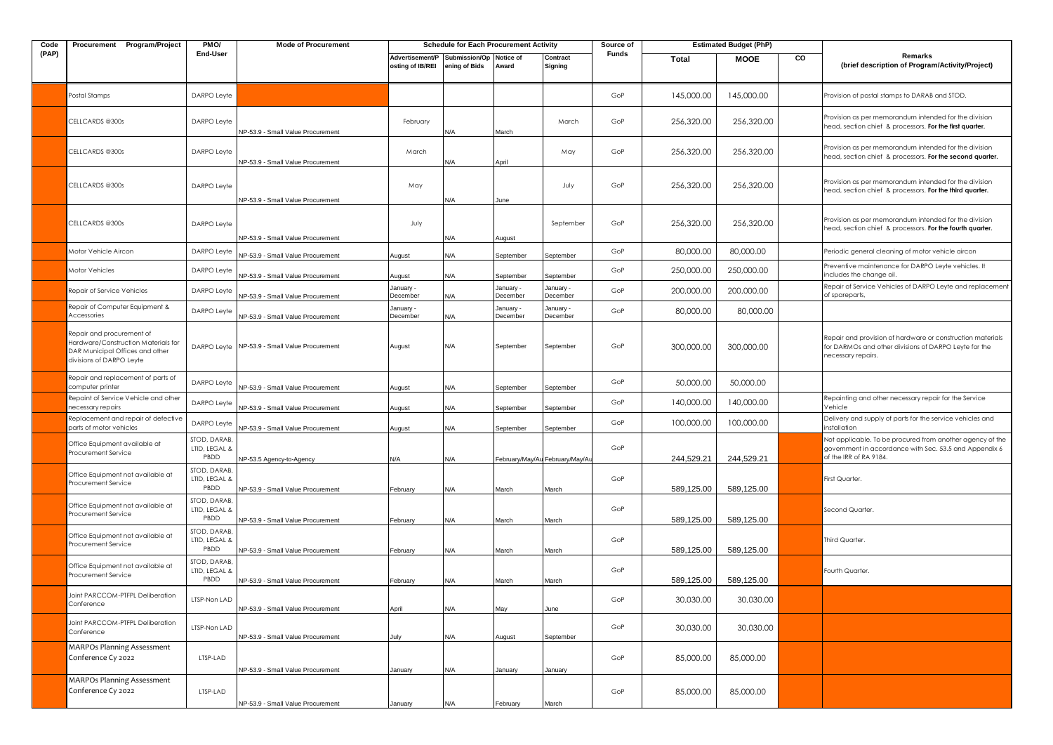| Code (PAP) | Procurement Program/Project | PMO/ End-User | Mode of Procurement | Schedule for Each Procurement Activity | | | | Source of Funds | Estimated Budget (PhP) | | | Remarks (brief description of Program/Activity/Project) |
|---|---|---|---|---|---|---|---|---|---|---|---|---|
| | | | | Advertisement/Posting of IB/REI | Submission/Opening of Bids | Notice of Award | Contract Signing | | Total | MOOE | CO | |
| | Postal Stamps | DARPO Leyte | | | | | | GoP | 145,000.00 | 145,000.00 | | Provision of postal stamps to DARAB and STOD. |
| | CELLCARDS @300s | DARPO Leyte | NP-53.9 - Small Value Procurement | February | N/A | March | March | GoP | 256,320.00 | 256,320.00 | | Provision as per memorandum intended for the division head, section chief & processors. **For the first quarter.** |
| | CELLCARDS @300s | DARPO Leyte | NP-53.9 - Small Value Procurement | March | N/A | April | May | GoP | 256,320.00 | 256,320.00 | | Provision as per memorandum intended for the division head, section chief & processors. **For the second quarter.** |
| | CELLCARDS @300s | DARPO Leyte | NP-53.9 - Small Value Procurement | May | N/A | June | July | GoP | 256,320.00 | 256,320.00 | | Provision as per memorandum intended for the division head, section chief & processors. **For the third quarter.** |
| | CELLCARDS @300s | DARPO Leyte | NP-53.9 - Small Value Procurement | July | N/A | August | September | GoP | 256,320.00 | 256,320.00 | | Provision as per memorandum intended for the division head, section chief & processors. **For the fourth quarter.** |
| | Motor Vehicle Aircon | DARPO Leyte | NP-53.9 - Small Value Procurement | August | N/A | September | September | GoP | 80,000.00 | 80,000.00 | | Periodic general cleaning of motor vehicle aircon |
| | Motor Vehicles | DARPO Leyte | NP-53.9 - Small Value Procurement | August | N/A | September | September | GoP | 250,000.00 | 250,000.00 | | Preventive maintenance for DARPO Leyte vehicles. It includes the change oil. |
| | Repair of Service Vehicles | DARPO Leyte | NP-53.9 - Small Value Procurement | January - December | N/A | January - December | January - December | GoP | 200,000.00 | 200,000.00 | | Repair of Service Vehicles of DARPO Leyte and replacement of spareparts. |
| | Repair of Computer Equipment & Accessories | DARPO Leyte | NP-53.9 - Small Value Procurement | January - December | N/A | January - December | January - December | GoP | 80,000.00 | 80,000.00 | | |
| | Repair and procurement of Hardware/Construction Materials for DAR Municipal Offices and other divisions of DARPO Leyte | DARPO Leyte | NP-53.9 - Small Value Procurement | August | N/A | September | September | GoP | 300,000.00 | 300,000.00 | | Repair and provision of hardware or construction materials for DARMOs and other divisions of DARPO Leyte for the necessary repairs. |
| | Repair and replacement of parts of computer printer | DARPO Leyte | NP-53.9 - Small Value Procurement | August | N/A | September | September | GoP | 50,000.00 | 50,000.00 | | |
| | Repaint of Service Vehicle and other necessary repairs | DARPO Leyte | NP-53.9 - Small Value Procurement | August | N/A | September | September | GoP | 140,000.00 | 140,000.00 | | Repainting and other necessary repair for the Service Vehicle |
| | Replacement and repair of defective parts of motor vehicles | DARPO Leyte | NP-53.9 - Small Value Procurement | August | N/A | September | September | GoP | 100,000.00 | 100,000.00 | | Delivery and supply of parts for the service vehicles and installation |
| | Office Equipment available at Procurement Service | STOD, DARAB, LTID, LEGAL & PBDD | NP-53.5 Agency-to-Agency | N/A | N/A | February/May/Au | February/May/Au | GoP | 244,529.21 | 244,529.21 | | Not applicable. To be procured from another agency of the government in accordance with Sec. 53.5 and Appendix 6 of the IRR of RA 9184. |
| | Office Equipment not available at Procurement Service | STOD, DARAB, LTID, LEGAL & PBDD | NP-53.9 - Small Value Procurement | February | N/A | March | March | GoP | 589,125.00 | 589,125.00 | | First Quarter. |
| | Office Equipment not available at Procurement Service | STOD, DARAB, LTID, LEGAL & PBDD | NP-53.9 - Small Value Procurement | February | N/A | March | March | GoP | 589,125.00 | 589,125.00 | | Second Quarter. |
| | Office Equipment not available at Procurement Service | STOD, DARAB, LTID, LEGAL & PBDD | NP-53.9 - Small Value Procurement | February | N/A | March | March | GoP | 589,125.00 | 589,125.00 | | Third Quarter. |
| | Office Equipment not available at Procurement Service | STOD, DARAB, LTID, LEGAL & PBDD | NP-53.9 - Small Value Procurement | February | N/A | March | March | GoP | 589,125.00 | 589,125.00 | | Fourth Quarter. |
| | Joint PARCCOM-PTFPL Deliberation Conference | LTSP-Non LAD | NP-53.9 - Small Value Procurement | April | N/A | May | June | GoP | 30,030.00 | 30,030.00 | | |
| | Joint PARCCOM-PTFPL Deliberation Conference | LTSP-Non LAD | NP-53.9 - Small Value Procurement | July | N/A | August | September | GoP | 30,030.00 | 30,030.00 | | |
| | MARPOs Planning Assessment Conference Cy 2022 | LTSP-LAD | NP-53.9 - Small Value Procurement | January | N/A | January | January | GoP | 85,000.00 | 85,000.00 | | |
| | MARPOs Planning Assessment Conference Cy 2022 | LTSP-LAD | NP-53.9 - Small Value Procurement | January | N/A | February | March | GoP | 85,000.00 | 85,000.00 | | |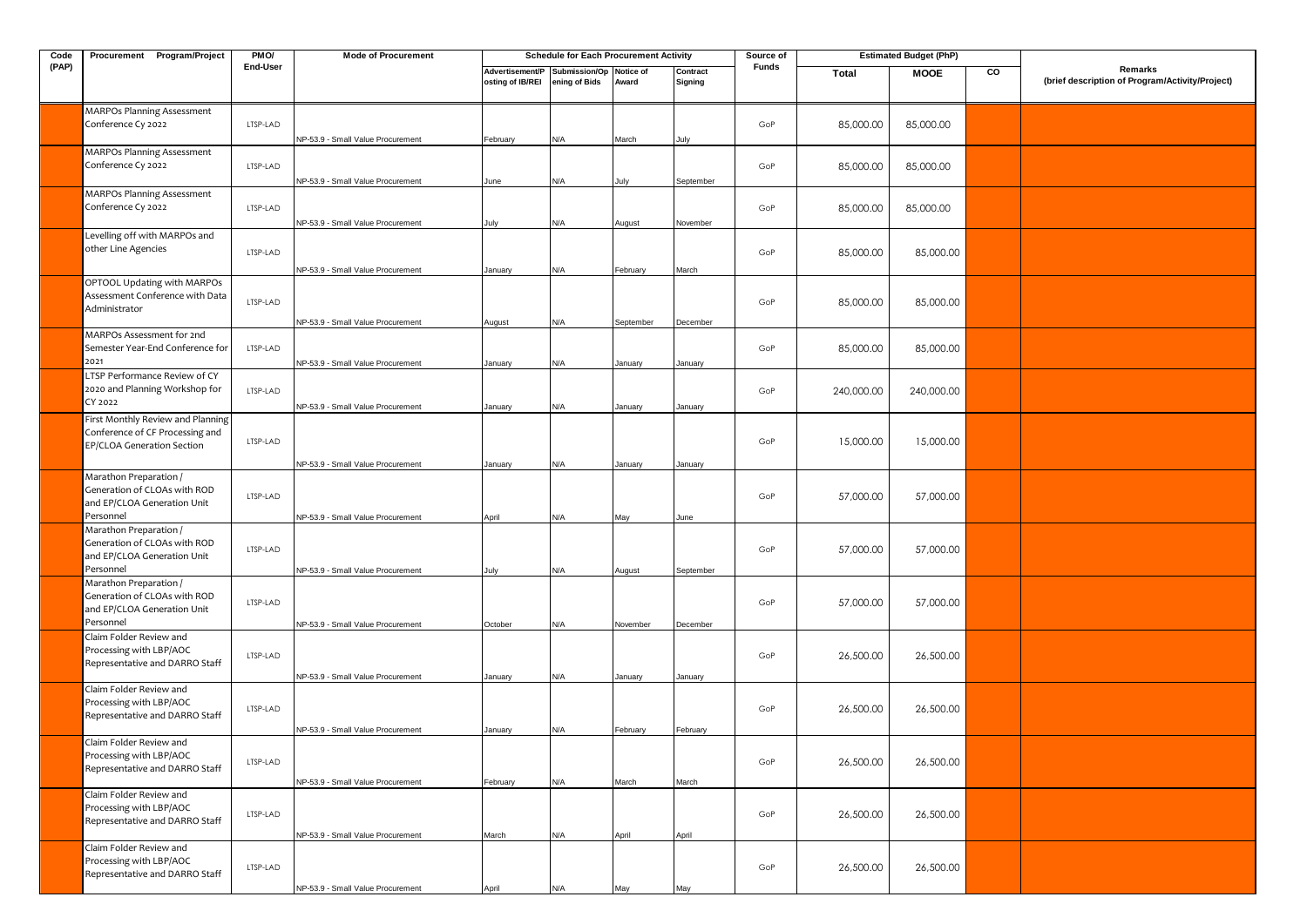| Code (PAP) | Procurement Program/Project | PMO/ End-User | Mode of Procurement | Schedule for Each Procurement Activity | | | | Source of Funds | Estimated Budget (PhP) | | | Remarks (brief description of Program/Activity/Project) |
|---|---|---|---|---|---|---|---|---|---|---|---|---|
| | | | | Advertisement/Posting of IB/REI | Submission/Opening of Bids | Notice of Award | Contract Signing | | Total | MOOE | CO | |
| | MARPOs Planning Assessment Conference Cy 2022 | LTSP-LAD | NP-53.9 - Small Value Procurement | February | N/A | March | July | GoP | 85,000.00 | 85,000.00 | | |
| | MARPOs Planning Assessment Conference Cy 2022 | LTSP-LAD | NP-53.9 - Small Value Procurement | June | N/A | July | September | GoP | 85,000.00 | 85,000.00 | | |
| | MARPOs Planning Assessment Conference Cy 2022 | LTSP-LAD | NP-53.9 - Small Value Procurement | July | N/A | August | November | GoP | 85,000.00 | 85,000.00 | | |
| | Levelling off with MARPOs and other Line Agencies | LTSP-LAD | NP-53.9 - Small Value Procurement | January | N/A | February | March | GoP | 85,000.00 | 85,000.00 | | |
| | OPTOOL Updating with MARPOs Assessment Conference with Data Administrator | LTSP-LAD | NP-53.9 - Small Value Procurement | August | N/A | September | December | GoP | 85,000.00 | 85,000.00 | | |
| | MARPOs Assessment for 2nd Semester Year-End Conference for 2021 | LTSP-LAD | NP-53.9 - Small Value Procurement | January | N/A | January | January | GoP | 85,000.00 | 85,000.00 | | |
| | LTSP Performance Review of CY 2020 and Planning Workshop for CY 2022 | LTSP-LAD | NP-53.9 - Small Value Procurement | January | N/A | January | January | GoP | 240,000.00 | 240,000.00 | | |
| | First Monthly Review and Planning Conference of CF Processing and EP/CLOA Generation Section | LTSP-LAD | NP-53.9 - Small Value Procurement | January | N/A | January | January | GoP | 15,000.00 | 15,000.00 | | |
| | Marathon Preparation / Generation of CLOAs with ROD and EP/CLOA Generation Unit Personnel | LTSP-LAD | NP-53.9 - Small Value Procurement | April | N/A | May | June | GoP | 57,000.00 | 57,000.00 | | |
| | Marathon Preparation / Generation of CLOAs with ROD and EP/CLOA Generation Unit Personnel | LTSP-LAD | NP-53.9 - Small Value Procurement | July | N/A | August | September | GoP | 57,000.00 | 57,000.00 | | |
| | Marathon Preparation / Generation of CLOAs with ROD and EP/CLOA Generation Unit Personnel | LTSP-LAD | NP-53.9 - Small Value Procurement | October | N/A | November | December | GoP | 57,000.00 | 57,000.00 | | |
| | Claim Folder Review and Processing with LBP/AOC Representative and DARRO Staff | LTSP-LAD | NP-53.9 - Small Value Procurement | January | N/A | January | January | GoP | 26,500.00 | 26,500.00 | | |
| | Claim Folder Review and Processing with LBP/AOC Representative and DARRO Staff | LTSP-LAD | NP-53.9 - Small Value Procurement | January | N/A | February | February | GoP | 26,500.00 | 26,500.00 | | |
| | Claim Folder Review and Processing with LBP/AOC Representative and DARRO Staff | LTSP-LAD | NP-53.9 - Small Value Procurement | February | N/A | March | March | GoP | 26,500.00 | 26,500.00 | | |
| | Claim Folder Review and Processing with LBP/AOC Representative and DARRO Staff | LTSP-LAD | NP-53.9 - Small Value Procurement | March | N/A | April | April | GoP | 26,500.00 | 26,500.00 | | |
| | Claim Folder Review and Processing with LBP/AOC Representative and DARRO Staff | LTSP-LAD | NP-53.9 - Small Value Procurement | April | N/A | May | May | GoP | 26,500.00 | 26,500.00 | | |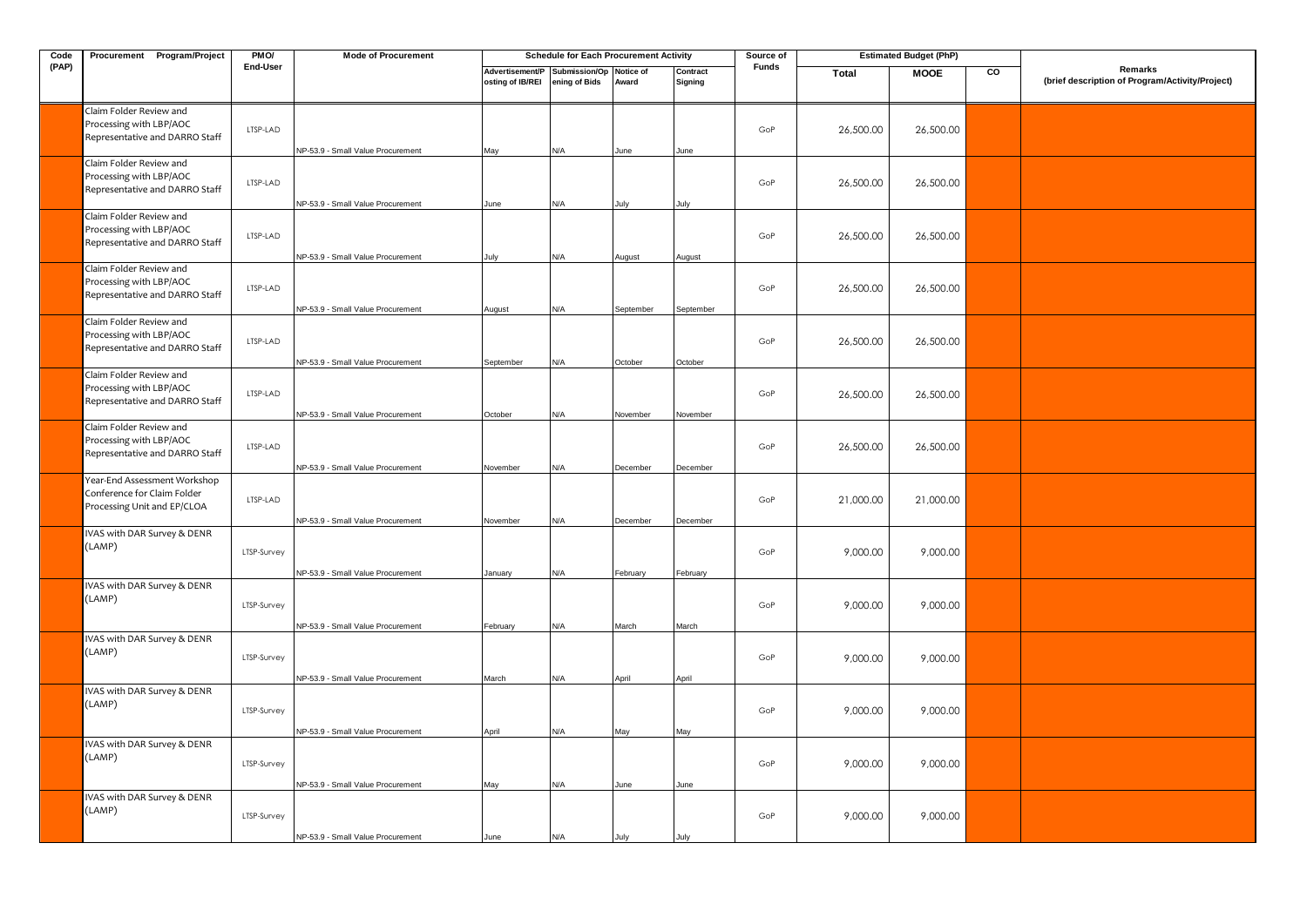| Code (PAP) | Procurement Program/Project | PMO/ End-User | Mode of Procurement | Schedule for Each Procurement Activity | | | | Source of Funds | Estimated Budget (PhP) | | | Remarks (brief description of Program/Activity/Project) |
|---|---|---|---|---|---|---|---|---|---|---|---|---|
| | | | | Advertisement/Posting of IB/REI | Submission/Opening of Bids | Notice of Award | Contract Signing | | Total | MOOE | CO | |
| | Claim Folder Review and Processing with LBP/AOC Representative and DARRO Staff | LTSP-LAD | NP-53.9 - Small Value Procurement | May | N/A | June | June | GoP | 26,500.00 | 26,500.00 | | |
| | Claim Folder Review and Processing with LBP/AOC Representative and DARRO Staff | LTSP-LAD | NP-53.9 - Small Value Procurement | June | N/A | July | July | GoP | 26,500.00 | 26,500.00 | | |
| | Claim Folder Review and Processing with LBP/AOC Representative and DARRO Staff | LTSP-LAD | NP-53.9 - Small Value Procurement | July | N/A | August | August | GoP | 26,500.00 | 26,500.00 | | |
| | Claim Folder Review and Processing with LBP/AOC Representative and DARRO Staff | LTSP-LAD | NP-53.9 - Small Value Procurement | August | N/A | September | September | GoP | 26,500.00 | 26,500.00 | | |
| | Claim Folder Review and Processing with LBP/AOC Representative and DARRO Staff | LTSP-LAD | NP-53.9 - Small Value Procurement | September | N/A | October | October | GoP | 26,500.00 | 26,500.00 | | |
| | Claim Folder Review and Processing with LBP/AOC Representative and DARRO Staff | LTSP-LAD | NP-53.9 - Small Value Procurement | October | N/A | November | November | GoP | 26,500.00 | 26,500.00 | | |
| | Claim Folder Review and Processing with LBP/AOC Representative and DARRO Staff | LTSP-LAD | NP-53.9 - Small Value Procurement | November | N/A | December | December | GoP | 26,500.00 | 26,500.00 | | |
| | Year-End Assessment Workshop Conference for Claim Folder Processing Unit and EP/CLOA | LTSP-LAD | NP-53.9 - Small Value Procurement | November | N/A | December | December | GoP | 21,000.00 | 21,000.00 | | |
| | IVAS with DAR Survey & DENR (LAMP) | LTSP-Survey | NP-53.9 - Small Value Procurement | January | N/A | February | February | GoP | 9,000.00 | 9,000.00 | | |
| | IVAS with DAR Survey & DENR (LAMP) | LTSP-Survey | NP-53.9 - Small Value Procurement | February | N/A | March | March | GoP | 9,000.00 | 9,000.00 | | |
| | IVAS with DAR Survey & DENR (LAMP) | LTSP-Survey | NP-53.9 - Small Value Procurement | March | N/A | April | April | GoP | 9,000.00 | 9,000.00 | | |
| | IVAS with DAR Survey & DENR (LAMP) | LTSP-Survey | NP-53.9 - Small Value Procurement | April | N/A | May | May | GoP | 9,000.00 | 9,000.00 | | |
| | IVAS with DAR Survey & DENR (LAMP) | LTSP-Survey | NP-53.9 - Small Value Procurement | May | N/A | June | June | GoP | 9,000.00 | 9,000.00 | | |
| | IVAS with DAR Survey & DENR (LAMP) | LTSP-Survey | NP-53.9 - Small Value Procurement | June | N/A | July | July | GoP | 9,000.00 | 9,000.00 | | |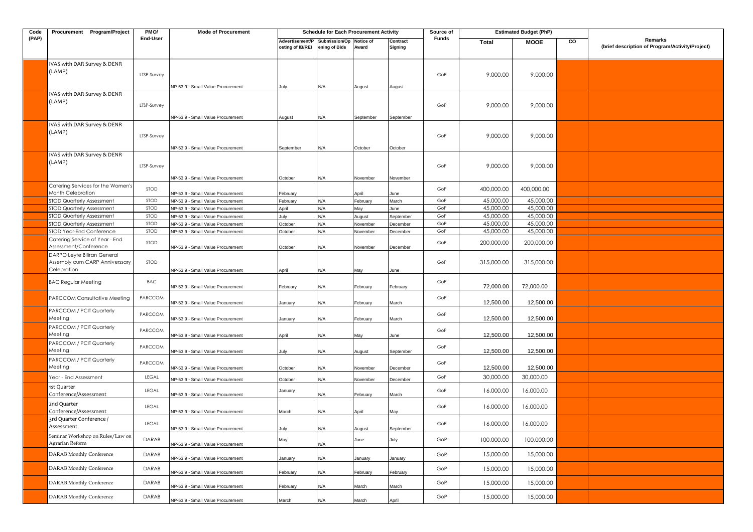| Code (PAP) | Procurement Program/Project | PMO/ End-User | Mode of Procurement | Schedule for Each Procurement Activity | | | | Source of Funds | Estimated Budget (PhP) | | | Remarks (brief description of Program/Activity/Project) |
|---|---|---|---|---|---|---|---|---|---|---|---|---|
| | | | | Advertisement/Posting of IB/REI | Submission/Opening of Bids | Notice of Award | Contract Signing | | Total | MOOE | CO | |
| | IVAS with DAR Survey & DENR (LAMP) | LTSP-Survey | NP-53.9 - Small Value Procurement | July | N/A | August | August | GoP | 9,000.00 | 9,000.00 | | |
| | IVAS with DAR Survey & DENR (LAMP) | LTSP-Survey | NP-53.9 - Small Value Procurement | August | N/A | September | September | GoP | 9,000.00 | 9,000.00 | | |
| | IVAS with DAR Survey & DENR (LAMP) | LTSP-Survey | NP-53.9 - Small Value Procurement | September | N/A | October | October | GoP | 9,000.00 | 9,000.00 | | |
| | IVAS with DAR Survey & DENR (LAMP) | LTSP-Survey | NP-53.9 - Small Value Procurement | October | N/A | November | November | GoP | 9,000.00 | 9,000.00 | | |
| | Catering Services for the Women's Month Celebration | STOD | NP-53.9 - Small Value Procurement | February | | April | June | GoP | 400,000.00 | 400,000.00 | | |
| | STOD Quarterly Assessment | STOD | NP-53.9 - Small Value Procurement | February | N/A | February | March | GoP | 45,000.00 | 45,000.00 | | |
| | STOD Quarterly Assessment | STOD | NP-53.9 - Small Value Procurement | April | N/A | May | June | GoP | 45,000.00 | 45,000.00 | | |
| | STOD Quarterly Assessment | STOD | NP-53.9 - Small Value Procurement | July | N/A | August | September | GoP | 45,000.00 | 45,000.00 | | |
| | STOD Quarterly Assessment | STOD | NP-53.9 - Small Value Procurement | October | N/A | November | December | GoP | 45,000.00 | 45,000.00 | | |
| | STOD Year-End Conference | STOD | NP-53.9 - Small Value Procurement | October | N/A | November | December | GoP | 45,000.00 | 45,000.00 | | |
| | Catering Service of Year - End Assessment/Conference | STOD | NP-53.9 - Small Value Procurement | October | N/A | November | December | GoP | 200,000.00 | 200,000.00 | | |
| | DARPO Leyte Biliran General Assembly cum CARP Anniversary Celebration | STOD | NP-53.9 - Small Value Procurement | April | N/A | May | June | GoP | 315,000.00 | 315,000.00 | | |
| | BAC Regular Meeting | BAC | NP-53.9 - Small Value Procurement | February | N/A | February | February | GoP | 72,000.00 | 72,000.00 | | |
| | PARCCOM Consultative Meeting | PARCCOM | NP-53.9 - Small Value Procurement | January | N/A | February | March | GoP | 12,500.00 | 12,500.00 | | |
| | PARCCOM / PCIT Quarterly Meeting | PARCCOM | NP-53.9 - Small Value Procurement | January | N/A | February | March | GoP | 12,500.00 | 12,500.00 | | |
| | PARCCOM / PCIT Quarterly Meeting | PARCCOM | NP-53.9 - Small Value Procurement | April | N/A | May | June | GoP | 12,500.00 | 12,500.00 | | |
| | PARCCOM / PCIT Quarterly Meeting | PARCCOM | NP-53.9 - Small Value Procurement | July | N/A | August | September | GoP | 12,500.00 | 12,500.00 | | |
| | PARCCOM / PCIT Quarterly Meeting | PARCCOM | NP-53.9 - Small Value Procurement | October | N/A | November | December | GoP | 12,500.00 | 12,500.00 | | |
| | Year - End Assessment | LEGAL | NP-53.9 - Small Value Procurement | October | N/A | November | December | GoP | 30,000.00 | 30,000.00 | | |
| | 1st Quarter Conference/Assessment | LEGAL | NP-53.9 - Small Value Procurement | January | N/A | February | March | GoP | 16,000.00 | 16,000.00 | | |
| | 2nd Quarter Conference/Assessment | LEGAL | NP-53.9 - Small Value Procurement | March | N/A | April | May | GoP | 16,000.00 | 16,000.00 | | |
| | 3rd Quarter Conference / Assessment | LEGAL | NP-53.9 - Small Value Procurement | July | N/A | August | September | GoP | 16,000.00 | 16,000.00 | | |
| | Seminar Workshop on Rules/Law on Agrarian Reform | DARAB | NP-53.9 - Small Value Procurement | May | N/A | June | July | GoP | 100,000.00 | 100,000.00 | | |
| | DARAB Monthly Conference | DARAB | NP-53.9 - Small Value Procurement | January | N/A | January | January | GoP | 15,000.00 | 15,000.00 | | |
| | DARAB Monthly Conference | DARAB | NP-53.9 - Small Value Procurement | February | N/A | February | February | GoP | 15,000.00 | 15,000.00 | | |
| | DARAB Monthly Conference | DARAB | NP-53.9 - Small Value Procurement | February | N/A | March | March | GoP | 15,000.00 | 15,000.00 | | |
| | DARAB Monthly Conference | DARAB | NP-53.9 - Small Value Procurement | March | N/A | March | April | GoP | 15,000.00 | 15,000.00 | | |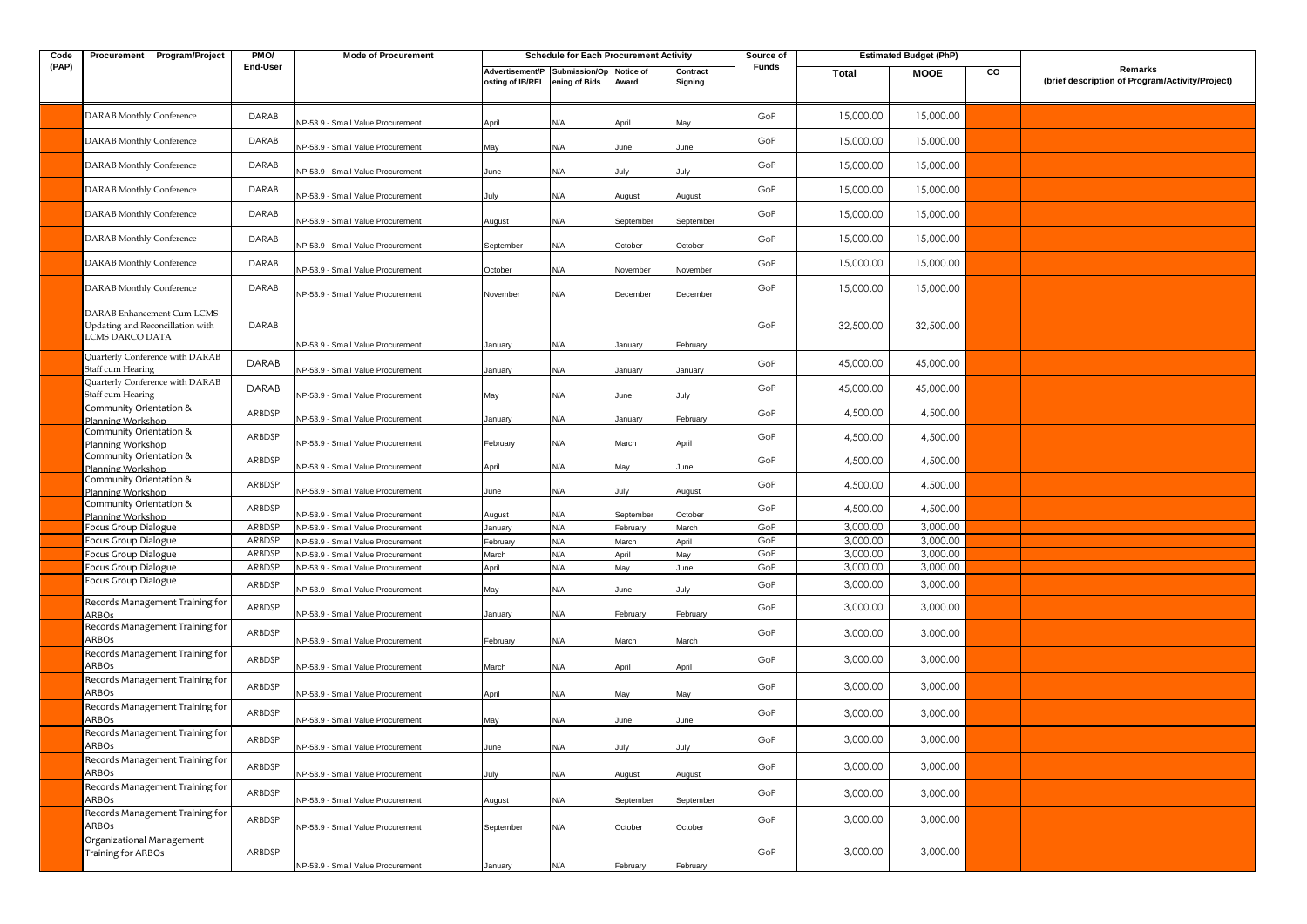| Code (PAP) | Procurement Program/Project | PMO/ End-User | Mode of Procurement | Schedule for Each Procurement Activity | | | | Source of Funds | Estimated Budget (PhP) | | | Remarks (brief description of Program/Activity/Project) |
|---|---|---|---|---|---|---|---|---|---|---|---|---|
| | | | | Advertisement/Posting of IB/REI | Submission/Opening of Bids | Notice of Award | Contract Signing | | Total | MOOE | CO | |
| | DARAB Monthly Conference | DARAB | NP-53.9 - Small Value Procurement | April | N/A | April | May | GoP | 15,000.00 | 15,000.00 | | |
| | DARAB Monthly Conference | DARAB | NP-53.9 - Small Value Procurement | May | N/A | June | June | GoP | 15,000.00 | 15,000.00 | | |
| | DARAB Monthly Conference | DARAB | NP-53.9 - Small Value Procurement | June | N/A | July | July | GoP | 15,000.00 | 15,000.00 | | |
| | DARAB Monthly Conference | DARAB | NP-53.9 - Small Value Procurement | July | N/A | August | August | GoP | 15,000.00 | 15,000.00 | | |
| | DARAB Monthly Conference | DARAB | NP-53.9 - Small Value Procurement | August | N/A | September | September | GoP | 15,000.00 | 15,000.00 | | |
| | DARAB Monthly Conference | DARAB | NP-53.9 - Small Value Procurement | September | N/A | October | October | GoP | 15,000.00 | 15,000.00 | | |
| | DARAB Monthly Conference | DARAB | NP-53.9 - Small Value Procurement | October | N/A | November | November | GoP | 15,000.00 | 15,000.00 | | |
| | DARAB Monthly Conference | DARAB | NP-53.9 - Small Value Procurement | November | N/A | December | December | GoP | 15,000.00 | 15,000.00 | | |
| | DARAB Enhancement Cum LCMS Updating and Reconciliation with LCMS DARCO DATA | DARAB | NP-53.9 - Small Value Procurement | January | N/A | January | February | GoP | 32,500.00 | 32,500.00 | | |
| | Quarterly Conference with DARAB Staff cum Hearing | DARAB | NP-53.9 - Small Value Procurement | January | N/A | January | January | GoP | 45,000.00 | 45,000.00 | | |
| | Quarterly Conference with DARAB Staff cum Hearing | DARAB | NP-53.9 - Small Value Procurement | May | N/A | June | July | GoP | 45,000.00 | 45,000.00 | | |
| | Community Orientation & Planning Workshop | ARBDSP | NP-53.9 - Small Value Procurement | January | N/A | January | February | GoP | 4,500.00 | 4,500.00 | | |
| | Community Orientation & Planning Workshop | ARBDSP | NP-53.9 - Small Value Procurement | February | N/A | March | April | GoP | 4,500.00 | 4,500.00 | | |
| | Community Orientation & Planning Workshop | ARBDSP | NP-53.9 - Small Value Procurement | April | N/A | May | June | GoP | 4,500.00 | 4,500.00 | | |
| | Community Orientation & Planning Workshop | ARBDSP | NP-53.9 - Small Value Procurement | June | N/A | July | August | GoP | 4,500.00 | 4,500.00 | | |
| | Community Orientation & Planning Workshop | ARBDSP | NP-53.9 - Small Value Procurement | August | N/A | September | October | GoP | 4,500.00 | 4,500.00 | | |
| | Focus Group Dialogue | ARBDSP | NP-53.9 - Small Value Procurement | January | N/A | February | March | GoP | 3,000.00 | 3,000.00 | | |
| | Focus Group Dialogue | ARBDSP | NP-53.9 - Small Value Procurement | February | N/A | March | April | GoP | 3,000.00 | 3,000.00 | | |
| | Focus Group Dialogue | ARBDSP | NP-53.9 - Small Value Procurement | March | N/A | April | May | GoP | 3,000.00 | 3,000.00 | | |
| | Focus Group Dialogue | ARBDSP | NP-53.9 - Small Value Procurement | April | N/A | May | June | GoP | 3,000.00 | 3,000.00 | | |
| | Focus Group Dialogue | ARBDSP | NP-53.9 - Small Value Procurement | May | N/A | June | July | GoP | 3,000.00 | 3,000.00 | | |
| | Records Management Training for ARBOs | ARBDSP | NP-53.9 - Small Value Procurement | January | N/A | February | February | GoP | 3,000.00 | 3,000.00 | | |
| | Records Management Training for ARBOs | ARBDSP | NP-53.9 - Small Value Procurement | February | N/A | March | March | GoP | 3,000.00 | 3,000.00 | | |
| | Records Management Training for ARBOs | ARBDSP | NP-53.9 - Small Value Procurement | March | N/A | April | April | GoP | 3,000.00 | 3,000.00 | | |
| | Records Management Training for ARBOs | ARBDSP | NP-53.9 - Small Value Procurement | April | N/A | May | May | GoP | 3,000.00 | 3,000.00 | | |
| | Records Management Training for ARBOs | ARBDSP | NP-53.9 - Small Value Procurement | May | N/A | June | June | GoP | 3,000.00 | 3,000.00 | | |
| | Records Management Training for ARBOs | ARBDSP | NP-53.9 - Small Value Procurement | June | N/A | July | July | GoP | 3,000.00 | 3,000.00 | | |
| | Records Management Training for ARBOs | ARBDSP | NP-53.9 - Small Value Procurement | July | N/A | August | August | GoP | 3,000.00 | 3,000.00 | | |
| | Records Management Training for ARBOs | ARBDSP | NP-53.9 - Small Value Procurement | August | N/A | September | September | GoP | 3,000.00 | 3,000.00 | | |
| | Records Management Training for ARBOs | ARBDSP | NP-53.9 - Small Value Procurement | September | N/A | October | October | GoP | 3,000.00 | 3,000.00 | | |
| | Organizational Management Training for ARBOs | ARBDSP | NP-53.9 - Small Value Procurement | January | N/A | February | February | GoP | 3,000.00 | 3,000.00 | | |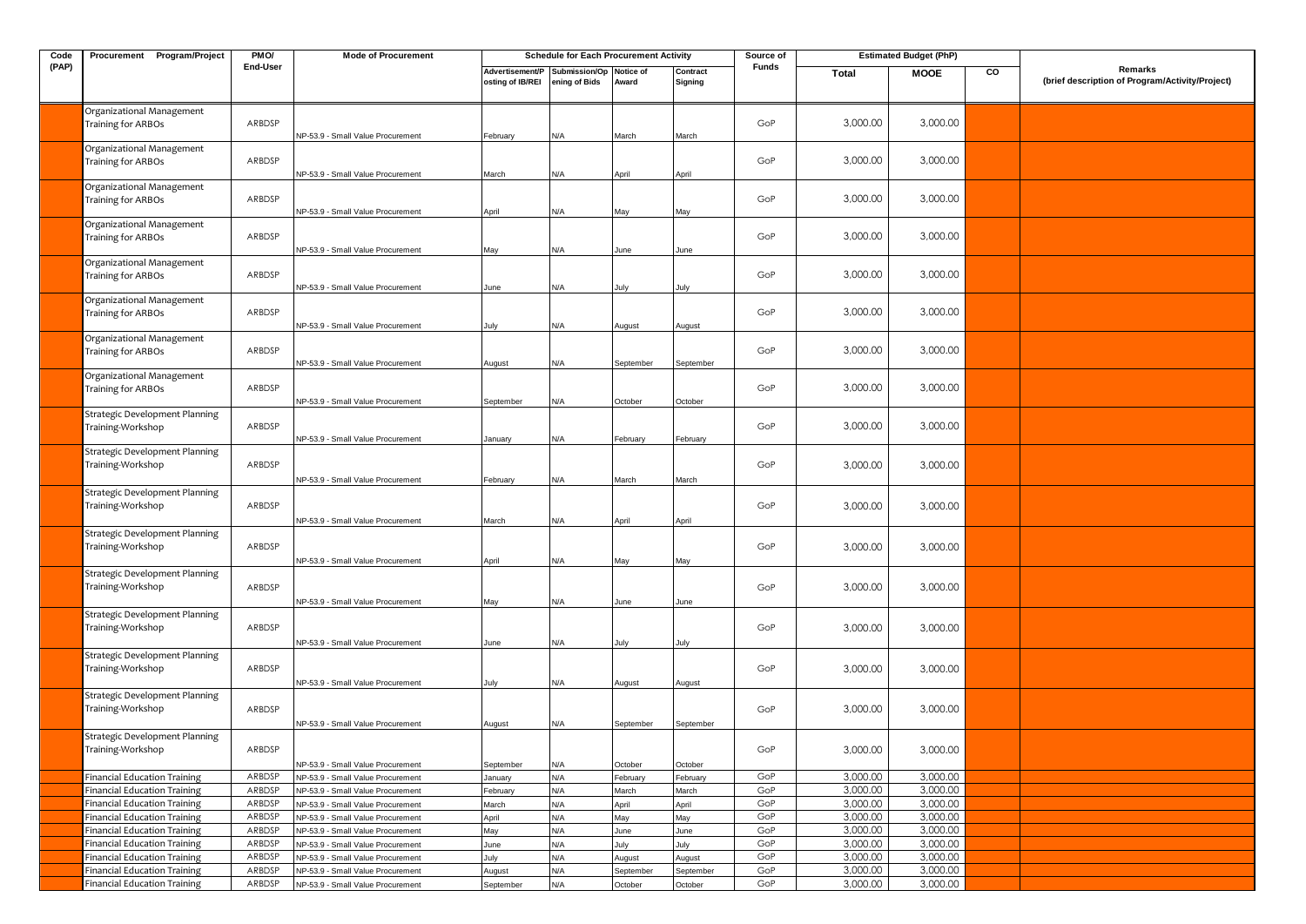| Code (PAP) | Procurement Program/Project | PMO/ End-User | Mode of Procurement | Schedule for Each Procurement Activity | | | | Source of Funds | Estimated Budget (PhP) | | | Remarks (brief description of Program/Activity/Project) |
|---|---|---|---|---|---|---|---|---|---|---|---|---|
| | | | | Advertisement/Posting of IB/REI | Submission/Opening of Bids | Notice of Award | Contract Signing | | Total | MOOE | CO | |
| | Organizational Management Training for ARBOs | ARBDSP | NP-53.9 - Small Value Procurement | February | N/A | March | March | GoP | 3,000.00 | 3,000.00 | | |
| | Organizational Management Training for ARBOs | ARBDSP | NP-53.9 - Small Value Procurement | March | N/A | April | April | GoP | 3,000.00 | 3,000.00 | | |
| | Organizational Management Training for ARBOs | ARBDSP | NP-53.9 - Small Value Procurement | April | N/A | May | May | GoP | 3,000.00 | 3,000.00 | | |
| | Organizational Management Training for ARBOs | ARBDSP | NP-53.9 - Small Value Procurement | May | N/A | June | June | GoP | 3,000.00 | 3,000.00 | | |
| | Organizational Management Training for ARBOs | ARBDSP | NP-53.9 - Small Value Procurement | June | N/A | July | July | GoP | 3,000.00 | 3,000.00 | | |
| | Organizational Management Training for ARBOs | ARBDSP | NP-53.9 - Small Value Procurement | July | N/A | August | August | GoP | 3,000.00 | 3,000.00 | | |
| | Organizational Management Training for ARBOs | ARBDSP | NP-53.9 - Small Value Procurement | August | N/A | September | September | GoP | 3,000.00 | 3,000.00 | | |
| | Organizational Management Training for ARBOs | ARBDSP | NP-53.9 - Small Value Procurement | September | N/A | October | October | GoP | 3,000.00 | 3,000.00 | | |
| | Strategic Development Planning Training-Workshop | ARBDSP | NP-53.9 - Small Value Procurement | January | N/A | February | February | GoP | 3,000.00 | 3,000.00 | | |
| | Strategic Development Planning Training-Workshop | ARBDSP | NP-53.9 - Small Value Procurement | February | N/A | March | March | GoP | 3,000.00 | 3,000.00 | | |
| | Strategic Development Planning Training-Workshop | ARBDSP | NP-53.9 - Small Value Procurement | March | N/A | April | April | GoP | 3,000.00 | 3,000.00 | | |
| | Strategic Development Planning Training-Workshop | ARBDSP | NP-53.9 - Small Value Procurement | April | N/A | May | May | GoP | 3,000.00 | 3,000.00 | | |
| | Strategic Development Planning Training-Workshop | ARBDSP | NP-53.9 - Small Value Procurement | May | N/A | June | June | GoP | 3,000.00 | 3,000.00 | | |
| | Strategic Development Planning Training-Workshop | ARBDSP | NP-53.9 - Small Value Procurement | June | N/A | July | July | GoP | 3,000.00 | 3,000.00 | | |
| | Strategic Development Planning Training-Workshop | ARBDSP | NP-53.9 - Small Value Procurement | July | N/A | August | August | GoP | 3,000.00 | 3,000.00 | | |
| | Strategic Development Planning Training-Workshop | ARBDSP | NP-53.9 - Small Value Procurement | August | N/A | September | September | GoP | 3,000.00 | 3,000.00 | | |
| | Strategic Development Planning Training-Workshop | ARBDSP | NP-53.9 - Small Value Procurement | September | N/A | October | October | GoP | 3,000.00 | 3,000.00 | | |
| | Financial Education Training | ARBDSP | NP-53.9 - Small Value Procurement | January | N/A | February | February | GoP | 3,000.00 | 3,000.00 | | |
| | Financial Education Training | ARBDSP | NP-53.9 - Small Value Procurement | February | N/A | March | March | GoP | 3,000.00 | 3,000.00 | | |
| | Financial Education Training | ARBDSP | NP-53.9 - Small Value Procurement | March | N/A | April | April | GoP | 3,000.00 | 3,000.00 | | |
| | Financial Education Training | ARBDSP | NP-53.9 - Small Value Procurement | April | N/A | May | May | GoP | 3,000.00 | 3,000.00 | | |
| | Financial Education Training | ARBDSP | NP-53.9 - Small Value Procurement | May | N/A | June | June | GoP | 3,000.00 | 3,000.00 | | |
| | Financial Education Training | ARBDSP | NP-53.9 - Small Value Procurement | June | N/A | July | July | GoP | 3,000.00 | 3,000.00 | | |
| | Financial Education Training | ARBDSP | NP-53.9 - Small Value Procurement | July | N/A | August | August | GoP | 3,000.00 | 3,000.00 | | |
| | Financial Education Training | ARBDSP | NP-53.9 - Small Value Procurement | August | N/A | September | September | GoP | 3,000.00 | 3,000.00 | | |
| | Financial Education Training | ARBDSP | NP-53.9 - Small Value Procurement | September | N/A | October | October | GoP | 3,000.00 | 3,000.00 | | |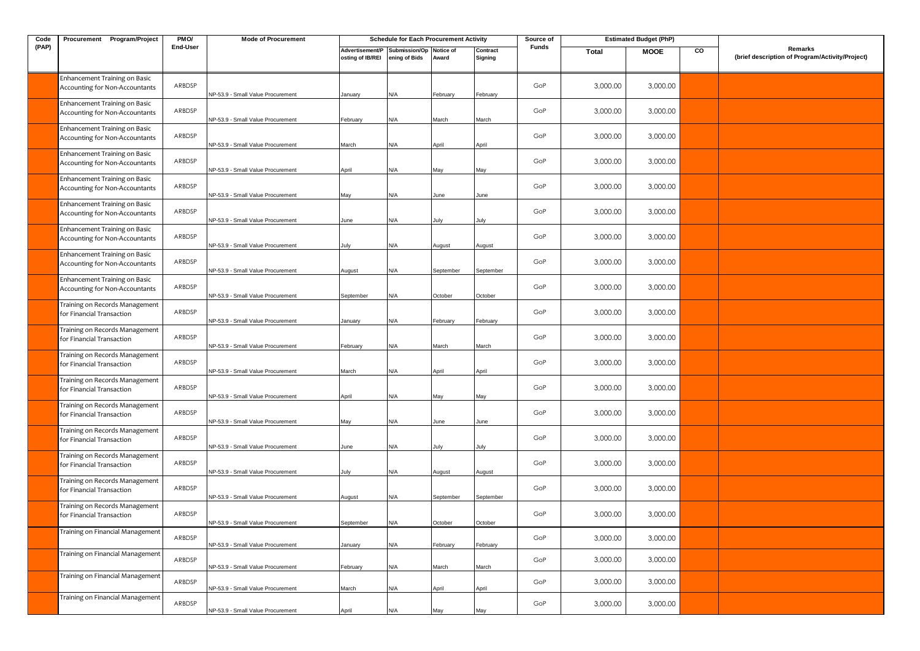| Code (PAP) | Procurement Program/Project | PMO/ End-User | Mode of Procurement | Schedule for Each Procurement Activity | | | | Source of Funds | Estimated Budget (PhP) | | | Remarks (brief description of Program/Activity/Project) |
|---|---|---|---|---|---|---|---|---|---|---|---|---|
| | | | | Advertisement/Posting of IB/REI | Submission/Opening of Bids | Notice of Award | Contract Signing | | Total | MOOE | CO | |
| | Enhancement Training on Basic Accounting for Non-Accountants | ARBDSP | NP-53.9 - Small Value Procurement | January | N/A | February | February | GoP | 3,000.00 | 3,000.00 | | |
| | Enhancement Training on Basic Accounting for Non-Accountants | ARBDSP | NP-53.9 - Small Value Procurement | February | N/A | March | March | GoP | 3,000.00 | 3,000.00 | | |
| | Enhancement Training on Basic Accounting for Non-Accountants | ARBDSP | NP-53.9 - Small Value Procurement | March | N/A | April | April | GoP | 3,000.00 | 3,000.00 | | |
| | Enhancement Training on Basic Accounting for Non-Accountants | ARBDSP | NP-53.9 - Small Value Procurement | April | N/A | May | May | GoP | 3,000.00 | 3,000.00 | | |
| | Enhancement Training on Basic Accounting for Non-Accountants | ARBDSP | NP-53.9 - Small Value Procurement | May | N/A | June | June | GoP | 3,000.00 | 3,000.00 | | |
| | Enhancement Training on Basic Accounting for Non-Accountants | ARBDSP | NP-53.9 - Small Value Procurement | June | N/A | July | July | GoP | 3,000.00 | 3,000.00 | | |
| | Enhancement Training on Basic Accounting for Non-Accountants | ARBDSP | NP-53.9 - Small Value Procurement | July | N/A | August | August | GoP | 3,000.00 | 3,000.00 | | |
| | Enhancement Training on Basic Accounting for Non-Accountants | ARBDSP | NP-53.9 - Small Value Procurement | August | N/A | September | September | GoP | 3,000.00 | 3,000.00 | | |
| | Enhancement Training on Basic Accounting for Non-Accountants | ARBDSP | NP-53.9 - Small Value Procurement | September | N/A | October | October | GoP | 3,000.00 | 3,000.00 | | |
| | Training on Records Management for Financial Transaction | ARBDSP | NP-53.9 - Small Value Procurement | January | N/A | February | February | GoP | 3,000.00 | 3,000.00 | | |
| | Training on Records Management for Financial Transaction | ARBDSP | NP-53.9 - Small Value Procurement | February | N/A | March | March | GoP | 3,000.00 | 3,000.00 | | |
| | Training on Records Management for Financial Transaction | ARBDSP | NP-53.9 - Small Value Procurement | March | N/A | April | April | GoP | 3,000.00 | 3,000.00 | | |
| | Training on Records Management for Financial Transaction | ARBDSP | NP-53.9 - Small Value Procurement | April | N/A | May | May | GoP | 3,000.00 | 3,000.00 | | |
| | Training on Records Management for Financial Transaction | ARBDSP | NP-53.9 - Small Value Procurement | May | N/A | June | June | GoP | 3,000.00 | 3,000.00 | | |
| | Training on Records Management for Financial Transaction | ARBDSP | NP-53.9 - Small Value Procurement | June | N/A | July | July | GoP | 3,000.00 | 3,000.00 | | |
| | Training on Records Management for Financial Transaction | ARBDSP | NP-53.9 - Small Value Procurement | July | N/A | August | August | GoP | 3,000.00 | 3,000.00 | | |
| | Training on Records Management for Financial Transaction | ARBDSP | NP-53.9 - Small Value Procurement | August | N/A | September | September | GoP | 3,000.00 | 3,000.00 | | |
| | Training on Records Management for Financial Transaction | ARBDSP | NP-53.9 - Small Value Procurement | September | N/A | October | October | GoP | 3,000.00 | 3,000.00 | | |
| | Training on Financial Management | ARBDSP | NP-53.9 - Small Value Procurement | January | N/A | February | February | GoP | 3,000.00 | 3,000.00 | | |
| | Training on Financial Management | ARBDSP | NP-53.9 - Small Value Procurement | February | N/A | March | March | GoP | 3,000.00 | 3,000.00 | | |
| | Training on Financial Management | ARBDSP | NP-53.9 - Small Value Procurement | March | N/A | April | April | GoP | 3,000.00 | 3,000.00 | | |
| | Training on Financial Management | ARBDSP | NP-53.9 - Small Value Procurement | April | N/A | May | May | GoP | 3,000.00 | 3,000.00 | | |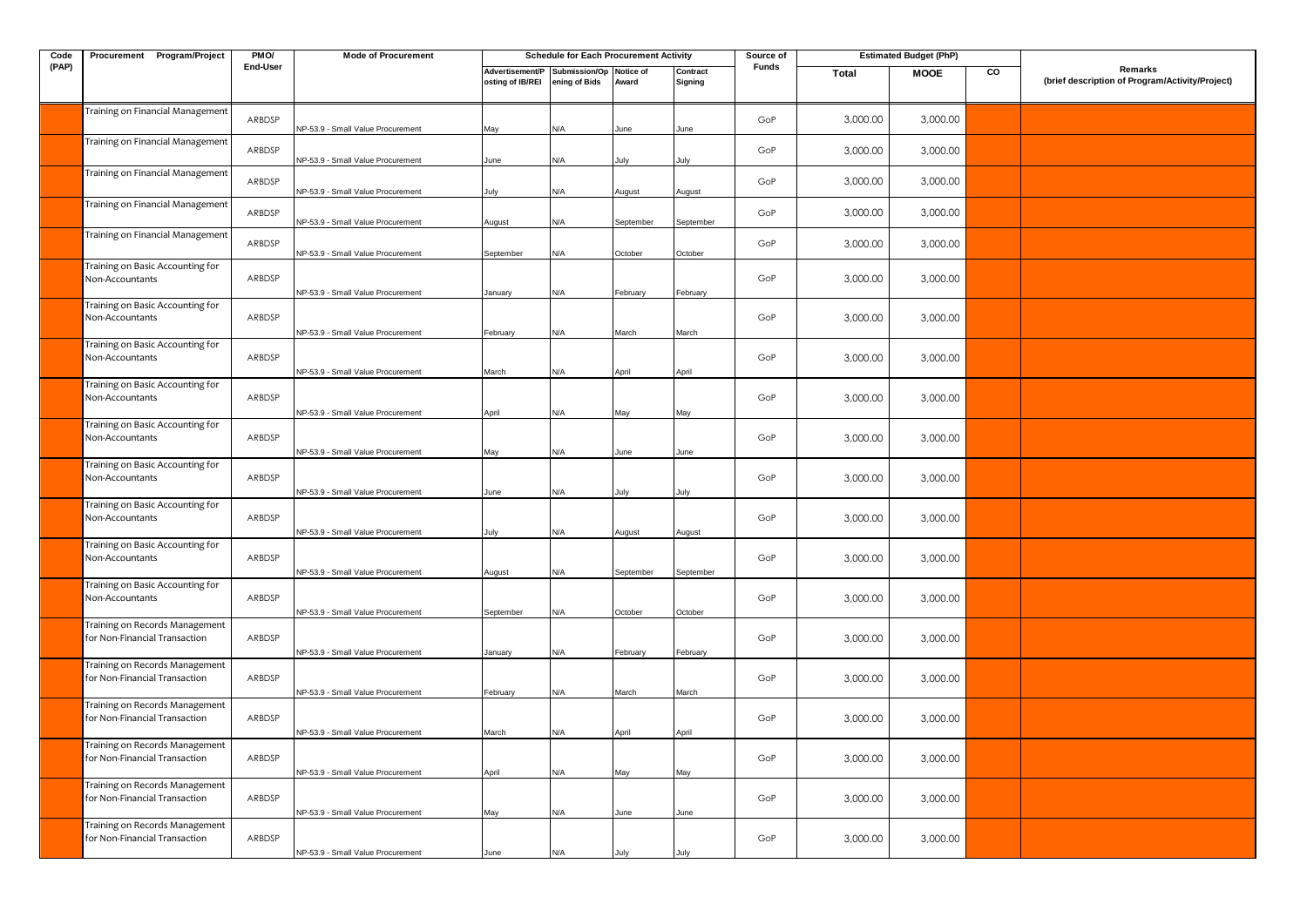| Code (PAP) | Procurement Program/Project | PMO/ End-User | Mode of Procurement | Schedule for Each Procurement Activity | | | | Source of Funds | Estimated Budget (PhP) | | | Remarks (brief description of Program/Activity/Project) |
|---|---|---|---|---|---|---|---|---|---|---|---|---|
| | | | | Advertisement/Posting of IB/REI | Submission/Opening of Bids | Notice of Award | Contract Signing | | Total | MOOE | CO | |
| | Training on Financial Management | ARBDSP | NP-53.9 - Small Value Procurement | May | N/A | June | June | GoP | 3,000.00 | 3,000.00 | | |
| | Training on Financial Management | ARBDSP | NP-53.9 - Small Value Procurement | June | N/A | July | July | GoP | 3,000.00 | 3,000.00 | | |
| | Training on Financial Management | ARBDSP | NP-53.9 - Small Value Procurement | July | N/A | August | August | GoP | 3,000.00 | 3,000.00 | | |
| | Training on Financial Management | ARBDSP | NP-53.9 - Small Value Procurement | August | N/A | September | September | GoP | 3,000.00 | 3,000.00 | | |
| | Training on Financial Management | ARBDSP | NP-53.9 - Small Value Procurement | September | N/A | October | October | GoP | 3,000.00 | 3,000.00 | | |
| | Training on Basic Accounting for Non-Accountants | ARBDSP | NP-53.9 - Small Value Procurement | January | N/A | February | February | GoP | 3,000.00 | 3,000.00 | | |
| | Training on Basic Accounting for Non-Accountants | ARBDSP | NP-53.9 - Small Value Procurement | February | N/A | March | March | GoP | 3,000.00 | 3,000.00 | | |
| | Training on Basic Accounting for Non-Accountants | ARBDSP | NP-53.9 - Small Value Procurement | March | N/A | April | April | GoP | 3,000.00 | 3,000.00 | | |
| | Training on Basic Accounting for Non-Accountants | ARBDSP | NP-53.9 - Small Value Procurement | April | N/A | May | May | GoP | 3,000.00 | 3,000.00 | | |
| | Training on Basic Accounting for Non-Accountants | ARBDSP | NP-53.9 - Small Value Procurement | May | N/A | June | June | GoP | 3,000.00 | 3,000.00 | | |
| | Training on Basic Accounting for Non-Accountants | ARBDSP | NP-53.9 - Small Value Procurement | June | N/A | July | July | GoP | 3,000.00 | 3,000.00 | | |
| | Training on Basic Accounting for Non-Accountants | ARBDSP | NP-53.9 - Small Value Procurement | July | N/A | August | August | GoP | 3,000.00 | 3,000.00 | | |
| | Training on Basic Accounting for Non-Accountants | ARBDSP | NP-53.9 - Small Value Procurement | August | N/A | September | September | GoP | 3,000.00 | 3,000.00 | | |
| | Training on Basic Accounting for Non-Accountants | ARBDSP | NP-53.9 - Small Value Procurement | September | N/A | October | October | GoP | 3,000.00 | 3,000.00 | | |
| | Training on Records Management for Non-Financial Transaction | ARBDSP | NP-53.9 - Small Value Procurement | January | N/A | February | February | GoP | 3,000.00 | 3,000.00 | | |
| | Training on Records Management for Non-Financial Transaction | ARBDSP | NP-53.9 - Small Value Procurement | February | N/A | March | March | GoP | 3,000.00 | 3,000.00 | | |
| | Training on Records Management for Non-Financial Transaction | ARBDSP | NP-53.9 - Small Value Procurement | March | N/A | April | April | GoP | 3,000.00 | 3,000.00 | | |
| | Training on Records Management for Non-Financial Transaction | ARBDSP | NP-53.9 - Small Value Procurement | April | N/A | May | May | GoP | 3,000.00 | 3,000.00 | | |
| | Training on Records Management for Non-Financial Transaction | ARBDSP | NP-53.9 - Small Value Procurement | May | N/A | June | June | GoP | 3,000.00 | 3,000.00 | | |
| | Training on Records Management for Non-Financial Transaction | ARBDSP | NP-53.9 - Small Value Procurement | June | N/A | July | July | GoP | 3,000.00 | 3,000.00 | | |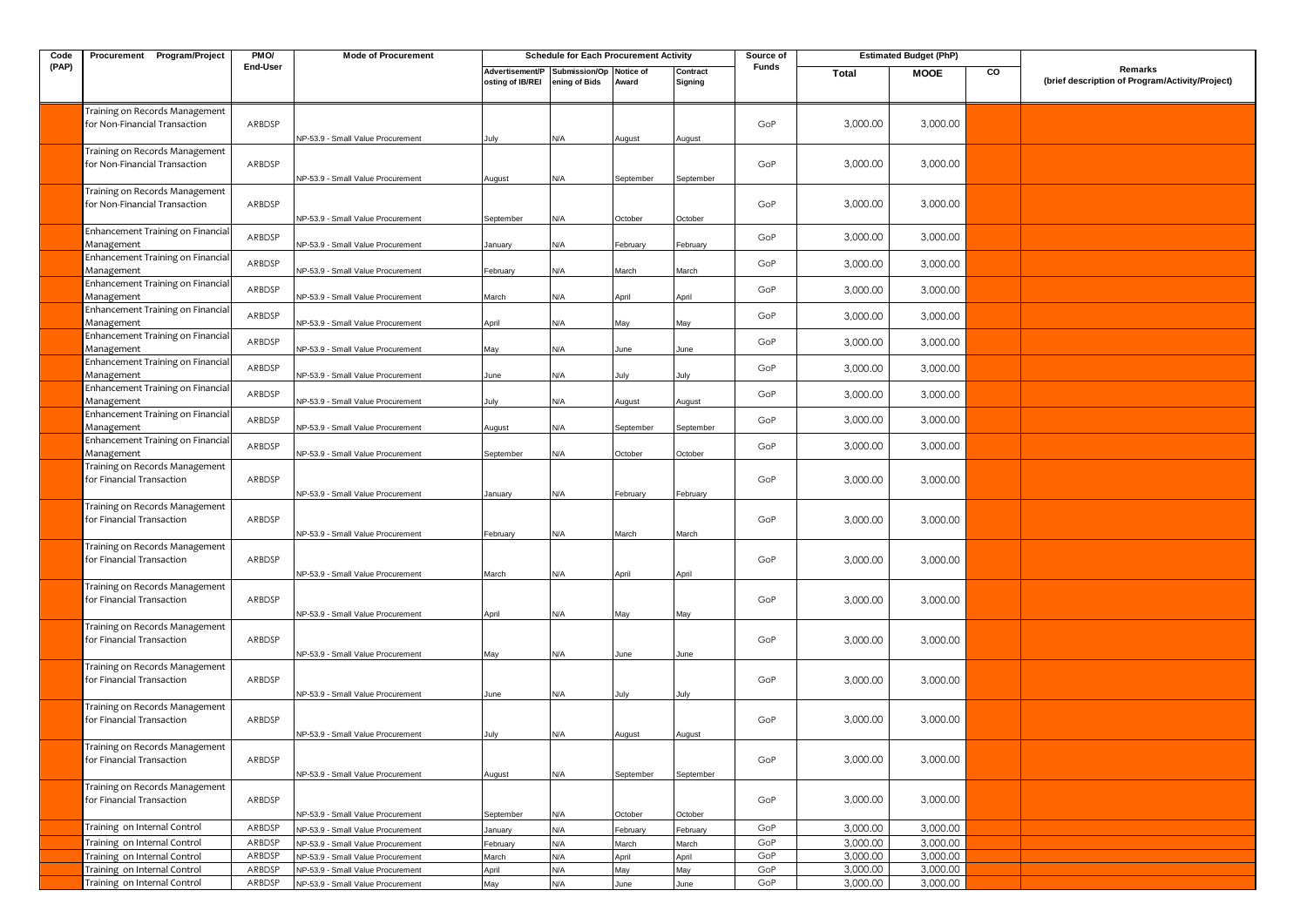| Code (PAP) | Procurement Program/Project | PMO/ End-User | Mode of Procurement | Schedule for Each Procurement Activity | | | | Source of Funds | Estimated Budget (PhP) | | | Remarks (brief description of Program/Activity/Project) |
|---|---|---|---|---|---|---|---|---|---|---|---|---|
| | | | | Advertisement/Posting of IB/REI | Submission/Opening of Bids | Notice of Award | Contract Signing | | Total | MOOE | CO | |
| | Training on Records Management for Non-Financial Transaction | ARBDSP | NP-53.9 - Small Value Procurement | July | N/A | August | August | GoP | 3,000.00 | 3,000.00 | | |
| | Training on Records Management for Non-Financial Transaction | ARBDSP | NP-53.9 - Small Value Procurement | August | N/A | September | September | GoP | 3,000.00 | 3,000.00 | | |
| | Training on Records Management for Non-Financial Transaction | ARBDSP | NP-53.9 - Small Value Procurement | September | N/A | October | October | GoP | 3,000.00 | 3,000.00 | | |
| | Enhancement Training on Financial Management | ARBDSP | NP-53.9 - Small Value Procurement | January | N/A | February | February | GoP | 3,000.00 | 3,000.00 | | |
| | Enhancement Training on Financial Management | ARBDSP | NP-53.9 - Small Value Procurement | February | N/A | March | March | GoP | 3,000.00 | 3,000.00 | | |
| | Enhancement Training on Financial Management | ARBDSP | NP-53.9 - Small Value Procurement | March | N/A | April | April | GoP | 3,000.00 | 3,000.00 | | |
| | Enhancement Training on Financial Management | ARBDSP | NP-53.9 - Small Value Procurement | April | N/A | May | May | GoP | 3,000.00 | 3,000.00 | | |
| | Enhancement Training on Financial Management | ARBDSP | NP-53.9 - Small Value Procurement | May | N/A | June | June | GoP | 3,000.00 | 3,000.00 | | |
| | Enhancement Training on Financial Management | ARBDSP | NP-53.9 - Small Value Procurement | June | N/A | July | July | GoP | 3,000.00 | 3,000.00 | | |
| | Enhancement Training on Financial Management | ARBDSP | NP-53.9 - Small Value Procurement | July | N/A | August | August | GoP | 3,000.00 | 3,000.00 | | |
| | Enhancement Training on Financial Management | ARBDSP | NP-53.9 - Small Value Procurement | August | N/A | September | September | GoP | 3,000.00 | 3,000.00 | | |
| | Enhancement Training on Financial Management | ARBDSP | NP-53.9 - Small Value Procurement | September | N/A | October | October | GoP | 3,000.00 | 3,000.00 | | |
| | Training on Records Management for Financial Transaction | ARBDSP | NP-53.9 - Small Value Procurement | January | N/A | February | February | GoP | 3,000.00 | 3,000.00 | | |
| | Training on Records Management for Financial Transaction | ARBDSP | NP-53.9 - Small Value Procurement | February | N/A | March | March | GoP | 3,000.00 | 3,000.00 | | |
| | Training on Records Management for Financial Transaction | ARBDSP | NP-53.9 - Small Value Procurement | March | N/A | April | April | GoP | 3,000.00 | 3,000.00 | | |
| | Training on Records Management for Financial Transaction | ARBDSP | NP-53.9 - Small Value Procurement | April | N/A | May | May | GoP | 3,000.00 | 3,000.00 | | |
| | Training on Records Management for Financial Transaction | ARBDSP | NP-53.9 - Small Value Procurement | May | N/A | June | June | GoP | 3,000.00 | 3,000.00 | | |
| | Training on Records Management for Financial Transaction | ARBDSP | NP-53.9 - Small Value Procurement | June | N/A | July | July | GoP | 3,000.00 | 3,000.00 | | |
| | Training on Records Management for Financial Transaction | ARBDSP | NP-53.9 - Small Value Procurement | July | N/A | August | August | GoP | 3,000.00 | 3,000.00 | | |
| | Training on Records Management for Financial Transaction | ARBDSP | NP-53.9 - Small Value Procurement | August | N/A | September | September | GoP | 3,000.00 | 3,000.00 | | |
| | Training on Records Management for Financial Transaction | ARBDSP | NP-53.9 - Small Value Procurement | September | N/A | October | October | GoP | 3,000.00 | 3,000.00 | | |
| | Training on Internal Control | ARBDSP | NP-53.9 - Small Value Procurement | January | N/A | February | February | GoP | 3,000.00 | 3,000.00 | | |
| | Training on Internal Control | ARBDSP | NP-53.9 - Small Value Procurement | February | N/A | March | March | GoP | 3,000.00 | 3,000.00 | | |
| | Training on Internal Control | ARBDSP | NP-53.9 - Small Value Procurement | March | N/A | April | April | GoP | 3,000.00 | 3,000.00 | | |
| | Training on Internal Control | ARBDSP | NP-53.9 - Small Value Procurement | April | N/A | May | May | GoP | 3,000.00 | 3,000.00 | | |
| | Training on Internal Control | ARBDSP | NP-53.9 - Small Value Procurement | May | N/A | June | June | GoP | 3,000.00 | 3,000.00 | | |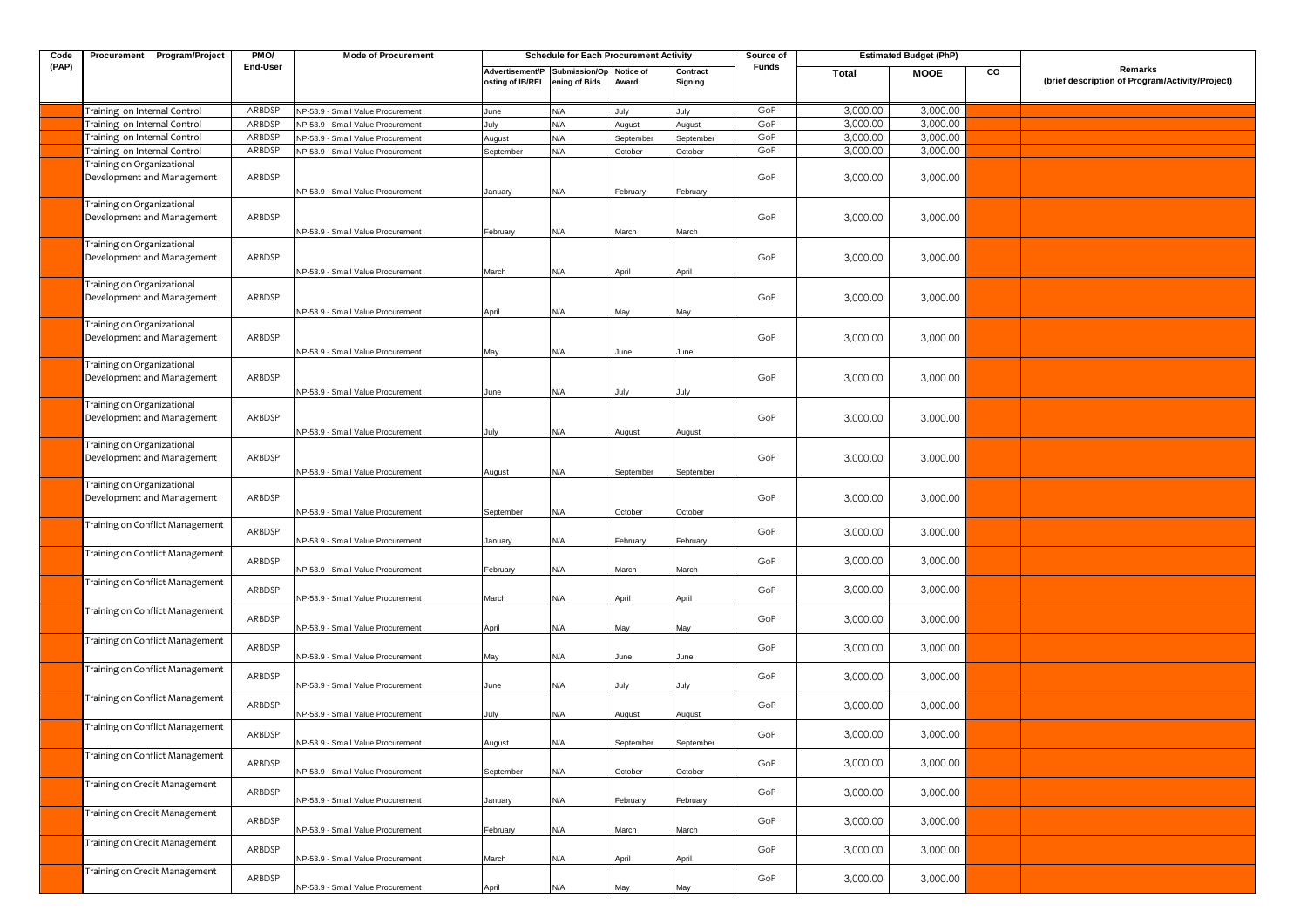| Code (PAP) | Procurement Program/Project | PMO/ End-User | Mode of Procurement | Schedule for Each Procurement Activity | | | | Source of Funds | Estimated Budget (PhP) | | | Remarks (brief description of Program/Activity/Project) |
|---|---|---|---|---|---|---|---|---|---|---|---|---|
| | | | | Advertisement/Posting of IB/REI | Submission/Opening of Bids | Notice of Award | Contract Signing | | Total | MOOE | CO | |
| | Training on Internal Control | ARBDSP | NP-53.9 - Small Value Procurement | June | N/A | July | July | GoP | 3,000.00 | 3,000.00 | | |
| | Training on Internal Control | ARBDSP | NP-53.9 - Small Value Procurement | July | N/A | August | August | GoP | 3,000.00 | 3,000.00 | | |
| | Training on Internal Control | ARBDSP | NP-53.9 - Small Value Procurement | August | N/A | September | September | GoP | 3,000.00 | 3,000.00 | | |
| | Training on Internal Control | ARBDSP | NP-53.9 - Small Value Procurement | September | N/A | October | October | GoP | 3,000.00 | 3,000.00 | | |
| | Training on Organizational Development and Management | ARBDSP | NP-53.9 - Small Value Procurement | January | N/A | February | February | GoP | 3,000.00 | 3,000.00 | | |
| | Training on Organizational Development and Management | ARBDSP | NP-53.9 - Small Value Procurement | February | N/A | March | March | GoP | 3,000.00 | 3,000.00 | | |
| | Training on Organizational Development and Management | ARBDSP | NP-53.9 - Small Value Procurement | March | N/A | April | April | GoP | 3,000.00 | 3,000.00 | | |
| | Training on Organizational Development and Management | ARBDSP | NP-53.9 - Small Value Procurement | April | N/A | May | May | GoP | 3,000.00 | 3,000.00 | | |
| | Training on Organizational Development and Management | ARBDSP | NP-53.9 - Small Value Procurement | May | N/A | June | June | GoP | 3,000.00 | 3,000.00 | | |
| | Training on Organizational Development and Management | ARBDSP | NP-53.9 - Small Value Procurement | June | N/A | July | July | GoP | 3,000.00 | 3,000.00 | | |
| | Training on Organizational Development and Management | ARBDSP | NP-53.9 - Small Value Procurement | July | N/A | August | August | GoP | 3,000.00 | 3,000.00 | | |
| | Training on Organizational Development and Management | ARBDSP | NP-53.9 - Small Value Procurement | August | N/A | September | September | GoP | 3,000.00 | 3,000.00 | | |
| | Training on Organizational Development and Management | ARBDSP | NP-53.9 - Small Value Procurement | September | N/A | October | October | GoP | 3,000.00 | 3,000.00 | | |
| | Training on Conflict Management | ARBDSP | NP-53.9 - Small Value Procurement | January | N/A | February | February | GoP | 3,000.00 | 3,000.00 | | |
| | Training on Conflict Management | ARBDSP | NP-53.9 - Small Value Procurement | February | N/A | March | March | GoP | 3,000.00 | 3,000.00 | | |
| | Training on Conflict Management | ARBDSP | NP-53.9 - Small Value Procurement | March | N/A | April | April | GoP | 3,000.00 | 3,000.00 | | |
| | Training on Conflict Management | ARBDSP | NP-53.9 - Small Value Procurement | April | N/A | May | May | GoP | 3,000.00 | 3,000.00 | | |
| | Training on Conflict Management | ARBDSP | NP-53.9 - Small Value Procurement | May | N/A | June | June | GoP | 3,000.00 | 3,000.00 | | |
| | Training on Conflict Management | ARBDSP | NP-53.9 - Small Value Procurement | June | N/A | July | July | GoP | 3,000.00 | 3,000.00 | | |
| | Training on Conflict Management | ARBDSP | NP-53.9 - Small Value Procurement | July | N/A | August | August | GoP | 3,000.00 | 3,000.00 | | |
| | Training on Conflict Management | ARBDSP | NP-53.9 - Small Value Procurement | August | N/A | September | September | GoP | 3,000.00 | 3,000.00 | | |
| | Training on Conflict Management | ARBDSP | NP-53.9 - Small Value Procurement | September | N/A | October | October | GoP | 3,000.00 | 3,000.00 | | |
| | Training on Credit Management | ARBDSP | NP-53.9 - Small Value Procurement | January | N/A | February | February | GoP | 3,000.00 | 3,000.00 | | |
| | Training on Credit Management | ARBDSP | NP-53.9 - Small Value Procurement | February | N/A | March | March | GoP | 3,000.00 | 3,000.00 | | |
| | Training on Credit Management | ARBDSP | NP-53.9 - Small Value Procurement | March | N/A | April | April | GoP | 3,000.00 | 3,000.00 | | |
| | Training on Credit Management | ARBDSP | NP-53.9 - Small Value Procurement | April | N/A | May | May | GoP | 3,000.00 | 3,000.00 | | |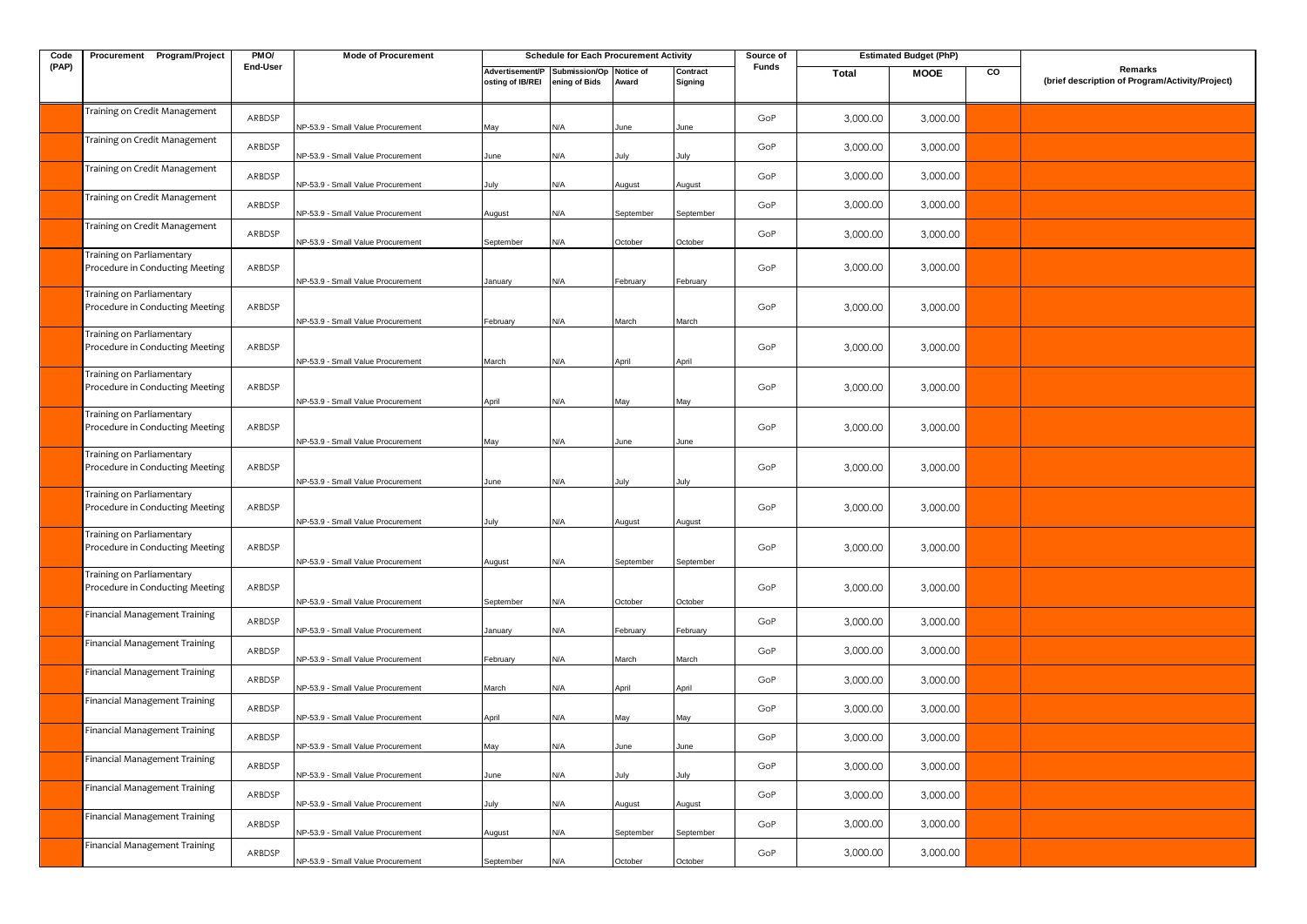| Code (PAP) | Procurement Program/Project | PMO/ End-User | Mode of Procurement | Schedule for Each Procurement Activity | | | | Source of Funds | Estimated Budget (PhP) | | | Remarks (brief description of Program/Activity/Project) |
|---|---|---|---|---|---|---|---|---|---|---|---|---|
| | | | | Advertisement/Posting of IB/REI | Submission/Opening of Bids | Notice of Award | Contract Signing | | Total | MOOE | CO | |
| | Training on Credit Management | ARBDSP | NP-53.9 - Small Value Procurement | May | N/A | June | June | GoP | 3,000.00 | 3,000.00 | | |
| | Training on Credit Management | ARBDSP | NP-53.9 - Small Value Procurement | June | N/A | July | July | GoP | 3,000.00 | 3,000.00 | | |
| | Training on Credit Management | ARBDSP | NP-53.9 - Small Value Procurement | July | N/A | August | August | GoP | 3,000.00 | 3,000.00 | | |
| | Training on Credit Management | ARBDSP | NP-53.9 - Small Value Procurement | August | N/A | September | September | GoP | 3,000.00 | 3,000.00 | | |
| | Training on Credit Management | ARBDSP | NP-53.9 - Small Value Procurement | September | N/A | October | October | GoP | 3,000.00 | 3,000.00 | | |
| | Training on Parliamentary Procedure in Conducting Meeting | ARBDSP | NP-53.9 - Small Value Procurement | January | N/A | February | February | GoP | 3,000.00 | 3,000.00 | | |
| | Training on Parliamentary Procedure in Conducting Meeting | ARBDSP | NP-53.9 - Small Value Procurement | February | N/A | March | March | GoP | 3,000.00 | 3,000.00 | | |
| | Training on Parliamentary Procedure in Conducting Meeting | ARBDSP | NP-53.9 - Small Value Procurement | March | N/A | April | April | GoP | 3,000.00 | 3,000.00 | | |
| | Training on Parliamentary Procedure in Conducting Meeting | ARBDSP | NP-53.9 - Small Value Procurement | April | N/A | May | May | GoP | 3,000.00 | 3,000.00 | | |
| | Training on Parliamentary Procedure in Conducting Meeting | ARBDSP | NP-53.9 - Small Value Procurement | May | N/A | June | June | GoP | 3,000.00 | 3,000.00 | | |
| | Training on Parliamentary Procedure in Conducting Meeting | ARBDSP | NP-53.9 - Small Value Procurement | June | N/A | July | July | GoP | 3,000.00 | 3,000.00 | | |
| | Training on Parliamentary Procedure in Conducting Meeting | ARBDSP | NP-53.9 - Small Value Procurement | July | N/A | August | August | GoP | 3,000.00 | 3,000.00 | | |
| | Training on Parliamentary Procedure in Conducting Meeting | ARBDSP | NP-53.9 - Small Value Procurement | August | N/A | September | September | GoP | 3,000.00 | 3,000.00 | | |
| | Training on Parliamentary Procedure in Conducting Meeting | ARBDSP | NP-53.9 - Small Value Procurement | September | N/A | October | October | GoP | 3,000.00 | 3,000.00 | | |
| | Financial Management Training | ARBDSP | NP-53.9 - Small Value Procurement | January | N/A | February | February | GoP | 3,000.00 | 3,000.00 | | |
| | Financial Management Training | ARBDSP | NP-53.9 - Small Value Procurement | February | N/A | March | March | GoP | 3,000.00 | 3,000.00 | | |
| | Financial Management Training | ARBDSP | NP-53.9 - Small Value Procurement | March | N/A | April | April | GoP | 3,000.00 | 3,000.00 | | |
| | Financial Management Training | ARBDSP | NP-53.9 - Small Value Procurement | April | N/A | May | May | GoP | 3,000.00 | 3,000.00 | | |
| | Financial Management Training | ARBDSP | NP-53.9 - Small Value Procurement | May | N/A | June | June | GoP | 3,000.00 | 3,000.00 | | |
| | Financial Management Training | ARBDSP | NP-53.9 - Small Value Procurement | June | N/A | July | July | GoP | 3,000.00 | 3,000.00 | | |
| | Financial Management Training | ARBDSP | NP-53.9 - Small Value Procurement | July | N/A | August | August | GoP | 3,000.00 | 3,000.00 | | |
| | Financial Management Training | ARBDSP | NP-53.9 - Small Value Procurement | August | N/A | September | September | GoP | 3,000.00 | 3,000.00 | | |
| | Financial Management Training | ARBDSP | NP-53.9 - Small Value Procurement | September | N/A | October | October | GoP | 3,000.00 | 3,000.00 | | |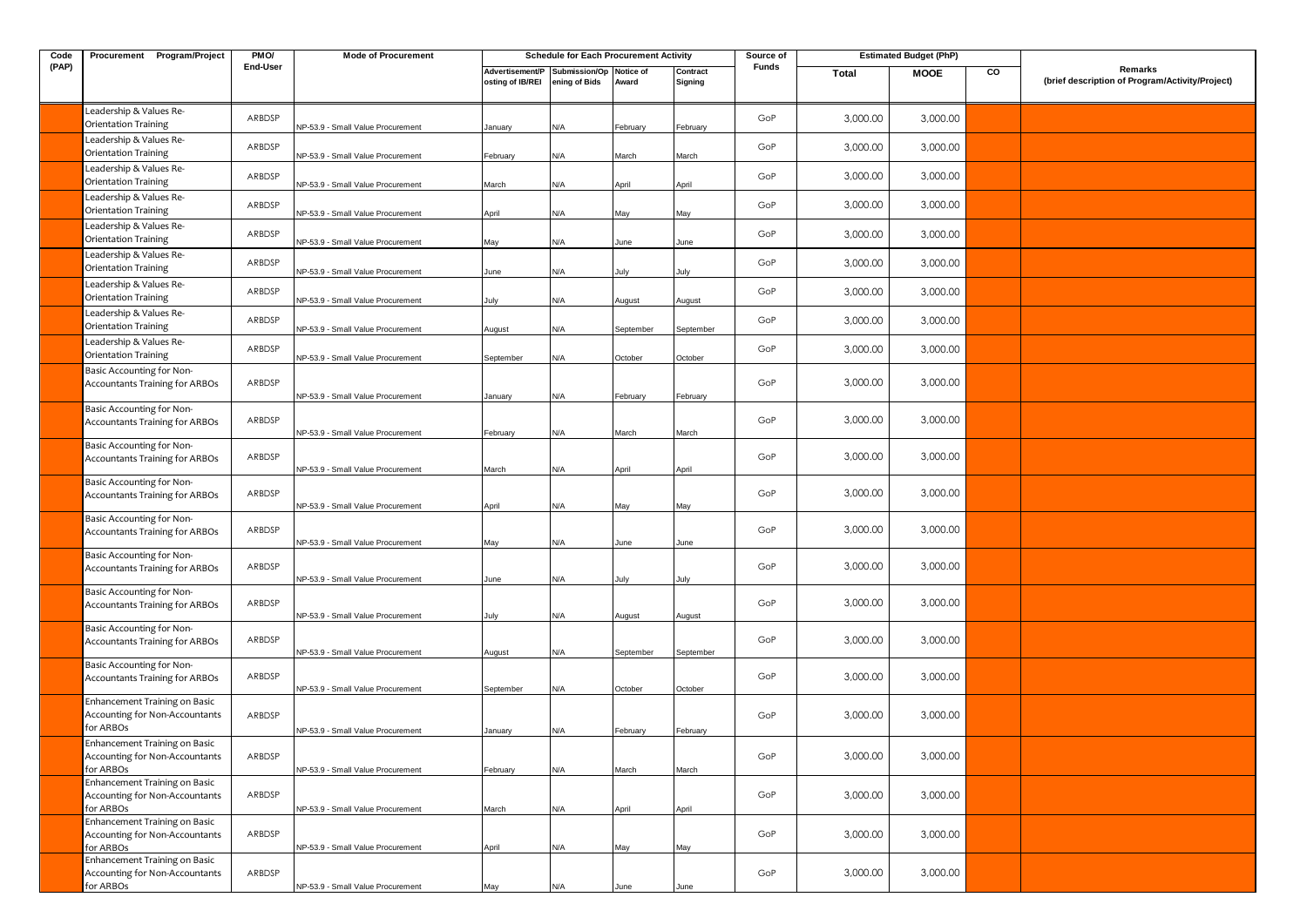| Code (PAP) | Procurement Program/Project | PMO/ End-User | Mode of Procurement | Schedule for Each Procurement Activity | | | | Source of Funds | Estimated Budget (PhP) | | | Remarks (brief description of Program/Activity/Project) |
|---|---|---|---|---|---|---|---|---|---|---|---|---|
| | | | | Advertisement/Posting of IB/REI | Submission/Opening of Bids | Notice of Award | Contract Signing | | Total | MOOE | CO | |
| | Leadership & Values Re-Orientation Training | ARBDSP | NP-53.9 - Small Value Procurement | January | N/A | February | February | GoP | 3,000.00 | 3,000.00 | | |
| | Leadership & Values Re-Orientation Training | ARBDSP | NP-53.9 - Small Value Procurement | February | N/A | March | March | GoP | 3,000.00 | 3,000.00 | | |
| | Leadership & Values Re-Orientation Training | ARBDSP | NP-53.9 - Small Value Procurement | March | N/A | April | April | GoP | 3,000.00 | 3,000.00 | | |
| | Leadership & Values Re-Orientation Training | ARBDSP | NP-53.9 - Small Value Procurement | April | N/A | May | May | GoP | 3,000.00 | 3,000.00 | | |
| | Leadership & Values Re-Orientation Training | ARBDSP | NP-53.9 - Small Value Procurement | May | N/A | June | June | GoP | 3,000.00 | 3,000.00 | | |
| | Leadership & Values Re-Orientation Training | ARBDSP | NP-53.9 - Small Value Procurement | June | N/A | July | July | GoP | 3,000.00 | 3,000.00 | | |
| | Leadership & Values Re-Orientation Training | ARBDSP | NP-53.9 - Small Value Procurement | July | N/A | August | August | GoP | 3,000.00 | 3,000.00 | | |
| | Leadership & Values Re-Orientation Training | ARBDSP | NP-53.9 - Small Value Procurement | August | N/A | September | September | GoP | 3,000.00 | 3,000.00 | | |
| | Leadership & Values Re-Orientation Training | ARBDSP | NP-53.9 - Small Value Procurement | September | N/A | October | October | GoP | 3,000.00 | 3,000.00 | | |
| | Basic Accounting for Non-Accountants Training for ARBOs | ARBDSP | NP-53.9 - Small Value Procurement | January | N/A | February | February | GoP | 3,000.00 | 3,000.00 | | |
| | Basic Accounting for Non-Accountants Training for ARBOs | ARBDSP | NP-53.9 - Small Value Procurement | February | N/A | March | March | GoP | 3,000.00 | 3,000.00 | | |
| | Basic Accounting for Non-Accountants Training for ARBOs | ARBDSP | NP-53.9 - Small Value Procurement | March | N/A | April | April | GoP | 3,000.00 | 3,000.00 | | |
| | Basic Accounting for Non-Accountants Training for ARBOs | ARBDSP | NP-53.9 - Small Value Procurement | April | N/A | May | May | GoP | 3,000.00 | 3,000.00 | | |
| | Basic Accounting for Non-Accountants Training for ARBOs | ARBDSP | NP-53.9 - Small Value Procurement | May | N/A | June | June | GoP | 3,000.00 | 3,000.00 | | |
| | Basic Accounting for Non-Accountants Training for ARBOs | ARBDSP | NP-53.9 - Small Value Procurement | June | N/A | July | July | GoP | 3,000.00 | 3,000.00 | | |
| | Basic Accounting for Non-Accountants Training for ARBOs | ARBDSP | NP-53.9 - Small Value Procurement | July | N/A | August | August | GoP | 3,000.00 | 3,000.00 | | |
| | Basic Accounting for Non-Accountants Training for ARBOs | ARBDSP | NP-53.9 - Small Value Procurement | August | N/A | September | September | GoP | 3,000.00 | 3,000.00 | | |
| | Basic Accounting for Non-Accountants Training for ARBOs | ARBDSP | NP-53.9 - Small Value Procurement | September | N/A | October | October | GoP | 3,000.00 | 3,000.00 | | |
| | Enhancement Training on Basic Accounting for Non-Accountants for ARBOs | ARBDSP | NP-53.9 - Small Value Procurement | January | N/A | February | February | GoP | 3,000.00 | 3,000.00 | | |
| | Enhancement Training on Basic Accounting for Non-Accountants for ARBOs | ARBDSP | NP-53.9 - Small Value Procurement | February | N/A | March | March | GoP | 3,000.00 | 3,000.00 | | |
| | Enhancement Training on Basic Accounting for Non-Accountants for ARBOs | ARBDSP | NP-53.9 - Small Value Procurement | March | N/A | April | April | GoP | 3,000.00 | 3,000.00 | | |
| | Enhancement Training on Basic Accounting for Non-Accountants for ARBOs | ARBDSP | NP-53.9 - Small Value Procurement | April | N/A | May | May | GoP | 3,000.00 | 3,000.00 | | |
| | Enhancement Training on Basic Accounting for Non-Accountants for ARBOs | ARBDSP | NP-53.9 - Small Value Procurement | May | N/A | June | June | GoP | 3,000.00 | 3,000.00 | | |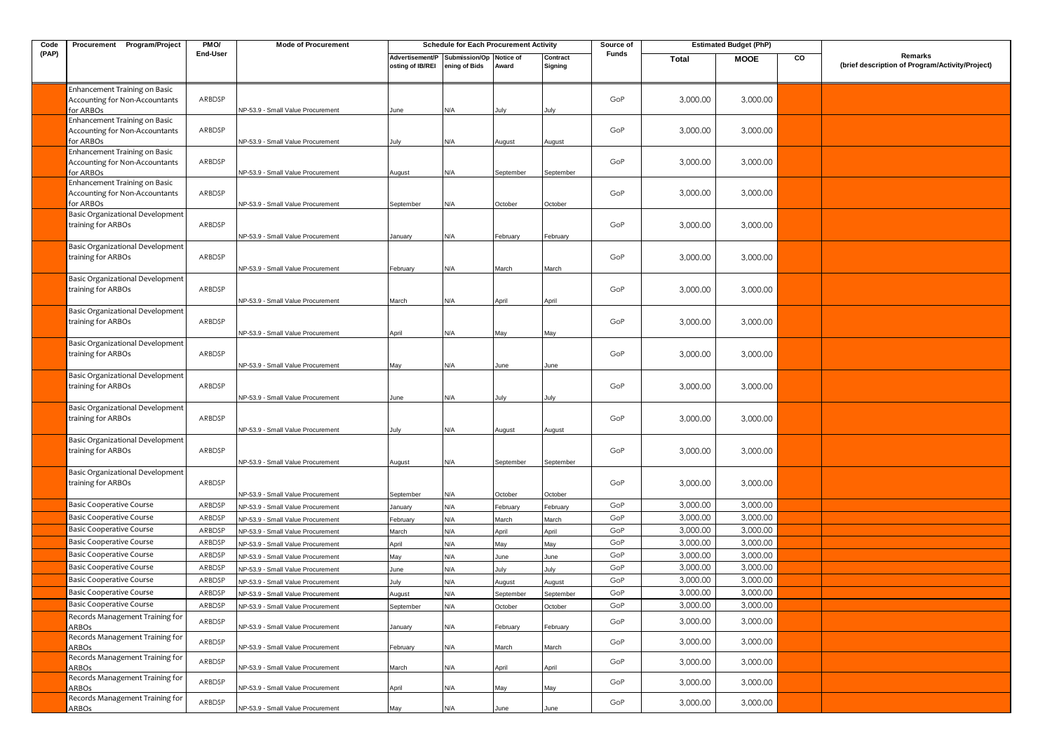| Code (PAP) | Procurement Program/Project | PMO/ End-User | Mode of Procurement | Schedule for Each Procurement Activity | | | | Source of Funds | Estimated Budget (PhP) | | | Remarks (brief description of Program/Activity/Project) |
|---|---|---|---|---|---|---|---|---|---|---|---|---|
| | | | | Advertisement/Posting of IB/REI | Submission/Opening of Bids | Notice of Award | Contract Signing | | Total | MOOE | CO | |
| | Enhancement Training on Basic Accounting for Non-Accountants for ARBOs | ARBDSP | NP-53.9 - Small Value Procurement | June | N/A | July | July | GoP | 3,000.00 | 3,000.00 | | |
| | Enhancement Training on Basic Accounting for Non-Accountants for ARBOs | ARBDSP | NP-53.9 - Small Value Procurement | July | N/A | August | August | GoP | 3,000.00 | 3,000.00 | | |
| | Enhancement Training on Basic Accounting for Non-Accountants for ARBOs | ARBDSP | NP-53.9 - Small Value Procurement | August | N/A | September | September | GoP | 3,000.00 | 3,000.00 | | |
| | Enhancement Training on Basic Accounting for Non-Accountants for ARBOs | ARBDSP | NP-53.9 - Small Value Procurement | September | N/A | October | October | GoP | 3,000.00 | 3,000.00 | | |
| | Basic Organizational Development training for ARBOs | ARBDSP | NP-53.9 - Small Value Procurement | January | N/A | February | February | GoP | 3,000.00 | 3,000.00 | | |
| | Basic Organizational Development training for ARBOs | ARBDSP | NP-53.9 - Small Value Procurement | February | N/A | March | March | GoP | 3,000.00 | 3,000.00 | | |
| | Basic Organizational Development training for ARBOs | ARBDSP | NP-53.9 - Small Value Procurement | March | N/A | April | April | GoP | 3,000.00 | 3,000.00 | | |
| | Basic Organizational Development training for ARBOs | ARBDSP | NP-53.9 - Small Value Procurement | April | N/A | May | May | GoP | 3,000.00 | 3,000.00 | | |
| | Basic Organizational Development training for ARBOs | ARBDSP | NP-53.9 - Small Value Procurement | May | N/A | June | June | GoP | 3,000.00 | 3,000.00 | | |
| | Basic Organizational Development training for ARBOs | ARBDSP | NP-53.9 - Small Value Procurement | June | N/A | July | July | GoP | 3,000.00 | 3,000.00 | | |
| | Basic Organizational Development training for ARBOs | ARBDSP | NP-53.9 - Small Value Procurement | July | N/A | August | August | GoP | 3,000.00 | 3,000.00 | | |
| | Basic Organizational Development training for ARBOs | ARBDSP | NP-53.9 - Small Value Procurement | August | N/A | September | September | GoP | 3,000.00 | 3,000.00 | | |
| | Basic Organizational Development training for ARBOs | ARBDSP | NP-53.9 - Small Value Procurement | September | N/A | October | October | GoP | 3,000.00 | 3,000.00 | | |
| | Basic Cooperative Course | ARBDSP | NP-53.9 - Small Value Procurement | January | N/A | February | February | GoP | 3,000.00 | 3,000.00 | | |
| | Basic Cooperative Course | ARBDSP | NP-53.9 - Small Value Procurement | February | N/A | March | March | GoP | 3,000.00 | 3,000.00 | | |
| | Basic Cooperative Course | ARBDSP | NP-53.9 - Small Value Procurement | March | N/A | April | April | GoP | 3,000.00 | 3,000.00 | | |
| | Basic Cooperative Course | ARBDSP | NP-53.9 - Small Value Procurement | April | N/A | May | May | GoP | 3,000.00 | 3,000.00 | | |
| | Basic Cooperative Course | ARBDSP | NP-53.9 - Small Value Procurement | May | N/A | June | June | GoP | 3,000.00 | 3,000.00 | | |
| | Basic Cooperative Course | ARBDSP | NP-53.9 - Small Value Procurement | June | N/A | July | July | GoP | 3,000.00 | 3,000.00 | | |
| | Basic Cooperative Course | ARBDSP | NP-53.9 - Small Value Procurement | July | N/A | August | August | GoP | 3,000.00 | 3,000.00 | | |
| | Basic Cooperative Course | ARBDSP | NP-53.9 - Small Value Procurement | August | N/A | September | September | GoP | 3,000.00 | 3,000.00 | | |
| | Basic Cooperative Course | ARBDSP | NP-53.9 - Small Value Procurement | September | N/A | October | October | GoP | 3,000.00 | 3,000.00 | | |
| | Records Management Training for ARBOs | ARBDSP | NP-53.9 - Small Value Procurement | January | N/A | February | February | GoP | 3,000.00 | 3,000.00 | | |
| | Records Management Training for ARBOs | ARBDSP | NP-53.9 - Small Value Procurement | February | N/A | March | March | GoP | 3,000.00 | 3,000.00 | | |
| | Records Management Training for ARBOs | ARBDSP | NP-53.9 - Small Value Procurement | March | N/A | April | April | GoP | 3,000.00 | 3,000.00 | | |
| | Records Management Training for ARBOs | ARBDSP | NP-53.9 - Small Value Procurement | April | N/A | May | May | GoP | 3,000.00 | 3,000.00 | | |
| | Records Management Training for ARBOs | ARBDSP | NP-53.9 - Small Value Procurement | May | N/A | June | June | GoP | 3,000.00 | 3,000.00 | | |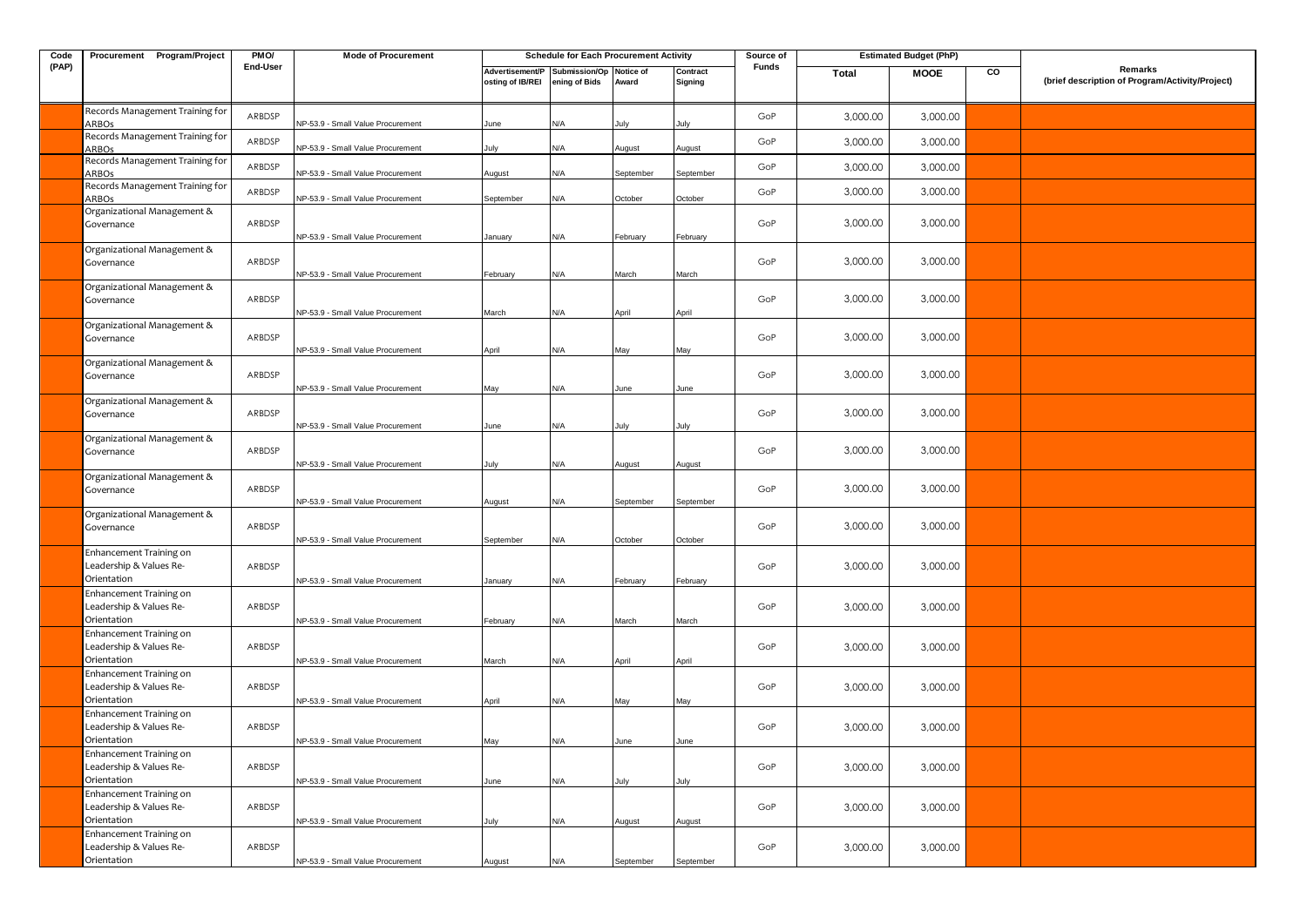| Code (PAP) | Procurement Program/Project | PMO/ End-User | Mode of Procurement | Schedule for Each Procurement Activity | | | | Source of Funds | Estimated Budget (PhP) | | | Remarks (brief description of Program/Activity/Project) |
|---|---|---|---|---|---|---|---|---|---|---|---|---|
| | | | | Advertisement/Posting of IB/REI | Submission/Opening of Bids | Notice of Award | Contract Signing | | Total | MOOE | CO | |
| | Records Management Training for ARBOs | ARBDSP | NP-53.9 - Small Value Procurement | June | N/A | July | July | GoP | 3,000.00 | 3,000.00 | | |
| | Records Management Training for ARBOs | ARBDSP | NP-53.9 - Small Value Procurement | July | N/A | August | August | GoP | 3,000.00 | 3,000.00 | | |
| | Records Management Training for ARBOs | ARBDSP | NP-53.9 - Small Value Procurement | August | N/A | September | September | GoP | 3,000.00 | 3,000.00 | | |
| | Records Management Training for ARBOs | ARBDSP | NP-53.9 - Small Value Procurement | September | N/A | October | October | GoP | 3,000.00 | 3,000.00 | | |
| | Organizational Management & Governance | ARBDSP | NP-53.9 - Small Value Procurement | January | N/A | February | February | GoP | 3,000.00 | 3,000.00 | | |
| | Organizational Management & Governance | ARBDSP | NP-53.9 - Small Value Procurement | February | N/A | March | March | GoP | 3,000.00 | 3,000.00 | | |
| | Organizational Management & Governance | ARBDSP | NP-53.9 - Small Value Procurement | March | N/A | April | April | GoP | 3,000.00 | 3,000.00 | | |
| | Organizational Management & Governance | ARBDSP | NP-53.9 - Small Value Procurement | April | N/A | May | May | GoP | 3,000.00 | 3,000.00 | | |
| | Organizational Management & Governance | ARBDSP | NP-53.9 - Small Value Procurement | May | N/A | June | June | GoP | 3,000.00 | 3,000.00 | | |
| | Organizational Management & Governance | ARBDSP | NP-53.9 - Small Value Procurement | June | N/A | July | July | GoP | 3,000.00 | 3,000.00 | | |
| | Organizational Management & Governance | ARBDSP | NP-53.9 - Small Value Procurement | July | N/A | August | August | GoP | 3,000.00 | 3,000.00 | | |
| | Organizational Management & Governance | ARBDSP | NP-53.9 - Small Value Procurement | August | N/A | September | September | GoP | 3,000.00 | 3,000.00 | | |
| | Organizational Management & Governance | ARBDSP | NP-53.9 - Small Value Procurement | September | N/A | October | October | GoP | 3,000.00 | 3,000.00 | | |
| | Enhancement Training on Leadership & Values Re-Orientation | ARBDSP | NP-53.9 - Small Value Procurement | January | N/A | February | February | GoP | 3,000.00 | 3,000.00 | | |
| | Enhancement Training on Leadership & Values Re-Orientation | ARBDSP | NP-53.9 - Small Value Procurement | February | N/A | March | March | GoP | 3,000.00 | 3,000.00 | | |
| | Enhancement Training on Leadership & Values Re-Orientation | ARBDSP | NP-53.9 - Small Value Procurement | March | N/A | April | April | GoP | 3,000.00 | 3,000.00 | | |
| | Enhancement Training on Leadership & Values Re-Orientation | ARBDSP | NP-53.9 - Small Value Procurement | April | N/A | May | May | GoP | 3,000.00 | 3,000.00 | | |
| | Enhancement Training on Leadership & Values Re-Orientation | ARBDSP | NP-53.9 - Small Value Procurement | May | N/A | June | June | GoP | 3,000.00 | 3,000.00 | | |
| | Enhancement Training on Leadership & Values Re-Orientation | ARBDSP | NP-53.9 - Small Value Procurement | June | N/A | July | July | GoP | 3,000.00 | 3,000.00 | | |
| | Enhancement Training on Leadership & Values Re-Orientation | ARBDSP | NP-53.9 - Small Value Procurement | July | N/A | August | August | GoP | 3,000.00 | 3,000.00 | | |
| | Enhancement Training on Leadership & Values Re-Orientation | ARBDSP | NP-53.9 - Small Value Procurement | August | N/A | September | September | GoP | 3,000.00 | 3,000.00 | | |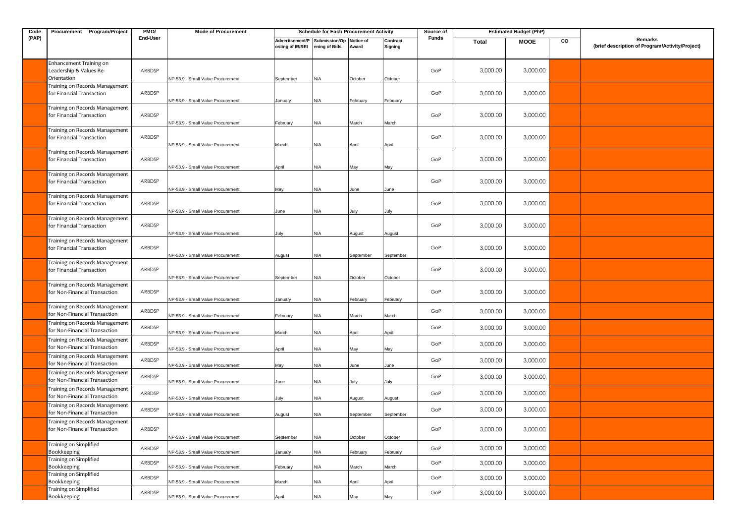| Code (PAP) | Procurement Program/Project | PMO/ End-User | Mode of Procurement | Schedule for Each Procurement Activity | | | | Source of Funds | Estimated Budget (PhP) | | | Remarks (brief description of Program/Activity/Project) |
|---|---|---|---|---|---|---|---|---|---|---|---|---|
| | | | | Advertisement/Posting of IB/REI | Submission/Opening of Bids | Notice of Award | Contract Signing | | Total | MOOE | CO | |
| | Enhancement Training on Leadership & Values Re-Orientation | ARBDSP | NP-53.9 - Small Value Procurement | September | N/A | October | October | GoP | 3,000.00 | 3,000.00 | | |
| | Training on Records Management for Financial Transaction | ARBDSP | NP-53.9 - Small Value Procurement | January | N/A | February | February | GoP | 3,000.00 | 3,000.00 | | |
| | Training on Records Management for Financial Transaction | ARBDSP | NP-53.9 - Small Value Procurement | February | N/A | March | March | GoP | 3,000.00 | 3,000.00 | | |
| | Training on Records Management for Financial Transaction | ARBDSP | NP-53.9 - Small Value Procurement | March | N/A | April | April | GoP | 3,000.00 | 3,000.00 | | |
| | Training on Records Management for Financial Transaction | ARBDSP | NP-53.9 - Small Value Procurement | April | N/A | May | May | GoP | 3,000.00 | 3,000.00 | | |
| | Training on Records Management for Financial Transaction | ARBDSP | NP-53.9 - Small Value Procurement | May | N/A | June | June | GoP | 3,000.00 | 3,000.00 | | |
| | Training on Records Management for Financial Transaction | ARBDSP | NP-53.9 - Small Value Procurement | June | N/A | July | July | GoP | 3,000.00 | 3,000.00 | | |
| | Training on Records Management for Financial Transaction | ARBDSP | NP-53.9 - Small Value Procurement | July | N/A | August | August | GoP | 3,000.00 | 3,000.00 | | |
| | Training on Records Management for Financial Transaction | ARBDSP | NP-53.9 - Small Value Procurement | August | N/A | September | September | GoP | 3,000.00 | 3,000.00 | | |
| | Training on Records Management for Financial Transaction | ARBDSP | NP-53.9 - Small Value Procurement | September | N/A | October | October | GoP | 3,000.00 | 3,000.00 | | |
| | Training on Records Management for Non-Financial Transaction | ARBDSP | NP-53.9 - Small Value Procurement | January | N/A | February | February | GoP | 3,000.00 | 3,000.00 | | |
| | Training on Records Management for Non-Financial Transaction | ARBDSP | NP-53.9 - Small Value Procurement | February | N/A | March | March | GoP | 3,000.00 | 3,000.00 | | |
| | Training on Records Management for Non-Financial Transaction | ARBDSP | NP-53.9 - Small Value Procurement | March | N/A | April | April | GoP | 3,000.00 | 3,000.00 | | |
| | Training on Records Management for Non-Financial Transaction | ARBDSP | NP-53.9 - Small Value Procurement | April | N/A | May | May | GoP | 3,000.00 | 3,000.00 | | |
| | Training on Records Management for Non-Financial Transaction | ARBDSP | NP-53.9 - Small Value Procurement | May | N/A | June | June | GoP | 3,000.00 | 3,000.00 | | |
| | Training on Records Management for Non-Financial Transaction | ARBDSP | NP-53.9 - Small Value Procurement | June | N/A | July | July | GoP | 3,000.00 | 3,000.00 | | |
| | Training on Records Management for Non-Financial Transaction | ARBDSP | NP-53.9 - Small Value Procurement | July | N/A | August | August | GoP | 3,000.00 | 3,000.00 | | |
| | Training on Records Management for Non-Financial Transaction | ARBDSP | NP-53.9 - Small Value Procurement | August | N/A | September | September | GoP | 3,000.00 | 3,000.00 | | |
| | Training on Records Management for Non-Financial Transaction | ARBDSP | NP-53.9 - Small Value Procurement | September | N/A | October | October | GoP | 3,000.00 | 3,000.00 | | |
| | Training on Simplified Bookkeeping | ARBDSP | NP-53.9 - Small Value Procurement | January | N/A | February | February | GoP | 3,000.00 | 3,000.00 | | |
| | Training on Simplified Bookkeeping | ARBDSP | NP-53.9 - Small Value Procurement | February | N/A | March | March | GoP | 3,000.00 | 3,000.00 | | |
| | Training on Simplified Bookkeeping | ARBDSP | NP-53.9 - Small Value Procurement | March | N/A | April | April | GoP | 3,000.00 | 3,000.00 | | |
| | Training on Simplified Bookkeeping | ARBDSP | NP-53.9 - Small Value Procurement | April | N/A | May | May | GoP | 3,000.00 | 3,000.00 | | |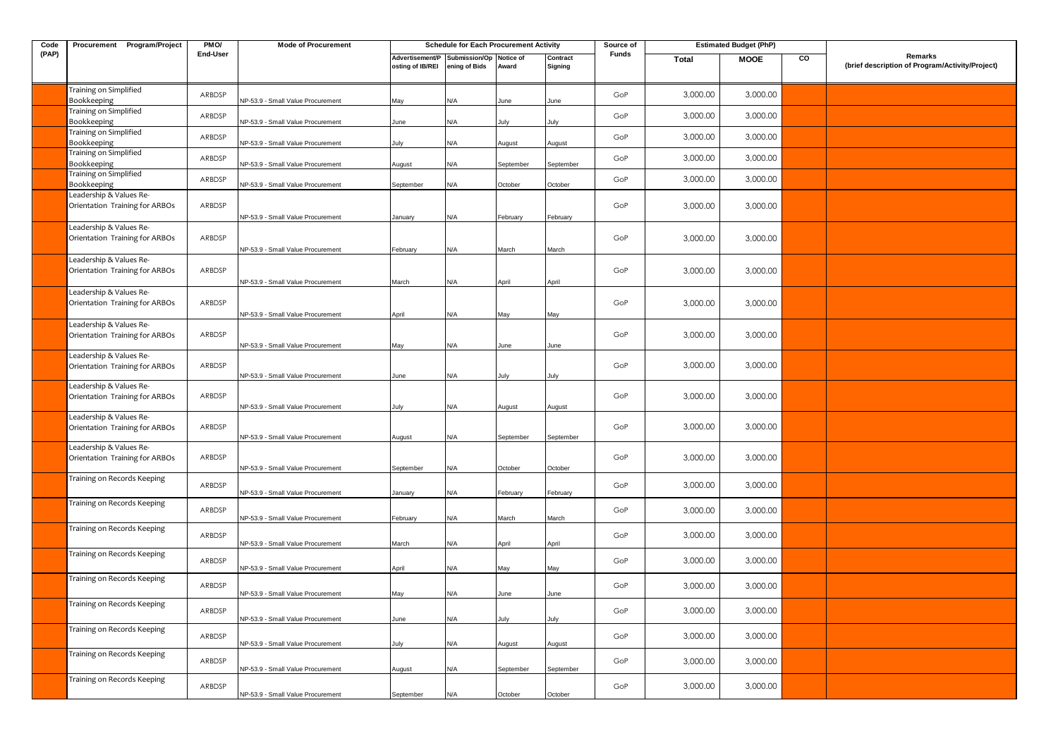| Code (PAP) | Procurement Program/Project | PMO/ End-User | Mode of Procurement | Schedule for Each Procurement Activity | | | | Source of Funds | Estimated Budget (PhP) | | | Remarks (brief description of Program/Activity/Project) |
|---|---|---|---|---|---|---|---|---|---|---|---|---|
| | | | | Advertisement/Posting of IB/REI | Submission/Opening of Bids | Notice of Award | Contract Signing | | Total | MOOE | CO | |
| | Training on Simplified Bookkeeping | ARBDSP | NP-53.9 - Small Value Procurement | May | N/A | June | June | GoP | 3,000.00 | 3,000.00 | | |
| | Training on Simplified Bookkeeping | ARBDSP | NP-53.9 - Small Value Procurement | June | N/A | July | July | GoP | 3,000.00 | 3,000.00 | | |
| | Training on Simplified Bookkeeping | ARBDSP | NP-53.9 - Small Value Procurement | July | N/A | August | August | GoP | 3,000.00 | 3,000.00 | | |
| | Training on Simplified Bookkeeping | ARBDSP | NP-53.9 - Small Value Procurement | August | N/A | September | September | GoP | 3,000.00 | 3,000.00 | | |
| | Training on Simplified Bookkeeping | ARBDSP | NP-53.9 - Small Value Procurement | September | N/A | October | October | GoP | 3,000.00 | 3,000.00 | | |
| | Leadership & Values Re-Orientation Training for ARBOs | ARBDSP | NP-53.9 - Small Value Procurement | January | N/A | February | February | GoP | 3,000.00 | 3,000.00 | | |
| | Leadership & Values Re-Orientation Training for ARBOs | ARBDSP | NP-53.9 - Small Value Procurement | February | N/A | March | March | GoP | 3,000.00 | 3,000.00 | | |
| | Leadership & Values Re-Orientation Training for ARBOs | ARBDSP | NP-53.9 - Small Value Procurement | March | N/A | April | April | GoP | 3,000.00 | 3,000.00 | | |
| | Leadership & Values Re-Orientation Training for ARBOs | ARBDSP | NP-53.9 - Small Value Procurement | April | N/A | May | May | GoP | 3,000.00 | 3,000.00 | | |
| | Leadership & Values Re-Orientation Training for ARBOs | ARBDSP | NP-53.9 - Small Value Procurement | May | N/A | June | June | GoP | 3,000.00 | 3,000.00 | | |
| | Leadership & Values Re-Orientation Training for ARBOs | ARBDSP | NP-53.9 - Small Value Procurement | June | N/A | July | July | GoP | 3,000.00 | 3,000.00 | | |
| | Leadership & Values Re-Orientation Training for ARBOs | ARBDSP | NP-53.9 - Small Value Procurement | July | N/A | August | August | GoP | 3,000.00 | 3,000.00 | | |
| | Leadership & Values Re-Orientation Training for ARBOs | ARBDSP | NP-53.9 - Small Value Procurement | August | N/A | September | September | GoP | 3,000.00 | 3,000.00 | | |
| | Leadership & Values Re-Orientation Training for ARBOs | ARBDSP | NP-53.9 - Small Value Procurement | September | N/A | October | October | GoP | 3,000.00 | 3,000.00 | | |
| | Training on Records Keeping | ARBDSP | NP-53.9 - Small Value Procurement | January | N/A | February | February | GoP | 3,000.00 | 3,000.00 | | |
| | Training on Records Keeping | ARBDSP | NP-53.9 - Small Value Procurement | February | N/A | March | March | GoP | 3,000.00 | 3,000.00 | | |
| | Training on Records Keeping | ARBDSP | NP-53.9 - Small Value Procurement | March | N/A | April | April | GoP | 3,000.00 | 3,000.00 | | |
| | Training on Records Keeping | ARBDSP | NP-53.9 - Small Value Procurement | April | N/A | May | May | GoP | 3,000.00 | 3,000.00 | | |
| | Training on Records Keeping | ARBDSP | NP-53.9 - Small Value Procurement | May | N/A | June | June | GoP | 3,000.00 | 3,000.00 | | |
| | Training on Records Keeping | ARBDSP | NP-53.9 - Small Value Procurement | June | N/A | July | July | GoP | 3,000.00 | 3,000.00 | | |
| | Training on Records Keeping | ARBDSP | NP-53.9 - Small Value Procurement | July | N/A | August | August | GoP | 3,000.00 | 3,000.00 | | |
| | Training on Records Keeping | ARBDSP | NP-53.9 - Small Value Procurement | August | N/A | September | September | GoP | 3,000.00 | 3,000.00 | | |
| | Training on Records Keeping | ARBDSP | NP-53.9 - Small Value Procurement | September | N/A | October | October | GoP | 3,000.00 | 3,000.00 | | |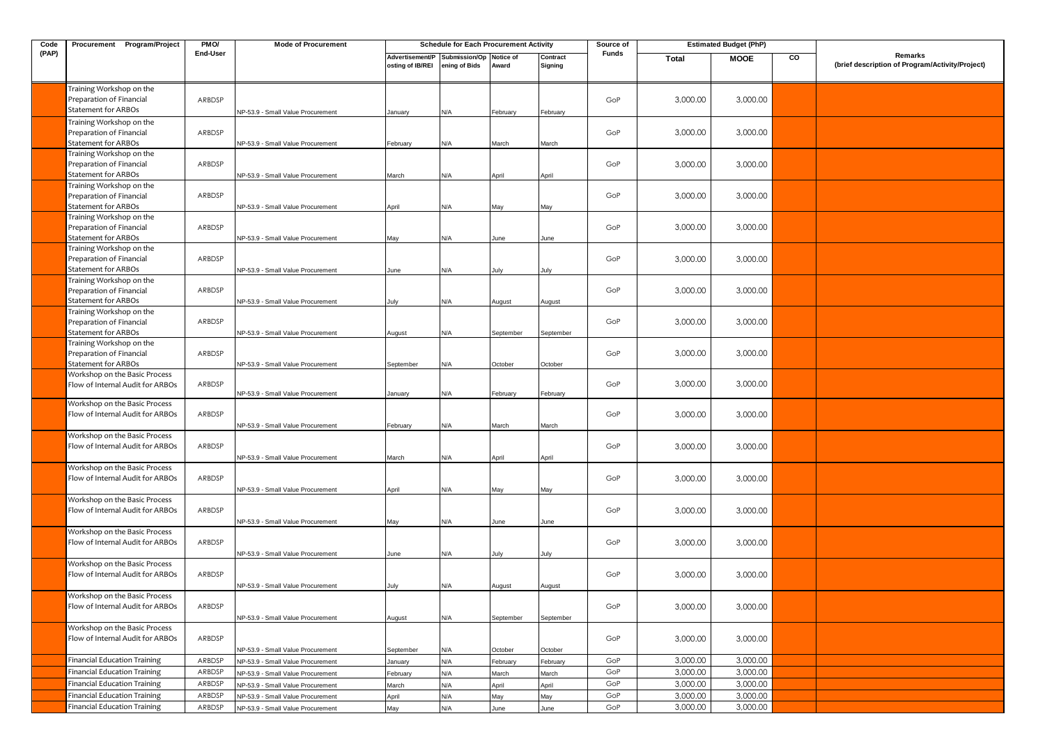| Code (PAP) | Procurement Program/Project | PMO/ End-User | Mode of Procurement | Schedule for Each Procurement Activity | | | | Source of Funds | Estimated Budget (PhP) | | | Remarks (brief description of Program/Activity/Project) |
|---|---|---|---|---|---|---|---|---|---|---|---|---|
| | | | | Advertisement/Posting of IB/REI | Submission/Opening of Bids | Notice of Award | Contract Signing | | Total | MOOE | CO | |
| | Training Workshop on the Preparation of Financial Statement for ARBOs | ARBDSP | NP-53.9 - Small Value Procurement | January | N/A | February | February | GoP | 3,000.00 | 3,000.00 | | |
| | Training Workshop on the Preparation of Financial Statement for ARBOs | ARBDSP | NP-53.9 - Small Value Procurement | February | N/A | March | March | GoP | 3,000.00 | 3,000.00 | | |
| | Training Workshop on the Preparation of Financial Statement for ARBOs | ARBDSP | NP-53.9 - Small Value Procurement | March | N/A | April | April | GoP | 3,000.00 | 3,000.00 | | |
| | Training Workshop on the Preparation of Financial Statement for ARBOs | ARBDSP | NP-53.9 - Small Value Procurement | April | N/A | May | May | GoP | 3,000.00 | 3,000.00 | | |
| | Training Workshop on the Preparation of Financial Statement for ARBOs | ARBDSP | NP-53.9 - Small Value Procurement | May | N/A | June | June | GoP | 3,000.00 | 3,000.00 | | |
| | Training Workshop on the Preparation of Financial Statement for ARBOs | ARBDSP | NP-53.9 - Small Value Procurement | June | N/A | July | July | GoP | 3,000.00 | 3,000.00 | | |
| | Training Workshop on the Preparation of Financial Statement for ARBOs | ARBDSP | NP-53.9 - Small Value Procurement | July | N/A | August | August | GoP | 3,000.00 | 3,000.00 | | |
| | Training Workshop on the Preparation of Financial Statement for ARBOs | ARBDSP | NP-53.9 - Small Value Procurement | August | N/A | September | September | GoP | 3,000.00 | 3,000.00 | | |
| | Training Workshop on the Preparation of Financial Statement for ARBOs | ARBDSP | NP-53.9 - Small Value Procurement | September | N/A | October | October | GoP | 3,000.00 | 3,000.00 | | |
| | Workshop on the Basic Process Flow of Internal Audit for ARBOs | ARBDSP | NP-53.9 - Small Value Procurement | January | N/A | February | February | GoP | 3,000.00 | 3,000.00 | | |
| | Workshop on the Basic Process Flow of Internal Audit for ARBOs | ARBDSP | NP-53.9 - Small Value Procurement | February | N/A | March | March | GoP | 3,000.00 | 3,000.00 | | |
| | Workshop on the Basic Process Flow of Internal Audit for ARBOs | ARBDSP | NP-53.9 - Small Value Procurement | March | N/A | April | April | GoP | 3,000.00 | 3,000.00 | | |
| | Workshop on the Basic Process Flow of Internal Audit for ARBOs | ARBDSP | NP-53.9 - Small Value Procurement | April | N/A | May | May | GoP | 3,000.00 | 3,000.00 | | |
| | Workshop on the Basic Process Flow of Internal Audit for ARBOs | ARBDSP | NP-53.9 - Small Value Procurement | May | N/A | June | June | GoP | 3,000.00 | 3,000.00 | | |
| | Workshop on the Basic Process Flow of Internal Audit for ARBOs | ARBDSP | NP-53.9 - Small Value Procurement | June | N/A | July | July | GoP | 3,000.00 | 3,000.00 | | |
| | Workshop on the Basic Process Flow of Internal Audit for ARBOs | ARBDSP | NP-53.9 - Small Value Procurement | July | N/A | August | August | GoP | 3,000.00 | 3,000.00 | | |
| | Workshop on the Basic Process Flow of Internal Audit for ARBOs | ARBDSP | NP-53.9 - Small Value Procurement | August | N/A | September | September | GoP | 3,000.00 | 3,000.00 | | |
| | Workshop on the Basic Process Flow of Internal Audit for ARBOs | ARBDSP | NP-53.9 - Small Value Procurement | September | N/A | October | October | GoP | 3,000.00 | 3,000.00 | | |
| | Financial Education Training | ARBDSP | NP-53.9 - Small Value Procurement | January | N/A | February | February | GoP | 3,000.00 | 3,000.00 | | |
| | Financial Education Training | ARBDSP | NP-53.9 - Small Value Procurement | February | N/A | March | March | GoP | 3,000.00 | 3,000.00 | | |
| | Financial Education Training | ARBDSP | NP-53.9 - Small Value Procurement | March | N/A | April | April | GoP | 3,000.00 | 3,000.00 | | |
| | Financial Education Training | ARBDSP | NP-53.9 - Small Value Procurement | April | N/A | May | May | GoP | 3,000.00 | 3,000.00 | | |
| | Financial Education Training | ARBDSP | NP-53.9 - Small Value Procurement | May | N/A | June | June | GoP | 3,000.00 | 3,000.00 | | |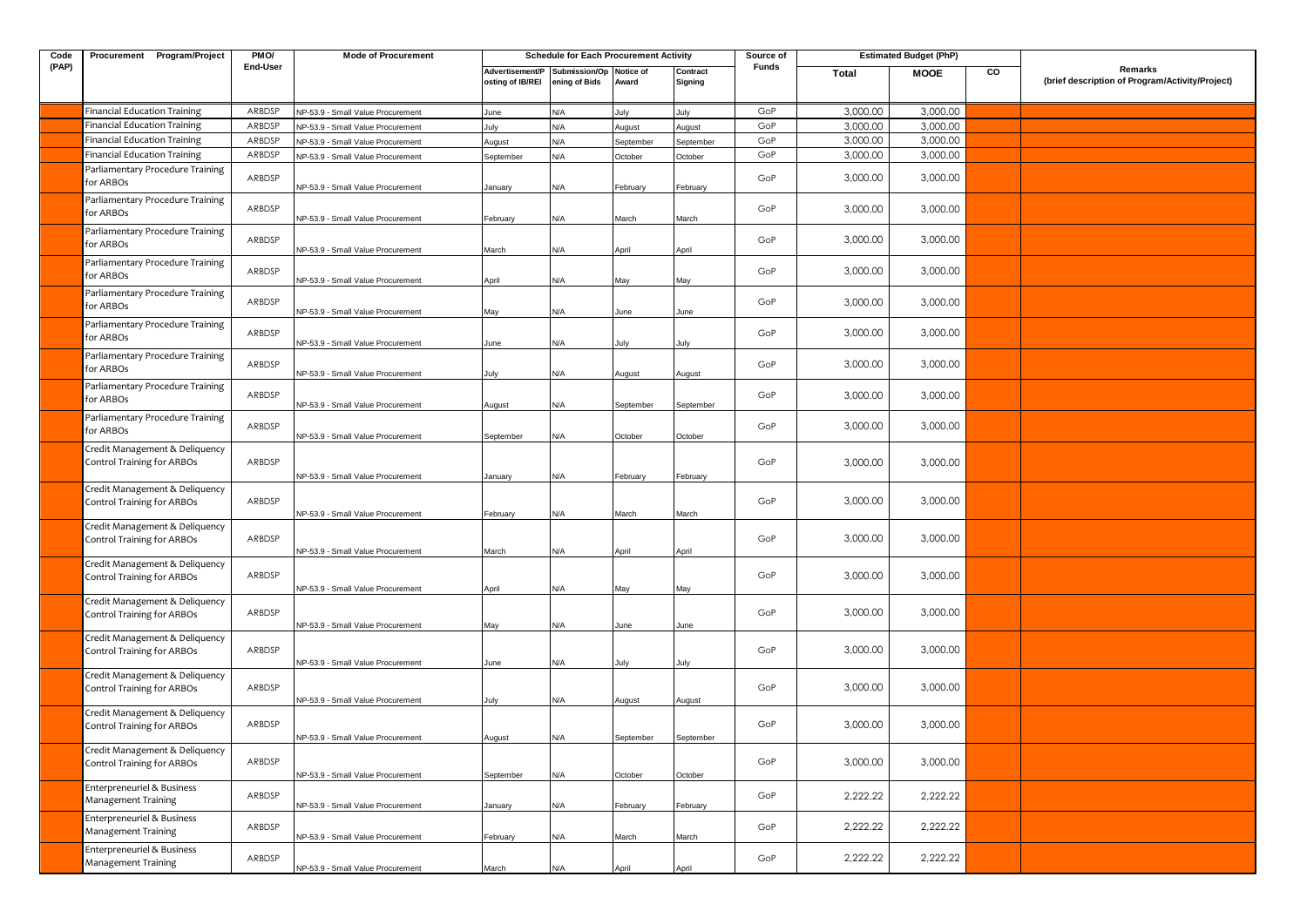| Code (PAP) | Procurement Program/Project | PMO/ End-User | Mode of Procurement | Schedule for Each Procurement Activity | | | | Source of Funds | Estimated Budget (PhP) | | | Remarks (brief description of Program/Activity/Project) |
|---|---|---|---|---|---|---|---|---|---|---|---|---|
| | | | | Advertisement/Posting of IB/REI | Submission/Opening of Bids | Notice of Award | Contract Signing | | Total | MOOE | CO | |
| | Financial Education Training | ARBDSP | NP-53.9 - Small Value Procurement | June | N/A | July | July | GoP | 3,000.00 | 3,000.00 | | |
| | Financial Education Training | ARBDSP | NP-53.9 - Small Value Procurement | July | N/A | August | August | GoP | 3,000.00 | 3,000.00 | | |
| | Financial Education Training | ARBDSP | NP-53.9 - Small Value Procurement | August | N/A | September | September | GoP | 3,000.00 | 3,000.00 | | |
| | Financial Education Training | ARBDSP | NP-53.9 - Small Value Procurement | September | N/A | October | October | GoP | 3,000.00 | 3,000.00 | | |
| | Parliamentary Procedure Training for ARBOs | ARBDSP | NP-53.9 - Small Value Procurement | January | N/A | February | February | GoP | 3,000.00 | 3,000.00 | | |
| | Parliamentary Procedure Training for ARBOs | ARBDSP | NP-53.9 - Small Value Procurement | February | N/A | March | March | GoP | 3,000.00 | 3,000.00 | | |
| | Parliamentary Procedure Training for ARBOs | ARBDSP | NP-53.9 - Small Value Procurement | March | N/A | April | April | GoP | 3,000.00 | 3,000.00 | | |
| | Parliamentary Procedure Training for ARBOs | ARBDSP | NP-53.9 - Small Value Procurement | April | N/A | May | May | GoP | 3,000.00 | 3,000.00 | | |
| | Parliamentary Procedure Training for ARBOs | ARBDSP | NP-53.9 - Small Value Procurement | May | N/A | June | June | GoP | 3,000.00 | 3,000.00 | | |
| | Parliamentary Procedure Training for ARBOs | ARBDSP | NP-53.9 - Small Value Procurement | June | N/A | July | July | GoP | 3,000.00 | 3,000.00 | | |
| | Parliamentary Procedure Training for ARBOs | ARBDSP | NP-53.9 - Small Value Procurement | July | N/A | August | August | GoP | 3,000.00 | 3,000.00 | | |
| | Parliamentary Procedure Training for ARBOs | ARBDSP | NP-53.9 - Small Value Procurement | August | N/A | September | September | GoP | 3,000.00 | 3,000.00 | | |
| | Parliamentary Procedure Training for ARBOs | ARBDSP | NP-53.9 - Small Value Procurement | September | N/A | October | October | GoP | 3,000.00 | 3,000.00 | | |
| | Credit Management & Deliquency Control Training for ARBOs | ARBDSP | NP-53.9 - Small Value Procurement | January | N/A | February | February | GoP | 3,000.00 | 3,000.00 | | |
| | Credit Management & Deliquency Control Training for ARBOs | ARBDSP | NP-53.9 - Small Value Procurement | February | N/A | March | March | GoP | 3,000.00 | 3,000.00 | | |
| | Credit Management & Deliquency Control Training for ARBOs | ARBDSP | NP-53.9 - Small Value Procurement | March | N/A | April | April | GoP | 3,000.00 | 3,000.00 | | |
| | Credit Management & Deliquency Control Training for ARBOs | ARBDSP | NP-53.9 - Small Value Procurement | April | N/A | May | May | GoP | 3,000.00 | 3,000.00 | | |
| | Credit Management & Deliquency Control Training for ARBOs | ARBDSP | NP-53.9 - Small Value Procurement | May | N/A | June | June | GoP | 3,000.00 | 3,000.00 | | |
| | Credit Management & Deliquency Control Training for ARBOs | ARBDSP | NP-53.9 - Small Value Procurement | June | N/A | July | July | GoP | 3,000.00 | 3,000.00 | | |
| | Credit Management & Deliquency Control Training for ARBOs | ARBDSP | NP-53.9 - Small Value Procurement | July | N/A | August | August | GoP | 3,000.00 | 3,000.00 | | |
| | Credit Management & Deliquency Control Training for ARBOs | ARBDSP | NP-53.9 - Small Value Procurement | August | N/A | September | September | GoP | 3,000.00 | 3,000.00 | | |
| | Credit Management & Deliquency Control Training for ARBOs | ARBDSP | NP-53.9 - Small Value Procurement | September | N/A | October | October | GoP | 3,000.00 | 3,000.00 | | |
| | Enterpreneuriel & Business Management Training | ARBDSP | NP-53.9 - Small Value Procurement | January | N/A | February | February | GoP | 2,222.22 | 2,222.22 | | |
| | Enterpreneuriel & Business Management Training | ARBDSP | NP-53.9 - Small Value Procurement | February | N/A | March | March | GoP | 2,222.22 | 2,222.22 | | |
| | Enterpreneuriel & Business Management Training | ARBDSP | NP-53.9 - Small Value Procurement | March | N/A | April | April | GoP | 2,222.22 | 2,222.22 | | |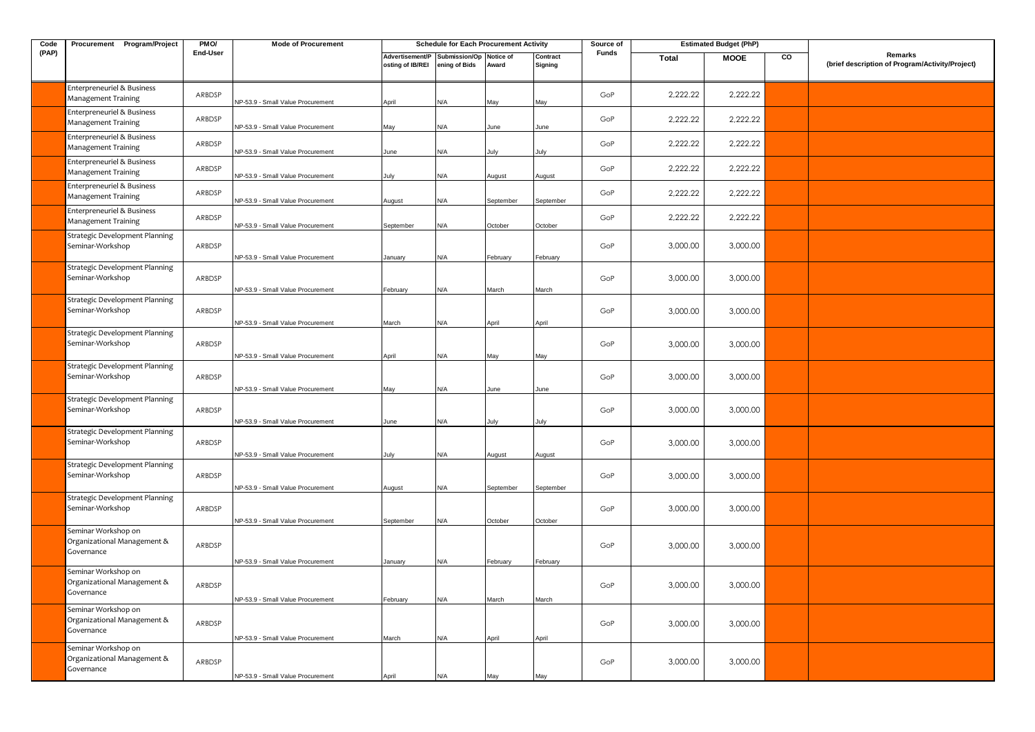| Code (PAP) | Procurement Program/Project | PMO/ End-User | Mode of Procurement | Schedule for Each Procurement Activity | | | | Source of Funds | Estimated Budget (PhP) | | | Remarks (brief description of Program/Activity/Project) |
|---|---|---|---|---|---|---|---|---|---|---|---|---|
| | | | | Advertisement/Posting of IB/REI | Submission/Opening of Bids | Notice of Award | Contract Signing | | Total | MOOE | CO | |
| | Enterpreneuriel & Business Management Training | ARBDSP | NP-53.9 - Small Value Procurement | April | N/A | May | May | GoP | 2,222.22 | 2,222.22 | | |
| | Enterpreneuriel & Business Management Training | ARBDSP | NP-53.9 - Small Value Procurement | May | N/A | June | June | GoP | 2,222.22 | 2,222.22 | | |
| | Enterpreneuriel & Business Management Training | ARBDSP | NP-53.9 - Small Value Procurement | June | N/A | July | July | GoP | 2,222.22 | 2,222.22 | | |
| | Enterpreneuriel & Business Management Training | ARBDSP | NP-53.9 - Small Value Procurement | July | N/A | August | August | GoP | 2,222.22 | 2,222.22 | | |
| | Enterpreneuriel & Business Management Training | ARBDSP | NP-53.9 - Small Value Procurement | August | N/A | September | September | GoP | 2,222.22 | 2,222.22 | | |
| | Enterpreneuriel & Business Management Training | ARBDSP | NP-53.9 - Small Value Procurement | September | N/A | October | October | GoP | 2,222.22 | 2,222.22 | | |
| | Strategic Development Planning Seminar-Workshop | ARBDSP | NP-53.9 - Small Value Procurement | January | N/A | February | February | GoP | 3,000.00 | 3,000.00 | | |
| | Strategic Development Planning Seminar-Workshop | ARBDSP | NP-53.9 - Small Value Procurement | February | N/A | March | March | GoP | 3,000.00 | 3,000.00 | | |
| | Strategic Development Planning Seminar-Workshop | ARBDSP | NP-53.9 - Small Value Procurement | March | N/A | April | April | GoP | 3,000.00 | 3,000.00 | | |
| | Strategic Development Planning Seminar-Workshop | ARBDSP | NP-53.9 - Small Value Procurement | April | N/A | May | May | GoP | 3,000.00 | 3,000.00 | | |
| | Strategic Development Planning Seminar-Workshop | ARBDSP | NP-53.9 - Small Value Procurement | May | N/A | June | June | GoP | 3,000.00 | 3,000.00 | | |
| | Strategic Development Planning Seminar-Workshop | ARBDSP | NP-53.9 - Small Value Procurement | June | N/A | July | July | GoP | 3,000.00 | 3,000.00 | | |
| | Strategic Development Planning Seminar-Workshop | ARBDSP | NP-53.9 - Small Value Procurement | July | N/A | August | August | GoP | 3,000.00 | 3,000.00 | | |
| | Strategic Development Planning Seminar-Workshop | ARBDSP | NP-53.9 - Small Value Procurement | August | N/A | September | September | GoP | 3,000.00 | 3,000.00 | | |
| | Strategic Development Planning Seminar-Workshop | ARBDSP | NP-53.9 - Small Value Procurement | September | N/A | October | October | GoP | 3,000.00 | 3,000.00 | | |
| | Seminar Workshop on Organizational Management & Governance | ARBDSP | NP-53.9 - Small Value Procurement | January | N/A | February | February | GoP | 3,000.00 | 3,000.00 | | |
| | Seminar Workshop on Organizational Management & Governance | ARBDSP | NP-53.9 - Small Value Procurement | February | N/A | March | March | GoP | 3,000.00 | 3,000.00 | | |
| | Seminar Workshop on Organizational Management & Governance | ARBDSP | NP-53.9 - Small Value Procurement | March | N/A | April | April | GoP | 3,000.00 | 3,000.00 | | |
| | Seminar Workshop on Organizational Management & Governance | ARBDSP | NP-53.9 - Small Value Procurement | April | N/A | May | May | GoP | 3,000.00 | 3,000.00 | | |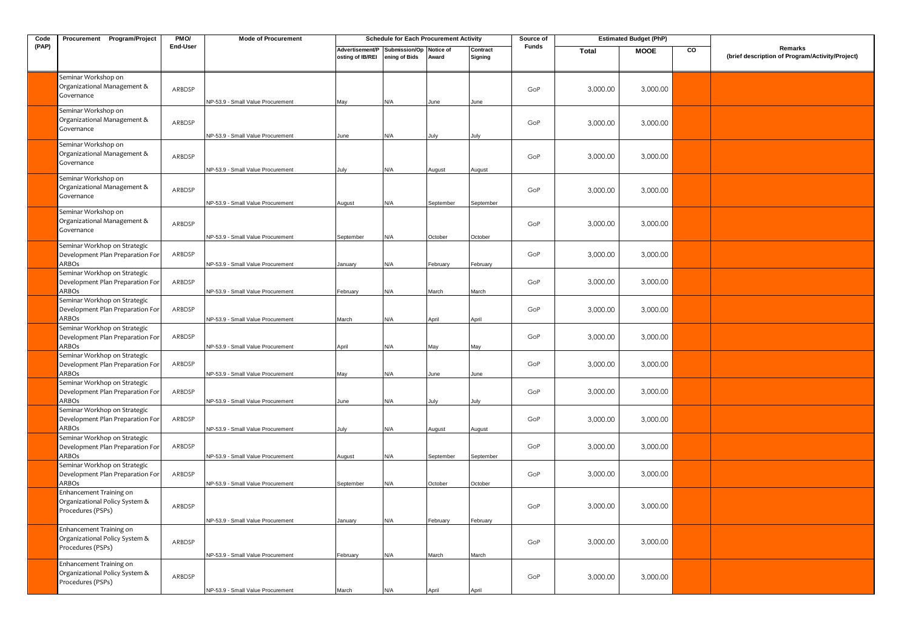| Code (PAP) | Procurement Program/Project | PMO/ End-User | Mode of Procurement | Schedule for Each Procurement Activity | | | | Source of Funds | Estimated Budget (PhP) | | | Remarks (brief description of Program/Activity/Project) |
|---|---|---|---|---|---|---|---|---|---|---|---|---|
| | | | | Advertisement/Posting of IB/REI | Submission/Opening of Bids | Notice of Award | Contract Signing | | Total | MOOE | CO | |
| | Seminar Workshop on Organizational Management & Governance | ARBDSP | NP-53.9 - Small Value Procurement | May | N/A | June | June | GoP | 3,000.00 | 3,000.00 | | |
| | Seminar Workshop on Organizational Management & Governance | ARBDSP | NP-53.9 - Small Value Procurement | June | N/A | July | July | GoP | 3,000.00 | 3,000.00 | | |
| | Seminar Workshop on Organizational Management & Governance | ARBDSP | NP-53.9 - Small Value Procurement | July | N/A | August | August | GoP | 3,000.00 | 3,000.00 | | |
| | Seminar Workshop on Organizational Management & Governance | ARBDSP | NP-53.9 - Small Value Procurement | August | N/A | September | September | GoP | 3,000.00 | 3,000.00 | | |
| | Seminar Workshop on Organizational Management & Governance | ARBDSP | NP-53.9 - Small Value Procurement | September | N/A | October | October | GoP | 3,000.00 | 3,000.00 | | |
| | Seminar Workhop on Strategic Development Plan Preparation For ARBOs | ARBDSP | NP-53.9 - Small Value Procurement | January | N/A | February | February | GoP | 3,000.00 | 3,000.00 | | |
| | Seminar Workhop on Strategic Development Plan Preparation For ARBOs | ARBDSP | NP-53.9 - Small Value Procurement | February | N/A | March | March | GoP | 3,000.00 | 3,000.00 | | |
| | Seminar Workhop on Strategic Development Plan Preparation For ARBOs | ARBDSP | NP-53.9 - Small Value Procurement | March | N/A | April | April | GoP | 3,000.00 | 3,000.00 | | |
| | Seminar Workhop on Strategic Development Plan Preparation For ARBOs | ARBDSP | NP-53.9 - Small Value Procurement | April | N/A | May | May | GoP | 3,000.00 | 3,000.00 | | |
| | Seminar Workhop on Strategic Development Plan Preparation For ARBOs | ARBDSP | NP-53.9 - Small Value Procurement | May | N/A | June | June | GoP | 3,000.00 | 3,000.00 | | |
| | Seminar Workhop on Strategic Development Plan Preparation For ARBOs | ARBDSP | NP-53.9 - Small Value Procurement | June | N/A | July | July | GoP | 3,000.00 | 3,000.00 | | |
| | Seminar Workhop on Strategic Development Plan Preparation For ARBOs | ARBDSP | NP-53.9 - Small Value Procurement | July | N/A | August | August | GoP | 3,000.00 | 3,000.00 | | |
| | Seminar Workhop on Strategic Development Plan Preparation For ARBOs | ARBDSP | NP-53.9 - Small Value Procurement | August | N/A | September | September | GoP | 3,000.00 | 3,000.00 | | |
| | Seminar Workhop on Strategic Development Plan Preparation For ARBOs | ARBDSP | NP-53.9 - Small Value Procurement | September | N/A | October | October | GoP | 3,000.00 | 3,000.00 | | |
| | Enhancement Training on Organizational Policy System & Procedures (PSPs) | ARBDSP | NP-53.9 - Small Value Procurement | January | N/A | February | February | GoP | 3,000.00 | 3,000.00 | | |
| | Enhancement Training on Organizational Policy System & Procedures (PSPs) | ARBDSP | NP-53.9 - Small Value Procurement | February | N/A | March | March | GoP | 3,000.00 | 3,000.00 | | |
| | Enhancement Training on Organizational Policy System & Procedures (PSPs) | ARBDSP | NP-53.9 - Small Value Procurement | March | N/A | April | April | GoP | 3,000.00 | 3,000.00 | | |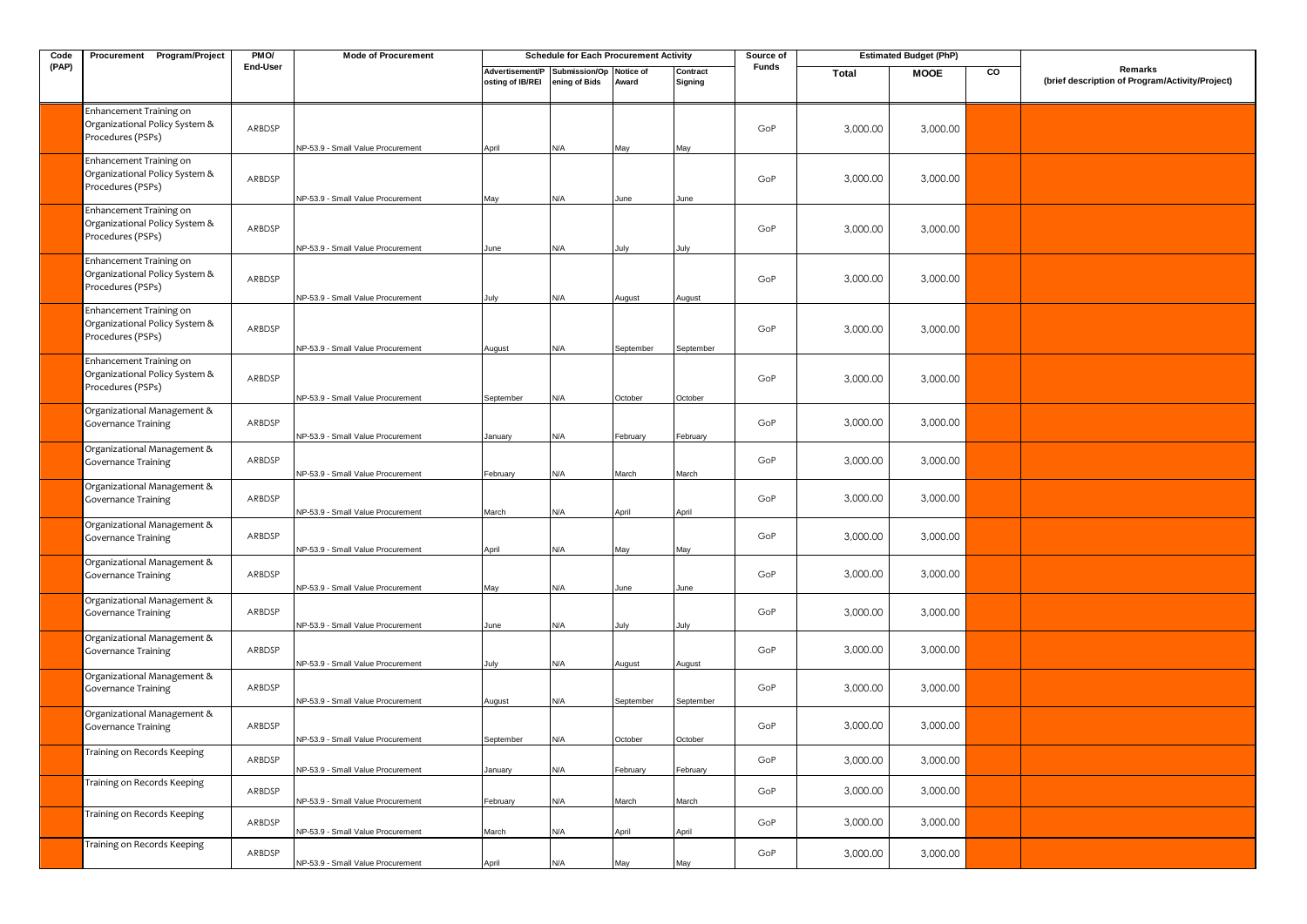| Code (PAP) | Procurement Program/Project | PMO/ End-User | Mode of Procurement | Schedule for Each Procurement Activity | | | | Source of Funds | Estimated Budget (PhP) | | | Remarks (brief description of Program/Activity/Project) |
|---|---|---|---|---|---|---|---|---|---|---|---|---|
| | | | | Advertisement/Posting of IB/REI | Submission/Opening of Bids | Notice of Award | Contract Signing | | Total | MOOE | CO | |
| | Enhancement Training on Organizational Policy System & Procedures (PSPs) | ARBDSP | NP-53.9 - Small Value Procurement | April | N/A | May | May | GoP | 3,000.00 | 3,000.00 | | |
| | Enhancement Training on Organizational Policy System & Procedures (PSPs) | ARBDSP | NP-53.9 - Small Value Procurement | May | N/A | June | June | GoP | 3,000.00 | 3,000.00 | | |
| | Enhancement Training on Organizational Policy System & Procedures (PSPs) | ARBDSP | NP-53.9 - Small Value Procurement | June | N/A | July | July | GoP | 3,000.00 | 3,000.00 | | |
| | Enhancement Training on Organizational Policy System & Procedures (PSPs) | ARBDSP | NP-53.9 - Small Value Procurement | July | N/A | August | August | GoP | 3,000.00 | 3,000.00 | | |
| | Enhancement Training on Organizational Policy System & Procedures (PSPs) | ARBDSP | NP-53.9 - Small Value Procurement | August | N/A | September | September | GoP | 3,000.00 | 3,000.00 | | |
| | Enhancement Training on Organizational Policy System & Procedures (PSPs) | ARBDSP | NP-53.9 - Small Value Procurement | September | N/A | October | October | GoP | 3,000.00 | 3,000.00 | | |
| | Organizational Management & Governance Training | ARBDSP | NP-53.9 - Small Value Procurement | January | N/A | February | February | GoP | 3,000.00 | 3,000.00 | | |
| | Organizational Management & Governance Training | ARBDSP | NP-53.9 - Small Value Procurement | February | N/A | March | March | GoP | 3,000.00 | 3,000.00 | | |
| | Organizational Management & Governance Training | ARBDSP | NP-53.9 - Small Value Procurement | March | N/A | April | April | GoP | 3,000.00 | 3,000.00 | | |
| | Organizational Management & Governance Training | ARBDSP | NP-53.9 - Small Value Procurement | April | N/A | May | May | GoP | 3,000.00 | 3,000.00 | | |
| | Organizational Management & Governance Training | ARBDSP | NP-53.9 - Small Value Procurement | May | N/A | June | June | GoP | 3,000.00 | 3,000.00 | | |
| | Organizational Management & Governance Training | ARBDSP | NP-53.9 - Small Value Procurement | June | N/A | July | July | GoP | 3,000.00 | 3,000.00 | | |
| | Organizational Management & Governance Training | ARBDSP | NP-53.9 - Small Value Procurement | July | N/A | August | August | GoP | 3,000.00 | 3,000.00 | | |
| | Organizational Management & Governance Training | ARBDSP | NP-53.9 - Small Value Procurement | August | N/A | September | September | GoP | 3,000.00 | 3,000.00 | | |
| | Organizational Management & Governance Training | ARBDSP | NP-53.9 - Small Value Procurement | September | N/A | October | October | GoP | 3,000.00 | 3,000.00 | | |
| | Training on Records Keeping | ARBDSP | NP-53.9 - Small Value Procurement | January | N/A | February | February | GoP | 3,000.00 | 3,000.00 | | |
| | Training on Records Keeping | ARBDSP | NP-53.9 - Small Value Procurement | February | N/A | March | March | GoP | 3,000.00 | 3,000.00 | | |
| | Training on Records Keeping | ARBDSP | NP-53.9 - Small Value Procurement | March | N/A | April | April | GoP | 3,000.00 | 3,000.00 | | |
| | Training on Records Keeping | ARBDSP | NP-53.9 - Small Value Procurement | April | N/A | May | May | GoP | 3,000.00 | 3,000.00 | | |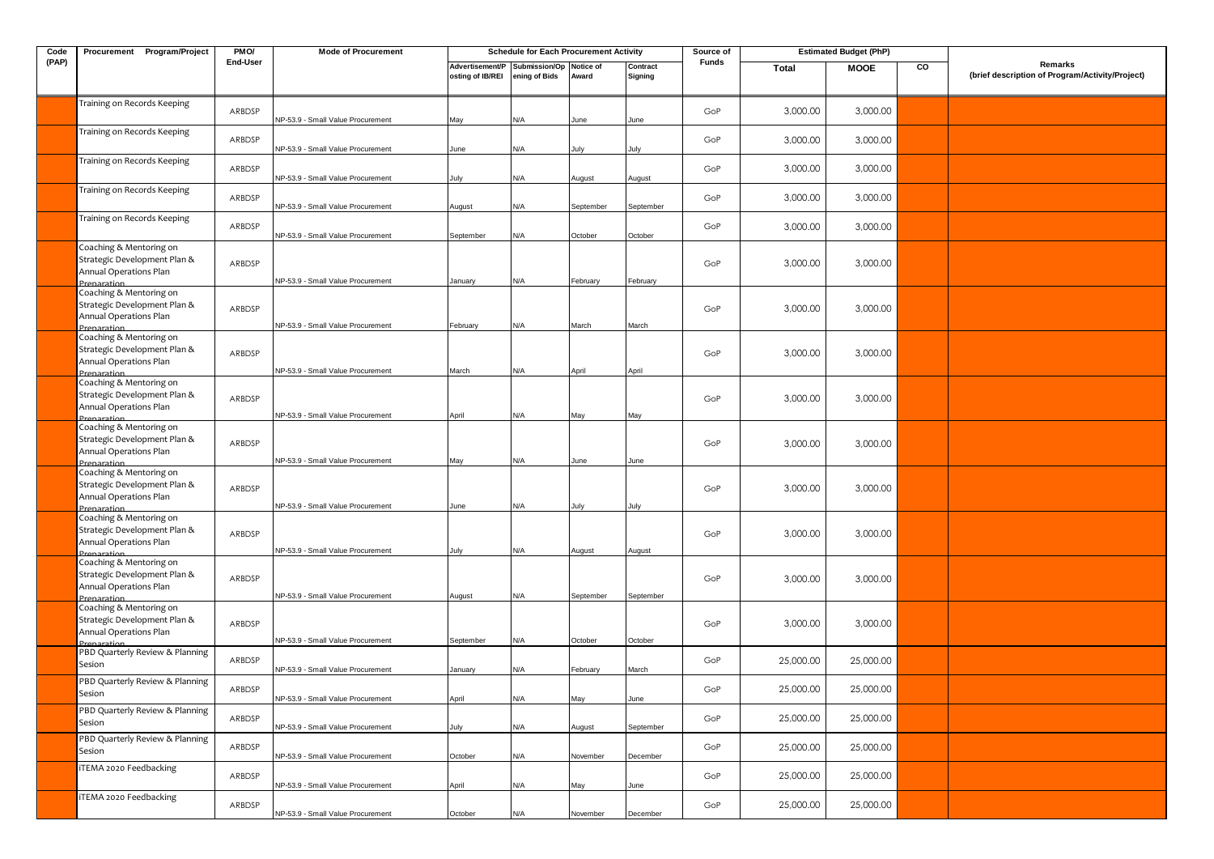| Code (PAP) | Procurement Program/Project | PMO/ End-User | Mode of Procurement | Schedule for Each Procurement Activity | | | | Source of Funds | Estimated Budget (PhP) | | | Remarks (brief description of Program/Activity/Project) |
|---|---|---|---|---|---|---|---|---|---|---|---|---|
| | | | | Advertisement/Posting of IB/REI | Submission/Opening of Bids | Notice of Award | Contract Signing | | Total | MOOE | CO | |
| | Training on Records Keeping | ARBDSP | NP-53.9 - Small Value Procurement | May | N/A | June | June | GoP | 3,000.00 | 3,000.00 | | |
| | Training on Records Keeping | ARBDSP | NP-53.9 - Small Value Procurement | June | N/A | July | July | GoP | 3,000.00 | 3,000.00 | | |
| | Training on Records Keeping | ARBDSP | NP-53.9 - Small Value Procurement | July | N/A | August | August | GoP | 3,000.00 | 3,000.00 | | |
| | Training on Records Keeping | ARBDSP | NP-53.9 - Small Value Procurement | August | N/A | September | September | GoP | 3,000.00 | 3,000.00 | | |
| | Training on Records Keeping | ARBDSP | NP-53.9 - Small Value Procurement | September | N/A | October | October | GoP | 3,000.00 | 3,000.00 | | |
| | Coaching & Mentoring on Strategic Development Plan & Annual Operations Plan Preparation | ARBDSP | NP-53.9 - Small Value Procurement | January | N/A | February | February | GoP | 3,000.00 | 3,000.00 | | |
| | Coaching & Mentoring on Strategic Development Plan & Annual Operations Plan Preparation | ARBDSP | NP-53.9 - Small Value Procurement | February | N/A | March | March | GoP | 3,000.00 | 3,000.00 | | |
| | Coaching & Mentoring on Strategic Development Plan & Annual Operations Plan Preparation | ARBDSP | NP-53.9 - Small Value Procurement | March | N/A | April | April | GoP | 3,000.00 | 3,000.00 | | |
| | Coaching & Mentoring on Strategic Development Plan & Annual Operations Plan Preparation | ARBDSP | NP-53.9 - Small Value Procurement | April | N/A | May | May | GoP | 3,000.00 | 3,000.00 | | |
| | Coaching & Mentoring on Strategic Development Plan & Annual Operations Plan Preparation | ARBDSP | NP-53.9 - Small Value Procurement | May | N/A | June | June | GoP | 3,000.00 | 3,000.00 | | |
| | Coaching & Mentoring on Strategic Development Plan & Annual Operations Plan Preparation | ARBDSP | NP-53.9 - Small Value Procurement | June | N/A | July | July | GoP | 3,000.00 | 3,000.00 | | |
| | Coaching & Mentoring on Strategic Development Plan & Annual Operations Plan Preparation | ARBDSP | NP-53.9 - Small Value Procurement | July | N/A | August | August | GoP | 3,000.00 | 3,000.00 | | |
| | Coaching & Mentoring on Strategic Development Plan & Annual Operations Plan Preparation | ARBDSP | NP-53.9 - Small Value Procurement | August | N/A | September | September | GoP | 3,000.00 | 3,000.00 | | |
| | Coaching & Mentoring on Strategic Development Plan & Annual Operations Plan Preparation | ARBDSP | NP-53.9 - Small Value Procurement | September | N/A | October | October | GoP | 3,000.00 | 3,000.00 | | |
| | PBD Quarterly Review & Planning Sesion | ARBDSP | NP-53.9 - Small Value Procurement | January | N/A | February | March | GoP | 25,000.00 | 25,000.00 | | |
| | PBD Quarterly Review & Planning Sesion | ARBDSP | NP-53.9 - Small Value Procurement | April | N/A | May | June | GoP | 25,000.00 | 25,000.00 | | |
| | PBD Quarterly Review & Planning Sesion | ARBDSP | NP-53.9 - Small Value Procurement | July | N/A | August | September | GoP | 25,000.00 | 25,000.00 | | |
| | PBD Quarterly Review & Planning Sesion | ARBDSP | NP-53.9 - Small Value Procurement | October | N/A | November | December | GoP | 25,000.00 | 25,000.00 | | |
| | iTEMA 2020 Feedbacking | ARBDSP | NP-53.9 - Small Value Procurement | April | N/A | May | June | GoP | 25,000.00 | 25,000.00 | | |
| | iTEMA 2020 Feedbacking | ARBDSP | NP-53.9 - Small Value Procurement | October | N/A | November | December | GoP | 25,000.00 | 25,000.00 | | |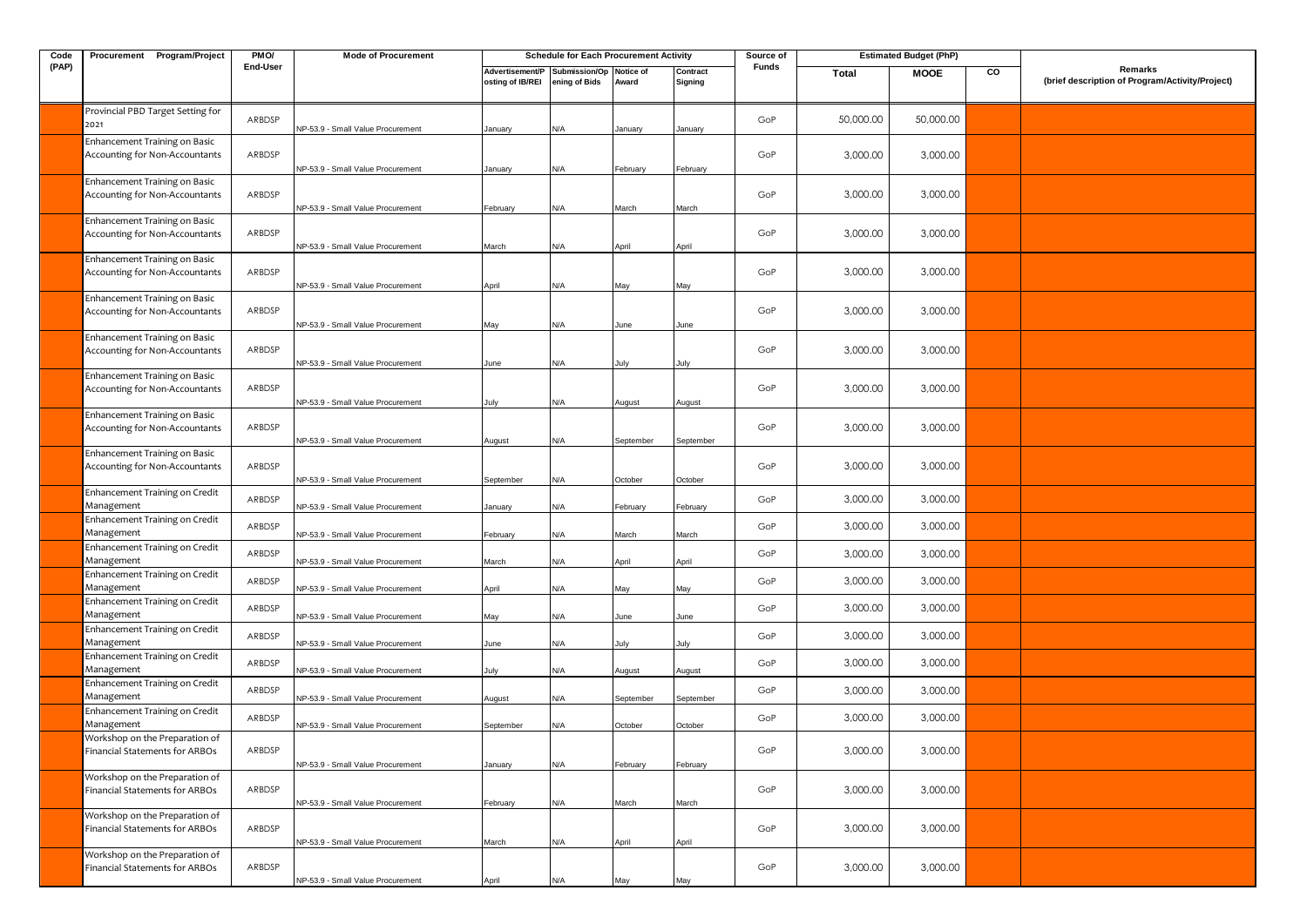| Code (PAP) | Procurement Program/Project | PMO/ End-User | Mode of Procurement | Schedule for Each Procurement Activity | | | | Source of Funds | Estimated Budget (PhP) | | | Remarks (brief description of Program/Activity/Project) |
|---|---|---|---|---|---|---|---|---|---|---|---|---|
| | | | | Advertisement/Posting of IB/REI | Submission/Opening of Bids | Notice of Award | Contract Signing | | Total | MOOE | CO | |
| | Provincial PBD Target Setting for 2021 | ARBDSP | NP-53.9 - Small Value Procurement | January | N/A | January | January | GoP | 50,000.00 | 50,000.00 | | |
| | Enhancement Training on Basic Accounting for Non-Accountants | ARBDSP | NP-53.9 - Small Value Procurement | January | N/A | February | February | GoP | 3,000.00 | 3,000.00 | | |
| | Enhancement Training on Basic Accounting for Non-Accountants | ARBDSP | NP-53.9 - Small Value Procurement | February | N/A | March | March | GoP | 3,000.00 | 3,000.00 | | |
| | Enhancement Training on Basic Accounting for Non-Accountants | ARBDSP | NP-53.9 - Small Value Procurement | March | N/A | April | April | GoP | 3,000.00 | 3,000.00 | | |
| | Enhancement Training on Basic Accounting for Non-Accountants | ARBDSP | NP-53.9 - Small Value Procurement | April | N/A | May | May | GoP | 3,000.00 | 3,000.00 | | |
| | Enhancement Training on Basic Accounting for Non-Accountants | ARBDSP | NP-53.9 - Small Value Procurement | May | N/A | June | June | GoP | 3,000.00 | 3,000.00 | | |
| | Enhancement Training on Basic Accounting for Non-Accountants | ARBDSP | NP-53.9 - Small Value Procurement | June | N/A | July | July | GoP | 3,000.00 | 3,000.00 | | |
| | Enhancement Training on Basic Accounting for Non-Accountants | ARBDSP | NP-53.9 - Small Value Procurement | July | N/A | August | August | GoP | 3,000.00 | 3,000.00 | | |
| | Enhancement Training on Basic Accounting for Non-Accountants | ARBDSP | NP-53.9 - Small Value Procurement | August | N/A | September | September | GoP | 3,000.00 | 3,000.00 | | |
| | Enhancement Training on Basic Accounting for Non-Accountants | ARBDSP | NP-53.9 - Small Value Procurement | September | N/A | October | October | GoP | 3,000.00 | 3,000.00 | | |
| | Enhancement Training on Credit Management | ARBDSP | NP-53.9 - Small Value Procurement | January | N/A | February | February | GoP | 3,000.00 | 3,000.00 | | |
| | Enhancement Training on Credit Management | ARBDSP | NP-53.9 - Small Value Procurement | February | N/A | March | March | GoP | 3,000.00 | 3,000.00 | | |
| | Enhancement Training on Credit Management | ARBDSP | NP-53.9 - Small Value Procurement | March | N/A | April | April | GoP | 3,000.00 | 3,000.00 | | |
| | Enhancement Training on Credit Management | ARBDSP | NP-53.9 - Small Value Procurement | April | N/A | May | May | GoP | 3,000.00 | 3,000.00 | | |
| | Enhancement Training on Credit Management | ARBDSP | NP-53.9 - Small Value Procurement | May | N/A | June | June | GoP | 3,000.00 | 3,000.00 | | |
| | Enhancement Training on Credit Management | ARBDSP | NP-53.9 - Small Value Procurement | June | N/A | July | July | GoP | 3,000.00 | 3,000.00 | | |
| | Enhancement Training on Credit Management | ARBDSP | NP-53.9 - Small Value Procurement | July | N/A | August | August | GoP | 3,000.00 | 3,000.00 | | |
| | Enhancement Training on Credit Management | ARBDSP | NP-53.9 - Small Value Procurement | August | N/A | September | September | GoP | 3,000.00 | 3,000.00 | | |
| | Enhancement Training on Credit Management | ARBDSP | NP-53.9 - Small Value Procurement | September | N/A | October | October | GoP | 3,000.00 | 3,000.00 | | |
| | Workshop on the Preparation of Financial Statements for ARBOs | ARBDSP | NP-53.9 - Small Value Procurement | January | N/A | February | February | GoP | 3,000.00 | 3,000.00 | | |
| | Workshop on the Preparation of Financial Statements for ARBOs | ARBDSP | NP-53.9 - Small Value Procurement | February | N/A | March | March | GoP | 3,000.00 | 3,000.00 | | |
| | Workshop on the Preparation of Financial Statements for ARBOs | ARBDSP | NP-53.9 - Small Value Procurement | March | N/A | April | April | GoP | 3,000.00 | 3,000.00 | | |
| | Workshop on the Preparation of Financial Statements for ARBOs | ARBDSP | NP-53.9 - Small Value Procurement | April | N/A | May | May | GoP | 3,000.00 | 3,000.00 | | |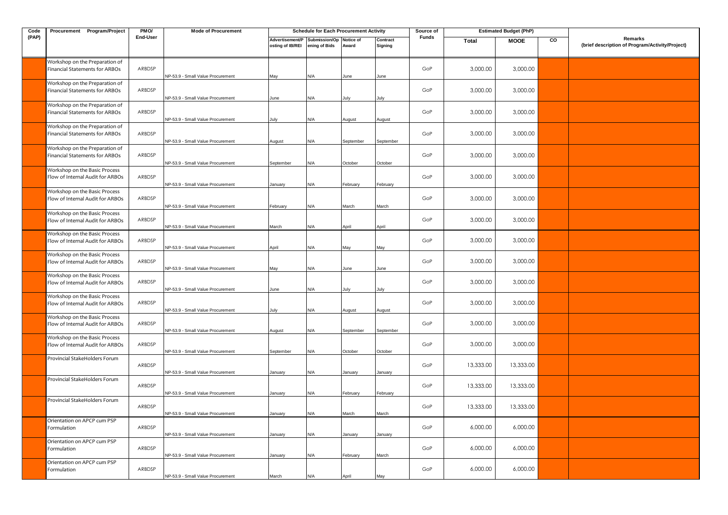| Code (PAP) | Procurement Program/Project | PMO/ End-User | Mode of Procurement | Schedule for Each Procurement Activity | | | | Source of Funds | Estimated Budget (PhP) | | | Remarks (brief description of Program/Activity/Project) |
|---|---|---|---|---|---|---|---|---|---|---|---|---|
| | | | | Advertisement/Posting of IB/REI | Submission/Opening of Bids | Notice of Award | Contract Signing | | Total | MOOE | CO | |
| | Workshop on the Preparation of Financial Statements for ARBOs | ARBDSP | NP-53.9 - Small Value Procurement | May | N/A | June | June | GoP | 3,000.00 | 3,000.00 | | |
| | Workshop on the Preparation of Financial Statements for ARBOs | ARBDSP | NP-53.9 - Small Value Procurement | June | N/A | July | July | GoP | 3,000.00 | 3,000.00 | | |
| | Workshop on the Preparation of Financial Statements for ARBOs | ARBDSP | NP-53.9 - Small Value Procurement | July | N/A | August | August | GoP | 3,000.00 | 3,000.00 | | |
| | Workshop on the Preparation of Financial Statements for ARBOs | ARBDSP | NP-53.9 - Small Value Procurement | August | N/A | September | September | GoP | 3,000.00 | 3,000.00 | | |
| | Workshop on the Preparation of Financial Statements for ARBOs | ARBDSP | NP-53.9 - Small Value Procurement | September | N/A | October | October | GoP | 3,000.00 | 3,000.00 | | |
| | Workshop on the Basic Process Flow of Internal Audit for ARBOs | ARBDSP | NP-53.9 - Small Value Procurement | January | N/A | February | February | GoP | 3,000.00 | 3,000.00 | | |
| | Workshop on the Basic Process Flow of Internal Audit for ARBOs | ARBDSP | NP-53.9 - Small Value Procurement | February | N/A | March | March | GoP | 3,000.00 | 3,000.00 | | |
| | Workshop on the Basic Process Flow of Internal Audit for ARBOs | ARBDSP | NP-53.9 - Small Value Procurement | March | N/A | April | April | GoP | 3,000.00 | 3,000.00 | | |
| | Workshop on the Basic Process Flow of Internal Audit for ARBOs | ARBDSP | NP-53.9 - Small Value Procurement | April | N/A | May | May | GoP | 3,000.00 | 3,000.00 | | |
| | Workshop on the Basic Process Flow of Internal Audit for ARBOs | ARBDSP | NP-53.9 - Small Value Procurement | May | N/A | June | June | GoP | 3,000.00 | 3,000.00 | | |
| | Workshop on the Basic Process Flow of Internal Audit for ARBOs | ARBDSP | NP-53.9 - Small Value Procurement | June | N/A | July | July | GoP | 3,000.00 | 3,000.00 | | |
| | Workshop on the Basic Process Flow of Internal Audit for ARBOs | ARBDSP | NP-53.9 - Small Value Procurement | July | N/A | August | August | GoP | 3,000.00 | 3,000.00 | | |
| | Workshop on the Basic Process Flow of Internal Audit for ARBOs | ARBDSP | NP-53.9 - Small Value Procurement | August | N/A | September | September | GoP | 3,000.00 | 3,000.00 | | |
| | Workshop on the Basic Process Flow of Internal Audit for ARBOs | ARBDSP | NP-53.9 - Small Value Procurement | September | N/A | October | October | GoP | 3,000.00 | 3,000.00 | | |
| | Provincial StakeHolders Forum | ARBDSP | NP-53.9 - Small Value Procurement | January | N/A | January | January | GoP | 13,333.00 | 13,333.00 | | |
| | Provincial StakeHolders Forum | ARBDSP | NP-53.9 - Small Value Procurement | January | N/A | February | February | GoP | 13,333.00 | 13,333.00 | | |
| | Provincial StakeHolders Forum | ARBDSP | NP-53.9 - Small Value Procurement | January | N/A | March | March | GoP | 13,333.00 | 13,333.00 | | |
| | Orientation on APCP cum PSP Formulation | ARBDSP | NP-53.9 - Small Value Procurement | January | N/A | January | January | GoP | 6,000.00 | 6,000.00 | | |
| | Orientation on APCP cum PSP Formulation | ARBDSP | NP-53.9 - Small Value Procurement | January | N/A | February | March | GoP | 6,000.00 | 6,000.00 | | |
| | Orientation on APCP cum PSP Formulation | ARBDSP | NP-53.9 - Small Value Procurement | March | N/A | April | May | GoP | 6,000.00 | 6,000.00 | | |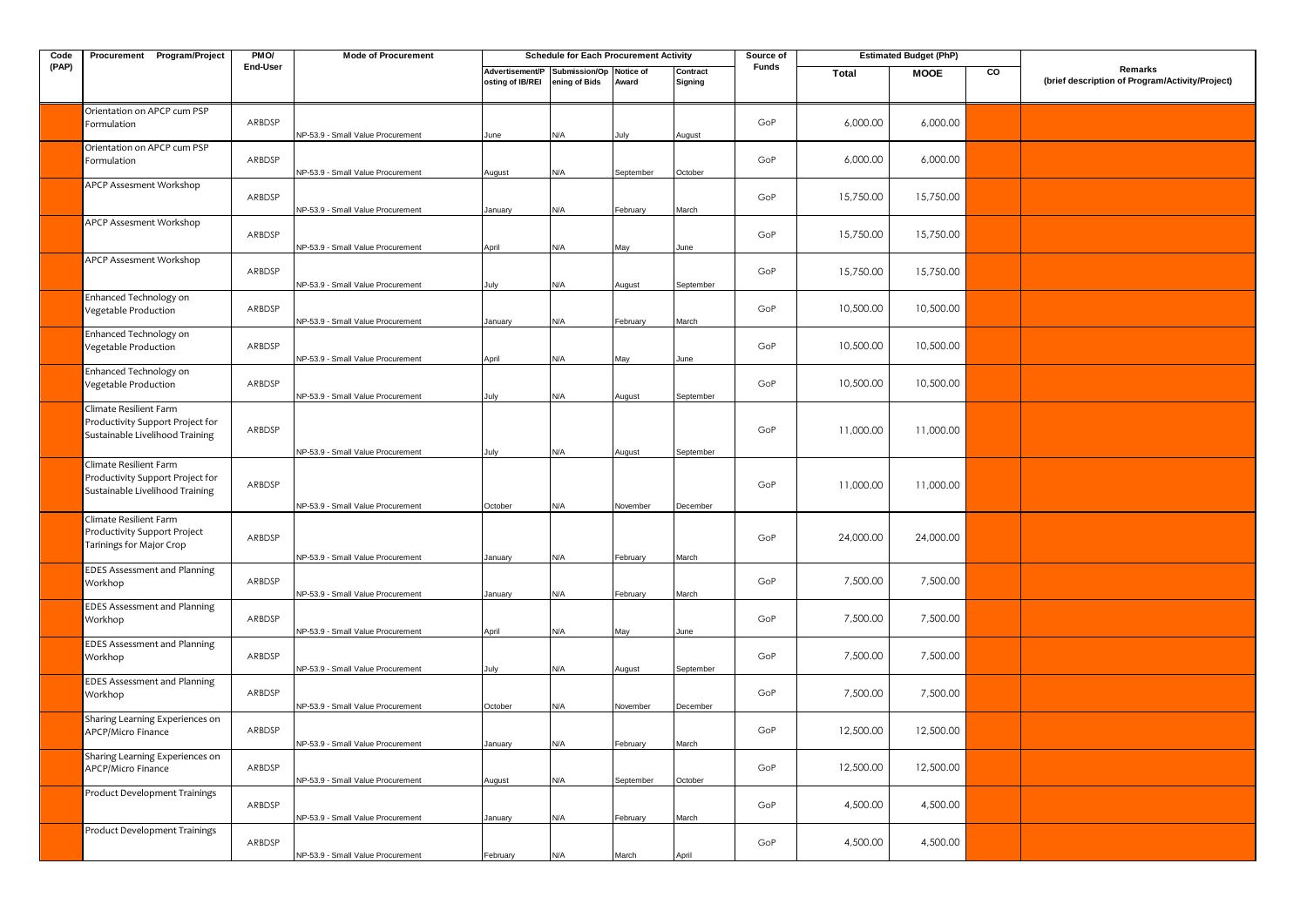| Code (PAP) | Procurement Program/Project | PMO/ End-User | Mode of Procurement | Schedule for Each Procurement Activity | | | | Source of Funds | Estimated Budget (PhP) | | | Remarks (brief description of Program/Activity/Project) |
|---|---|---|---|---|---|---|---|---|---|---|---|---|
| | | | | Advertisement/Posting of IB/REI | Submission/Opening of Bids | Notice of Award | Contract Signing | | Total | MOOE | CO | |
| | Orientation on APCP cum PSP Formulation | ARBDSP | NP-53.9 - Small Value Procurement | June | N/A | July | August | GoP | 6,000.00 | 6,000.00 | | |
| | Orientation on APCP cum PSP Formulation | ARBDSP | NP-53.9 - Small Value Procurement | August | N/A | September | October | GoP | 6,000.00 | 6,000.00 | | |
| | APCP Assesment Workshop | ARBDSP | NP-53.9 - Small Value Procurement | January | N/A | February | March | GoP | 15,750.00 | 15,750.00 | | |
| | APCP Assesment Workshop | ARBDSP | NP-53.9 - Small Value Procurement | April | N/A | May | June | GoP | 15,750.00 | 15,750.00 | | |
| | APCP Assesment Workshop | ARBDSP | NP-53.9 - Small Value Procurement | July | N/A | August | September | GoP | 15,750.00 | 15,750.00 | | |
| | Enhanced Technology on Vegetable Production | ARBDSP | NP-53.9 - Small Value Procurement | January | N/A | February | March | GoP | 10,500.00 | 10,500.00 | | |
| | Enhanced Technology on Vegetable Production | ARBDSP | NP-53.9 - Small Value Procurement | April | N/A | May | June | GoP | 10,500.00 | 10,500.00 | | |
| | Enhanced Technology on Vegetable Production | ARBDSP | NP-53.9 - Small Value Procurement | July | N/A | August | September | GoP | 10,500.00 | 10,500.00 | | |
| | Climate Resilient Farm Productivity Support Project for Sustainable Livelihood Training | ARBDSP | NP-53.9 - Small Value Procurement | July | N/A | August | September | GoP | 11,000.00 | 11,000.00 | | |
| | Climate Resilient Farm Productivity Support Project for Sustainable Livelihood Training | ARBDSP | NP-53.9 - Small Value Procurement | October | N/A | November | December | GoP | 11,000.00 | 11,000.00 | | |
| | Climate Resilient Farm Productivity Support Project Tarinings for Major Crop | ARBDSP | NP-53.9 - Small Value Procurement | January | N/A | February | March | GoP | 24,000.00 | 24,000.00 | | |
| | EDES Assessment and Planning Workhop | ARBDSP | NP-53.9 - Small Value Procurement | January | N/A | February | March | GoP | 7,500.00 | 7,500.00 | | |
| | EDES Assessment and Planning Workhop | ARBDSP | NP-53.9 - Small Value Procurement | April | N/A | May | June | GoP | 7,500.00 | 7,500.00 | | |
| | EDES Assessment and Planning Workhop | ARBDSP | NP-53.9 - Small Value Procurement | July | N/A | August | September | GoP | 7,500.00 | 7,500.00 | | |
| | EDES Assessment and Planning Workhop | ARBDSP | NP-53.9 - Small Value Procurement | October | N/A | November | December | GoP | 7,500.00 | 7,500.00 | | |
| | Sharing Learning Experiences on APCP/Micro Finance | ARBDSP | NP-53.9 - Small Value Procurement | January | N/A | February | March | GoP | 12,500.00 | 12,500.00 | | |
| | Sharing Learning Experiences on APCP/Micro Finance | ARBDSP | NP-53.9 - Small Value Procurement | August | N/A | September | October | GoP | 12,500.00 | 12,500.00 | | |
| | Product Development Trainings | ARBDSP | NP-53.9 - Small Value Procurement | January | N/A | February | March | GoP | 4,500.00 | 4,500.00 | | |
| | Product Development Trainings | ARBDSP | NP-53.9 - Small Value Procurement | February | N/A | March | April | GoP | 4,500.00 | 4,500.00 | | |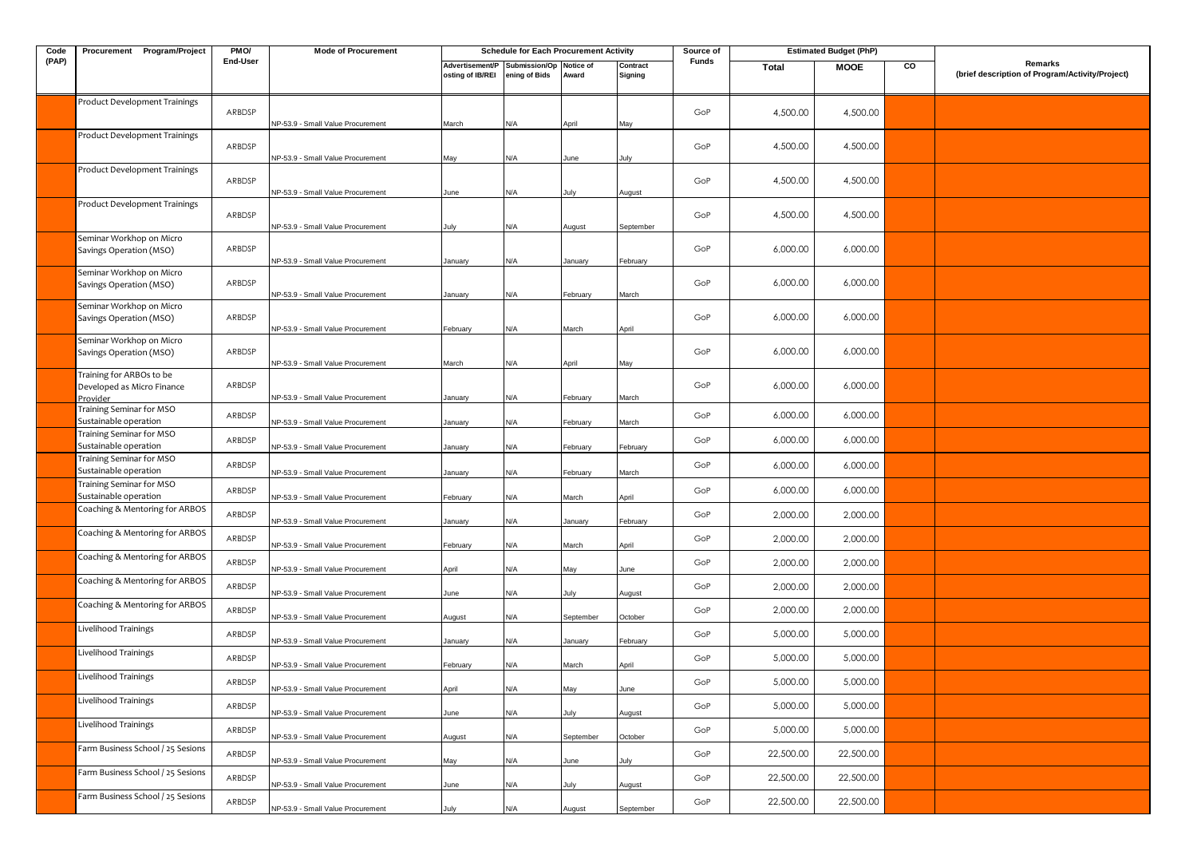| Code (PAP) | Procurement Program/Project | PMO/ End-User | Mode of Procurement | Schedule for Each Procurement Activity | | | | Source of Funds | Estimated Budget (PhP) | | | Remarks (brief description of Program/Activity/Project) |
|---|---|---|---|---|---|---|---|---|---|---|---|---|
| | | | | Advertisement/Posting of IB/REI | Submission/Opening of Bids | Notice of Award | Contract Signing | | Total | MOOE | CO | |
| | Product Development Trainings | ARBDSP | NP-53.9 - Small Value Procurement | March | N/A | April | May | GoP | 4,500.00 | 4,500.00 | | |
| | Product Development Trainings | ARBDSP | NP-53.9 - Small Value Procurement | May | N/A | June | July | GoP | 4,500.00 | 4,500.00 | | |
| | Product Development Trainings | ARBDSP | NP-53.9 - Small Value Procurement | June | N/A | July | August | GoP | 4,500.00 | 4,500.00 | | |
| | Product Development Trainings | ARBDSP | NP-53.9 - Small Value Procurement | July | N/A | August | September | GoP | 4,500.00 | 4,500.00 | | |
| | Seminar Workhop on Micro Savings Operation (MSO) | ARBDSP | NP-53.9 - Small Value Procurement | January | N/A | January | February | GoP | 6,000.00 | 6,000.00 | | |
| | Seminar Workhop on Micro Savings Operation (MSO) | ARBDSP | NP-53.9 - Small Value Procurement | January | N/A | February | March | GoP | 6,000.00 | 6,000.00 | | |
| | Seminar Workhop on Micro Savings Operation (MSO) | ARBDSP | NP-53.9 - Small Value Procurement | February | N/A | March | April | GoP | 6,000.00 | 6,000.00 | | |
| | Seminar Workhop on Micro Savings Operation (MSO) | ARBDSP | NP-53.9 - Small Value Procurement | March | N/A | April | May | GoP | 6,000.00 | 6,000.00 | | |
| | Training for ARBOs to be Developed as Micro Finance Provider | ARBDSP | NP-53.9 - Small Value Procurement | January | N/A | February | March | GoP | 6,000.00 | 6,000.00 | | |
| | Training Seminar for MSO Sustainable operation | ARBDSP | NP-53.9 - Small Value Procurement | January | N/A | February | March | GoP | 6,000.00 | 6,000.00 | | |
| | Training Seminar for MSO Sustainable operation | ARBDSP | NP-53.9 - Small Value Procurement | January | N/A | February | February | GoP | 6,000.00 | 6,000.00 | | |
| | Training Seminar for MSO Sustainable operation | ARBDSP | NP-53.9 - Small Value Procurement | January | N/A | February | March | GoP | 6,000.00 | 6,000.00 | | |
| | Training Seminar for MSO Sustainable operation | ARBDSP | NP-53.9 - Small Value Procurement | February | N/A | March | April | GoP | 6,000.00 | 6,000.00 | | |
| | Coaching & Mentoring for ARBOS | ARBDSP | NP-53.9 - Small Value Procurement | January | N/A | January | February | GoP | 2,000.00 | 2,000.00 | | |
| | Coaching & Mentoring for ARBOS | ARBDSP | NP-53.9 - Small Value Procurement | February | N/A | March | April | GoP | 2,000.00 | 2,000.00 | | |
| | Coaching & Mentoring for ARBOS | ARBDSP | NP-53.9 - Small Value Procurement | April | N/A | May | June | GoP | 2,000.00 | 2,000.00 | | |
| | Coaching & Mentoring for ARBOS | ARBDSP | NP-53.9 - Small Value Procurement | June | N/A | July | August | GoP | 2,000.00 | 2,000.00 | | |
| | Coaching & Mentoring for ARBOS | ARBDSP | NP-53.9 - Small Value Procurement | August | N/A | September | October | GoP | 2,000.00 | 2,000.00 | | |
| | Livelihood Trainings | ARBDSP | NP-53.9 - Small Value Procurement | January | N/A | January | February | GoP | 5,000.00 | 5,000.00 | | |
| | Livelihood Trainings | ARBDSP | NP-53.9 - Small Value Procurement | February | N/A | March | April | GoP | 5,000.00 | 5,000.00 | | |
| | Livelihood Trainings | ARBDSP | NP-53.9 - Small Value Procurement | April | N/A | May | June | GoP | 5,000.00 | 5,000.00 | | |
| | Livelihood Trainings | ARBDSP | NP-53.9 - Small Value Procurement | June | N/A | July | August | GoP | 5,000.00 | 5,000.00 | | |
| | Livelihood Trainings | ARBDSP | NP-53.9 - Small Value Procurement | August | N/A | September | October | GoP | 5,000.00 | 5,000.00 | | |
| | Farm Business School / 25 Sesions | ARBDSP | NP-53.9 - Small Value Procurement | May | N/A | June | July | GoP | 22,500.00 | 22,500.00 | | |
| | Farm Business School / 25 Sesions | ARBDSP | NP-53.9 - Small Value Procurement | June | N/A | July | August | GoP | 22,500.00 | 22,500.00 | | |
| | Farm Business School / 25 Sesions | ARBDSP | NP-53.9 - Small Value Procurement | July | N/A | August | September | GoP | 22,500.00 | 22,500.00 | | |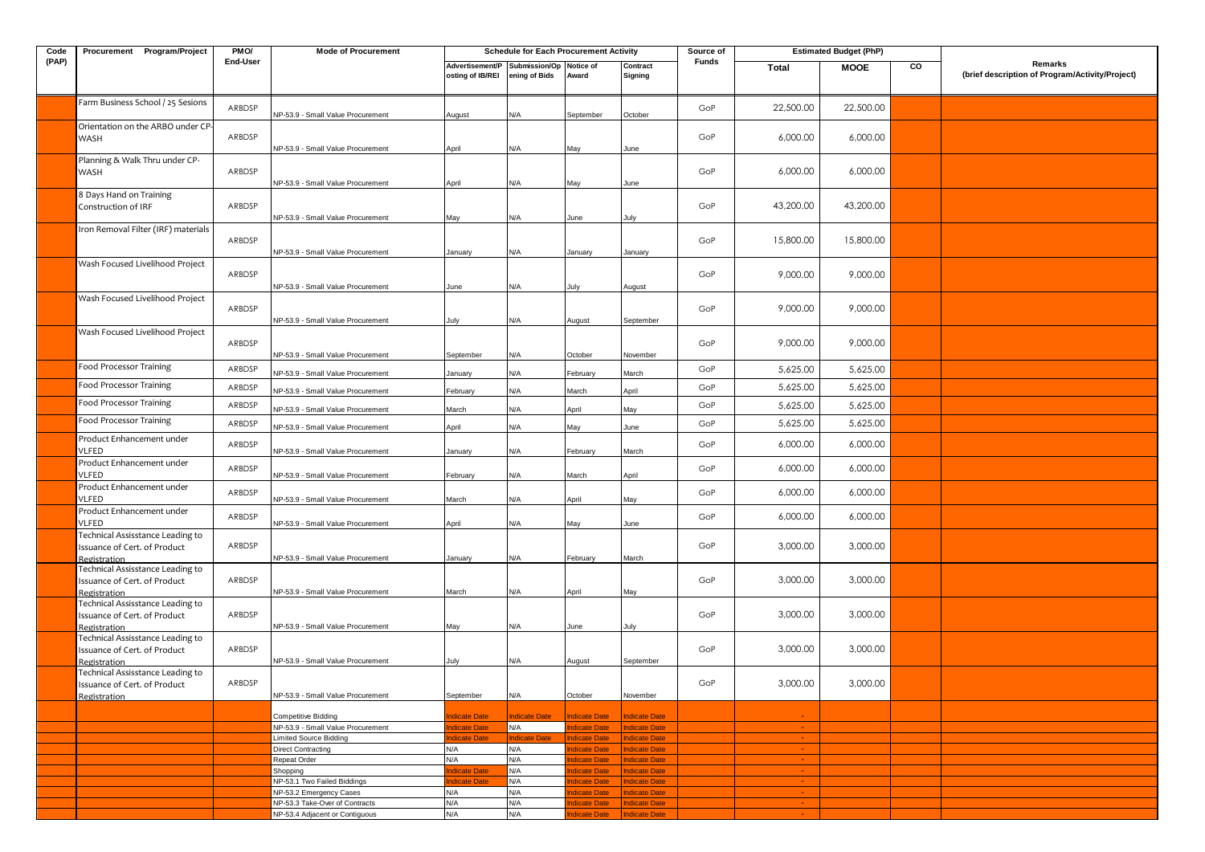| Code (PAP) | Procurement Program/Project | PMO/ End-User | Mode of Procurement | Schedule for Each Procurement Activity | | | | Source of Funds | Estimated Budget (PhP) | | | Remarks (brief description of Program/Activity/Project) |
|---|---|---|---|---|---|---|---|---|---|---|---|---|
| | | | | Advertisement/Posting of IB/REI | Submission/Opening of Bids | Notice of Award | Contract Signing | | Total | MOOE | CO | |
| | Farm Business School / 25 Sesions | ARBDSP | NP-53.9 - Small Value Procurement | August | N/A | September | October | GoP | 22,500.00 | 22,500.00 | | |
| | Orientation on the ARBO under CP-WASH | ARBDSP | NP-53.9 - Small Value Procurement | April | N/A | May | June | GoP | 6,000.00 | 6,000.00 | | |
| | Planning & Walk Thru under CP-WASH | ARBDSP | NP-53.9 - Small Value Procurement | April | N/A | May | June | GoP | 6,000.00 | 6,000.00 | | |
| | 8 Days Hand on Training Construction of IRF | ARBDSP | NP-53.9 - Small Value Procurement | May | N/A | June | July | GoP | 43,200.00 | 43,200.00 | | |
| | Iron Removal Filter (IRF) materials | ARBDSP | NP-53.9 - Small Value Procurement | January | N/A | January | January | GoP | 15,800.00 | 15,800.00 | | |
| | Wash Focused Livelihood Project | ARBDSP | NP-53.9 - Small Value Procurement | June | N/A | July | August | GoP | 9,000.00 | 9,000.00 | | |
| | Wash Focused Livelihood Project | ARBDSP | NP-53.9 - Small Value Procurement | July | N/A | August | September | GoP | 9,000.00 | 9,000.00 | | |
| | Wash Focused Livelihood Project | ARBDSP | NP-53.9 - Small Value Procurement | September | N/A | October | November | GoP | 9,000.00 | 9,000.00 | | |
| | Food Processor Training | ARBDSP | NP-53.9 - Small Value Procurement | January | N/A | February | March | GoP | 5,625.00 | 5,625.00 | | |
| | Food Processor Training | ARBDSP | NP-53.9 - Small Value Procurement | February | N/A | March | April | GoP | 5,625.00 | 5,625.00 | | |
| | Food Processor Training | ARBDSP | NP-53.9 - Small Value Procurement | March | N/A | April | May | GoP | 5,625.00 | 5,625.00 | | |
| | Food Processor Training | ARBDSP | NP-53.9 - Small Value Procurement | April | N/A | May | June | GoP | 5,625.00 | 5,625.00 | | |
| | Product Enhancement under VLFED | ARBDSP | NP-53.9 - Small Value Procurement | January | N/A | February | March | GoP | 6,000.00 | 6,000.00 | | |
| | Product Enhancement under VLFED | ARBDSP | NP-53.9 - Small Value Procurement | February | N/A | March | April | GoP | 6,000.00 | 6,000.00 | | |
| | Product Enhancement under VLFED | ARBDSP | NP-53.9 - Small Value Procurement | March | N/A | April | May | GoP | 6,000.00 | 6,000.00 | | |
| | Product Enhancement under VLFED | ARBDSP | NP-53.9 - Small Value Procurement | April | N/A | May | June | GoP | 6,000.00 | 6,000.00 | | |
| | Technical Assisstance Leading to Issuance of Cert. of Product Registration | ARBDSP | NP-53.9 - Small Value Procurement | January | N/A | February | March | GoP | 3,000.00 | 3,000.00 | | |
| | Technical Assisstance Leading to Issuance of Cert. of Product Registration | ARBDSP | NP-53.9 - Small Value Procurement | March | N/A | April | May | GoP | 3,000.00 | 3,000.00 | | |
| | Technical Assisstance Leading to Issuance of Cert. of Product Registration | ARBDSP | NP-53.9 - Small Value Procurement | May | N/A | June | July | GoP | 3,000.00 | 3,000.00 | | |
| | Technical Assisstance Leading to Issuance of Cert. of Product Registration | ARBDSP | NP-53.9 - Small Value Procurement | July | N/A | August | September | GoP | 3,000.00 | 3,000.00 | | |
| | Technical Assisstance Leading to Issuance of Cert. of Product Registration | ARBDSP | NP-53.9 - Small Value Procurement | September | N/A | October | November | GoP | 3,000.00 | 3,000.00 | | |
| | | | Competitive Bidding | Indicate Date | Indicate Date | Indicate Date | Indicate Date | | - | | | |
| | | | NP-53.9 - Small Value Procurement | Indicate Date | N/A | Indicate Date | Indicate Date | | - | | | |
| | | | Limited Source Bidding | Indicate Date | Indicate Date | Indicate Date | Indicate Date | | - | | | |
| | | | Direct Contracting | N/A | N/A | Indicate Date | Indicate Date | | - | | | |
| | | | Repeat Order | N/A | N/A | Indicate Date | Indicate Date | | - | | | |
| | | | Shopping | Indicate Date | N/A | Indicate Date | Indicate Date | | - | | | |
| | | | NP-53.1 Two Failed Biddings | Indicate Date | N/A | Indicate Date | Indicate Date | | - | | | |
| | | | NP-53.2 Emergency Cases | N/A | N/A | Indicate Date | Indicate Date | | - | | | |
| | | | NP-53.3 Take-Over of Contracts | N/A | N/A | Indicate Date | Indicate Date | | - | | | |
| | | | NP-53.4 Adjacent or Contiguous | N/A | N/A | Indicate Date | Indicate Date | | - | | | |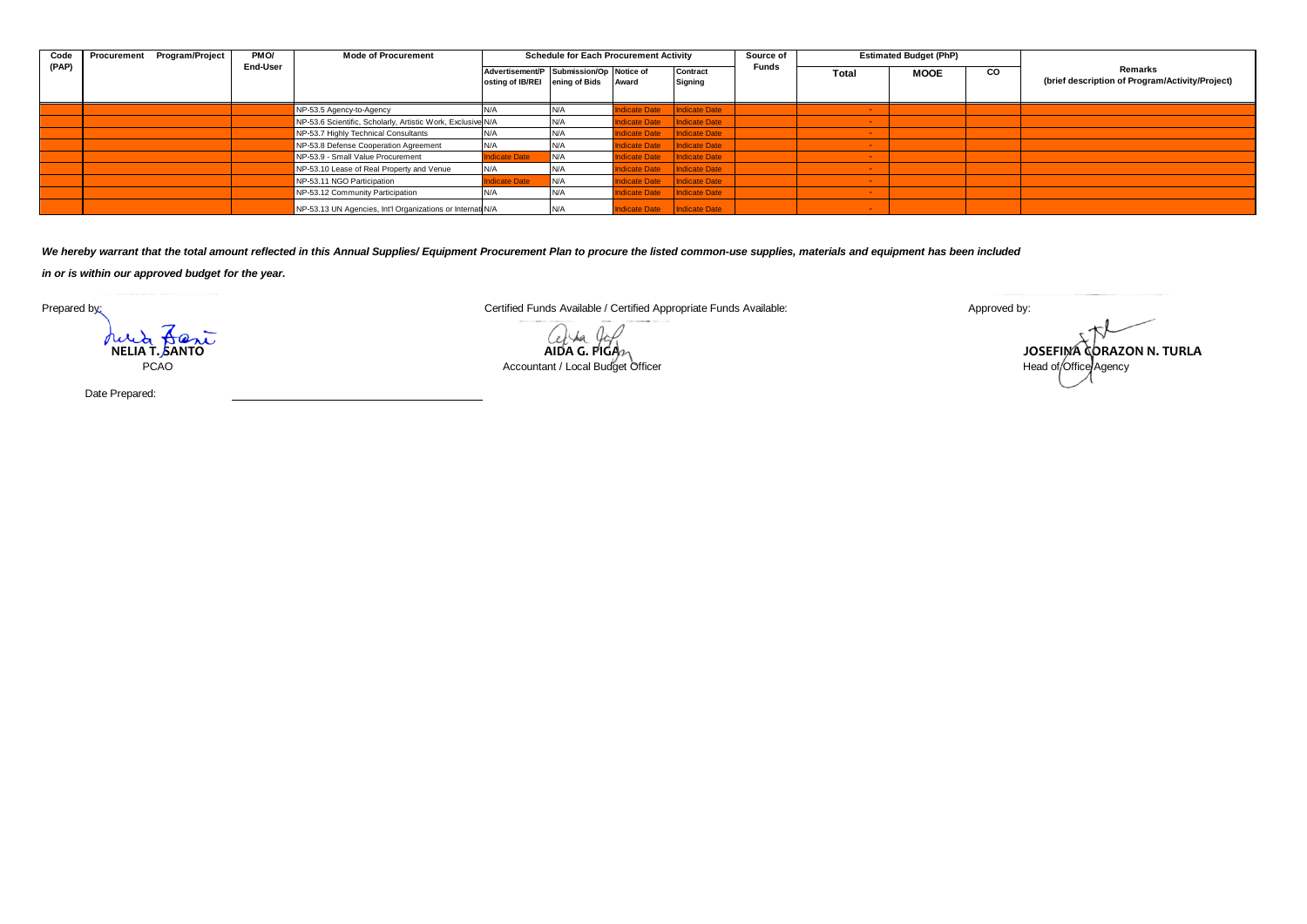| Code (PAP) | Procurement Program/Project | PMO/ End-User | Mode of Procurement | Schedule for Each Procurement Activity | | | | Source of Funds | Estimated Budget (PhP) | | | Remarks (brief description of Program/Activity/Project) |
|---|---|---|---|---|---|---|---|---|---|---|---|---|
| | | | | Advertisement/Posting of IB/REI | Submission/Opening of Bids | Notice of Award | Contract Signing | | Total | MOOE | CO | |
| | | | NP-53.5 Agency-to-Agency | N/A | N/A | Indicate Date | Indicate Date | | - | | | |
| | | | NP-53.6 Scientific, Scholarly, Artistic Work, Exclusive | N/A | N/A | Indicate Date | Indicate Date | | - | | | |
| | | | NP-53.7 Highly Technical Consultants | N/A | N/A | Indicate Date | Indicate Date | | - | | | |
| | | | NP-53.8 Defense Cooperation Agreement | N/A | N/A | Indicate Date | Indicate Date | | - | | | |
| | | | NP-53.9 - Small Value Procurement | Indicate Date | N/A | Indicate Date | Indicate Date | | - | | | |
| | | | NP-53.10 Lease of Real Property and Venue | N/A | N/A | Indicate Date | Indicate Date | | - | | | |
| | | | NP-53.11 NGO Participation | Indicate Date | N/A | Indicate Date | Indicate Date | | - | | | |
| | | | NP-53.12 Community Participation | N/A | N/A | Indicate Date | Indicate Date | | - | | | |
| | | | NP-53.13 UN Agencies, Int'l Organizations or Internati | N/A | N/A | Indicate Date | Indicate Date | | - | | | |

***We hereby warrant that the total amount reflected in this Annual Supplies/ Equipment Procurement Plan to procure the listed common-use supplies, materials and equipment has been included in or is within our approved budget for the year.***

Prepared by:

**NELIA T. SANTO**
PCAO

Certified Funds Available / Certified Appropriate Funds Available:

**AIDA G. PIGA**
Accountant / Local Budget Officer

Approved by:

**JOSEFINA CORAZON N. TURLA**
Head of Office/Agency

Date Prepared: